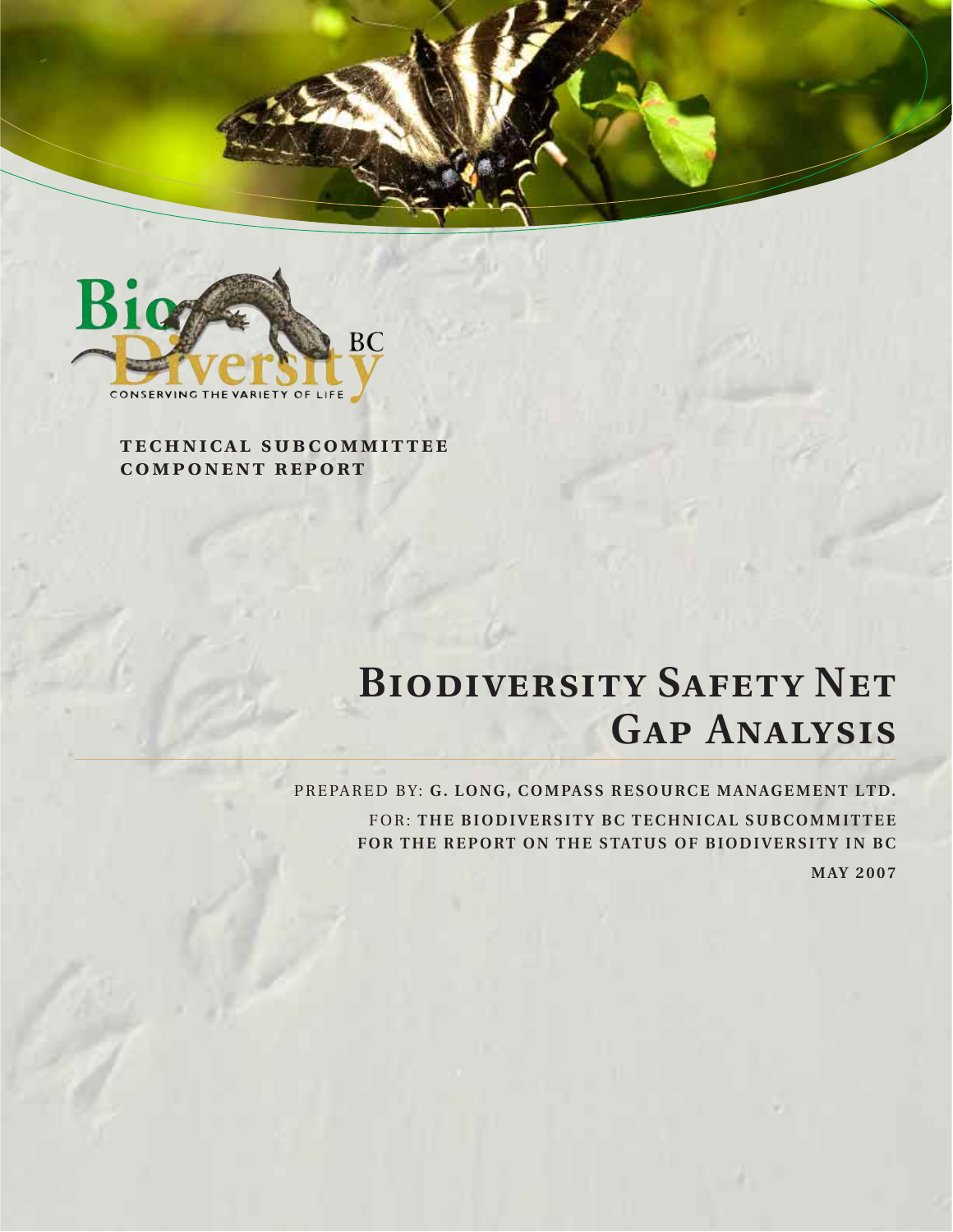**TECHNICAL SUBCOMMITTEE COMPONENT REPORT**

# Biodiversity Safety Net Gap Analysis

PREPARED BY: **G. LONG, COMPASS RESOURCE MANAGEMENT LTD.**

FOR: **THE BIODIVERSITY BC TECHNICAL SUBCOMMITTEE FOR THE REPORT ON THE STATUS OF BIODIVERSITY IN BC**

**MAY 2007**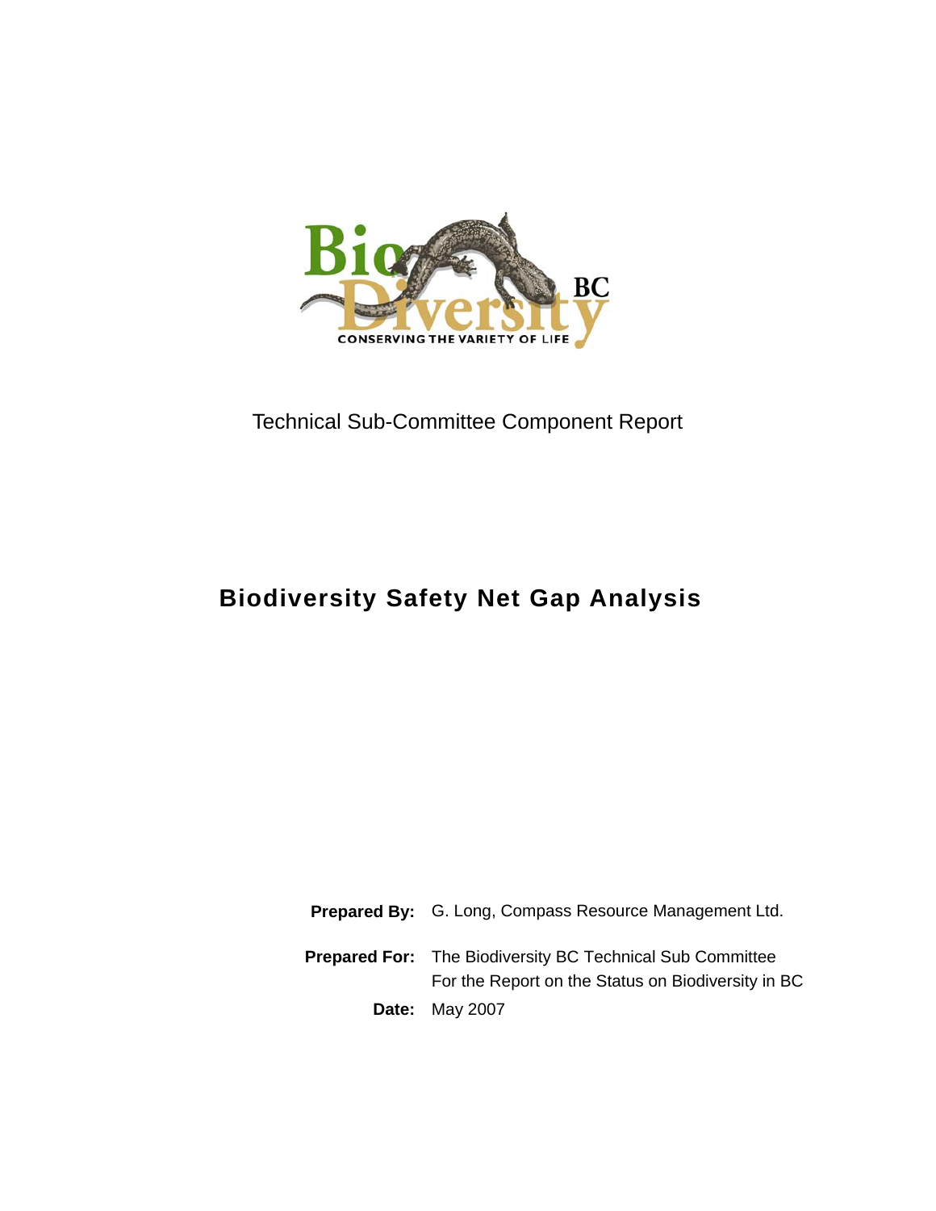Technical Sub-Committee Component Report

# Biodiversity Safety Net Gap Analysis

**Prepared By:** G. Long, Compass Resource Management Ltd.

**Prepared For:** The Biodiversity BC Technical Sub Committee For the Report on the Status on Biodiversity in BC

**Date:** May 2007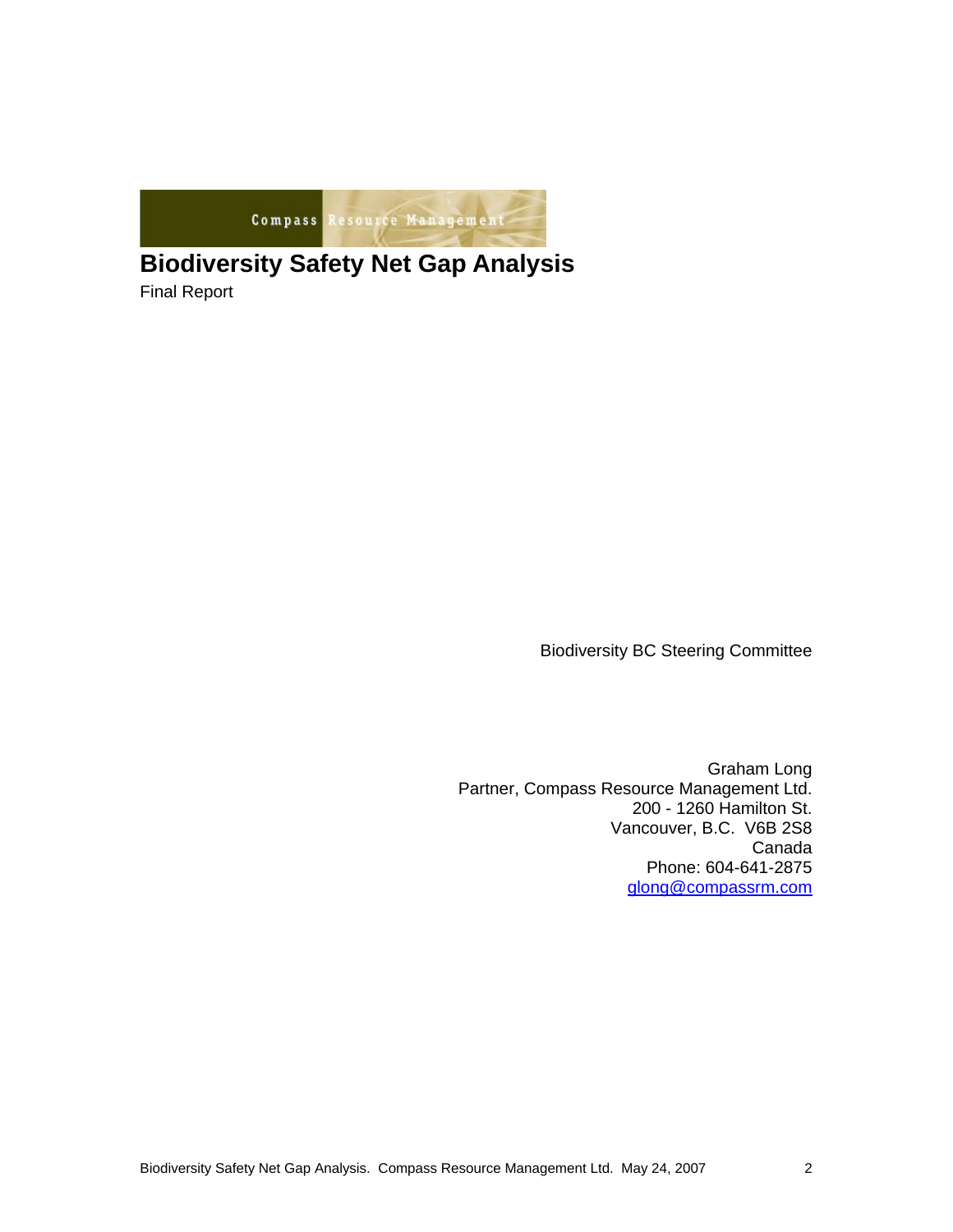Compass Resource Management

# Biodiversity Safety Net Gap Analysis

Final Report

Biodiversity BC Steering Committee

Graham Long
Partner, Compass Resource Management Ltd.
200 - 1260 Hamilton St.
Vancouver, B.C. V6B 2S8
Canada
Phone: 604-641-2875
glong@compassrm.com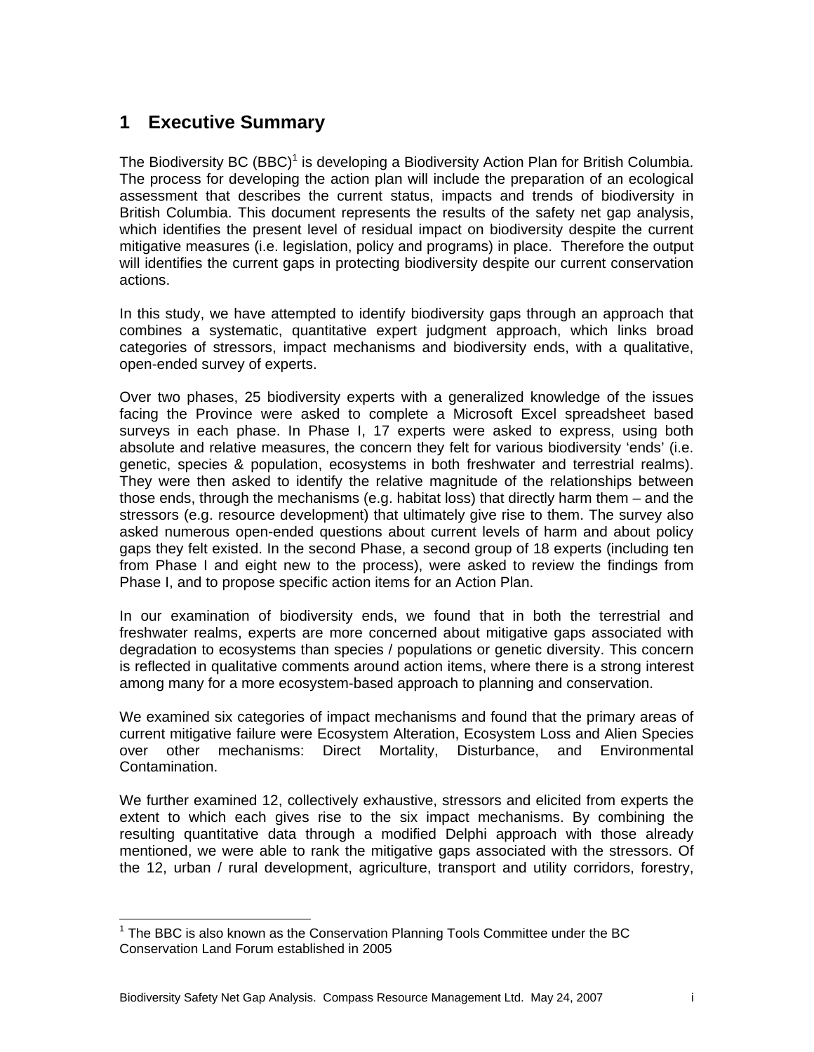# 1 Executive Summary

The Biodiversity BC (BBC)[1] is developing a Biodiversity Action Plan for British Columbia. The process for developing the action plan will include the preparation of an ecological assessment that describes the current status, impacts and trends of biodiversity in British Columbia. This document represents the results of the safety net gap analysis, which identifies the present level of residual impact on biodiversity despite the current mitigative measures (i.e. legislation, policy and programs) in place. Therefore the output will identifies the current gaps in protecting biodiversity despite our current conservation actions.

In this study, we have attempted to identify biodiversity gaps through an approach that combines a systematic, quantitative expert judgment approach, which links broad categories of stressors, impact mechanisms and biodiversity ends, with a qualitative, open-ended survey of experts.

Over two phases, 25 biodiversity experts with a generalized knowledge of the issues facing the Province were asked to complete a Microsoft Excel spreadsheet based surveys in each phase. In Phase I, 17 experts were asked to express, using both absolute and relative measures, the concern they felt for various biodiversity 'ends' (i.e. genetic, species & population, ecosystems in both freshwater and terrestrial realms). They were then asked to identify the relative magnitude of the relationships between those ends, through the mechanisms (e.g. habitat loss) that directly harm them – and the stressors (e.g. resource development) that ultimately give rise to them. The survey also asked numerous open-ended questions about current levels of harm and about policy gaps they felt existed. In the second Phase, a second group of 18 experts (including ten from Phase I and eight new to the process), were asked to review the findings from Phase I, and to propose specific action items for an Action Plan.

In our examination of biodiversity ends, we found that in both the terrestrial and freshwater realms, experts are more concerned about mitigative gaps associated with degradation to ecosystems than species / populations or genetic diversity. This concern is reflected in qualitative comments around action items, where there is a strong interest among many for a more ecosystem-based approach to planning and conservation.

We examined six categories of impact mechanisms and found that the primary areas of current mitigative failure were Ecosystem Alteration, Ecosystem Loss and Alien Species over other mechanisms: Direct Mortality, Disturbance, and Environmental Contamination.

We further examined 12, collectively exhaustive, stressors and elicited from experts the extent to which each gives rise to the six impact mechanisms. By combining the resulting quantitative data through a modified Delphi approach with those already mentioned, we were able to rank the mitigative gaps associated with the stressors. Of the 12, urban / rural development, agriculture, transport and utility corridors, forestry,

[1] The BBC is also known as the Conservation Planning Tools Committee under the BC Conservation Land Forum established in 2005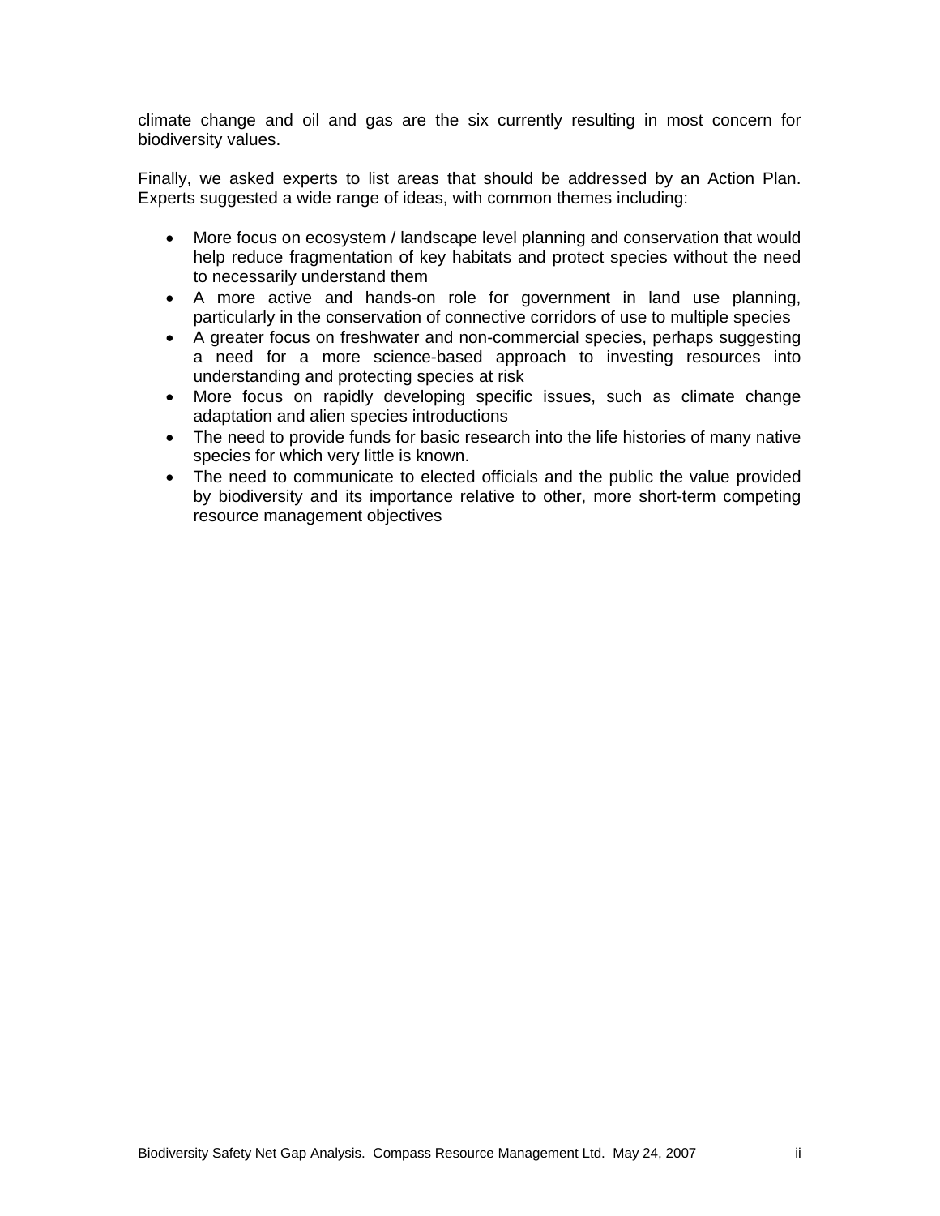climate change and oil and gas are the six currently resulting in most concern for biodiversity values.

Finally, we asked experts to list areas that should be addressed by an Action Plan. Experts suggested a wide range of ideas, with common themes including:

- More focus on ecosystem / landscape level planning and conservation that would help reduce fragmentation of key habitats and protect species without the need to necessarily understand them
- A more active and hands-on role for government in land use planning, particularly in the conservation of connective corridors of use to multiple species
- A greater focus on freshwater and non-commercial species, perhaps suggesting a need for a more science-based approach to investing resources into understanding and protecting species at risk
- More focus on rapidly developing specific issues, such as climate change adaptation and alien species introductions
- The need to provide funds for basic research into the life histories of many native species for which very little is known.
- The need to communicate to elected officials and the public the value provided by biodiversity and its importance relative to other, more short-term competing resource management objectives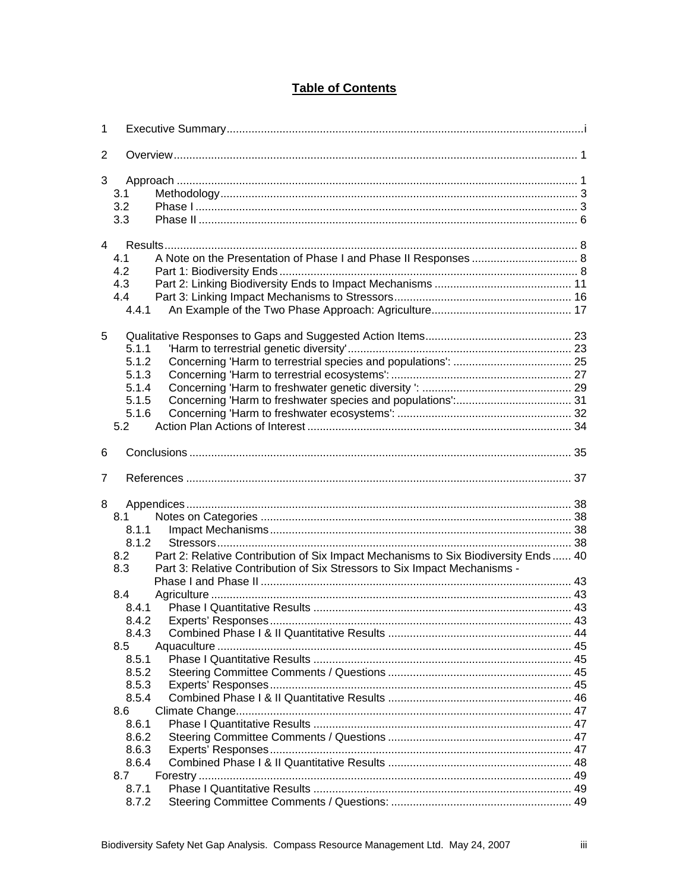# Table of Contents

1 Executive Summary....................................................................................................i

2 Overview....................................................................................................... 1

3 Approach ....................................................................................................... 1
  3.1 Methodology.............................................................................................. 3
  3.2 Phase I ..................................................................................................... 3
  3.3 Phase II .................................................................................................... 6

4 Results.......................................................................................................... 8
  4.1 A Note on the Presentation of Phase I and Phase II Responses .................................. 8
  4.2 Part 1: Biodiversity Ends ............................................................................... 8
  4.3 Part 2: Linking Biodiversity Ends to Impact Mechanisms ........................................... 11
  4.4 Part 3: Linking Impact Mechanisms to Stressors........................................................ 16
    4.4.1 An Example of the Two Phase Approach: Agriculture............................................ 17

5 Qualitative Responses to Gaps and Suggested Action Items.............................................. 23
    5.1.1 'Harm to terrestrial genetic diversity'................................................................... 23
    5.1.2 Concerning 'Harm to terrestrial species and populations': ...................................... 25
    5.1.3 Concerning 'Harm to terrestrial ecosystems': ......................................................... 27
    5.1.4 Concerning 'Harm to freshwater genetic diversity ': ............................................... 29
    5.1.5 Concerning 'Harm to freshwater species and populations':..................................... 31
    5.1.6 Concerning 'Harm to freshwater ecosystems': ........................................................ 32
  5.2 Action Plan Actions of Interest .................................................................................... 34

6 Conclusions ........................................................................................................ 35

7 References ......................................................................................................... 37

8 Appendices......................................................................................................... 38
  8.1 Notes on Categories ................................................................................... 38
    8.1.1 Impact Mechanisms................................................................................ 38
    8.1.2 Stressors................................................................................................ 38
  8.2 Part 2: Relative Contribution of Six Impact Mechanisms to Six Biodiversity Ends ...... 40
  8.3 Part 3: Relative Contribution of Six Stressors to Six Impact Mechanisms - Phase I and Phase II ................................................................................................. 43
  8.4 Agriculture ................................................................................................. 43
    8.4.1 Phase I Quantitative Results .................................................................. 43
    8.4.2 Experts' Responses................................................................................ 43
    8.4.3 Combined Phase I & II Quantitative Results .......................................... 44
  8.5 Aquaculture ................................................................................................ 45
    8.5.1 Phase I Quantitative Results .................................................................. 45
    8.5.2 Steering Committee Comments / Questions .......................................... 45
    8.5.3 Experts' Responses................................................................................ 45
    8.5.4 Combined Phase I & II Quantitative Results .......................................... 46
  8.6 Climate Change.......................................................................................... 47
    8.6.1 Phase I Quantitative Results .................................................................. 47
    8.6.2 Steering Committee Comments / Questions .......................................... 47
    8.6.3 Experts' Responses................................................................................ 47
    8.6.4 Combined Phase I & II Quantitative Results .......................................... 48
  8.7 Forestry ...................................................................................................... 49
    8.7.1 Phase I Quantitative Results .................................................................. 49
    8.7.2 Steering Committee Comments / Questions: ......................................... 49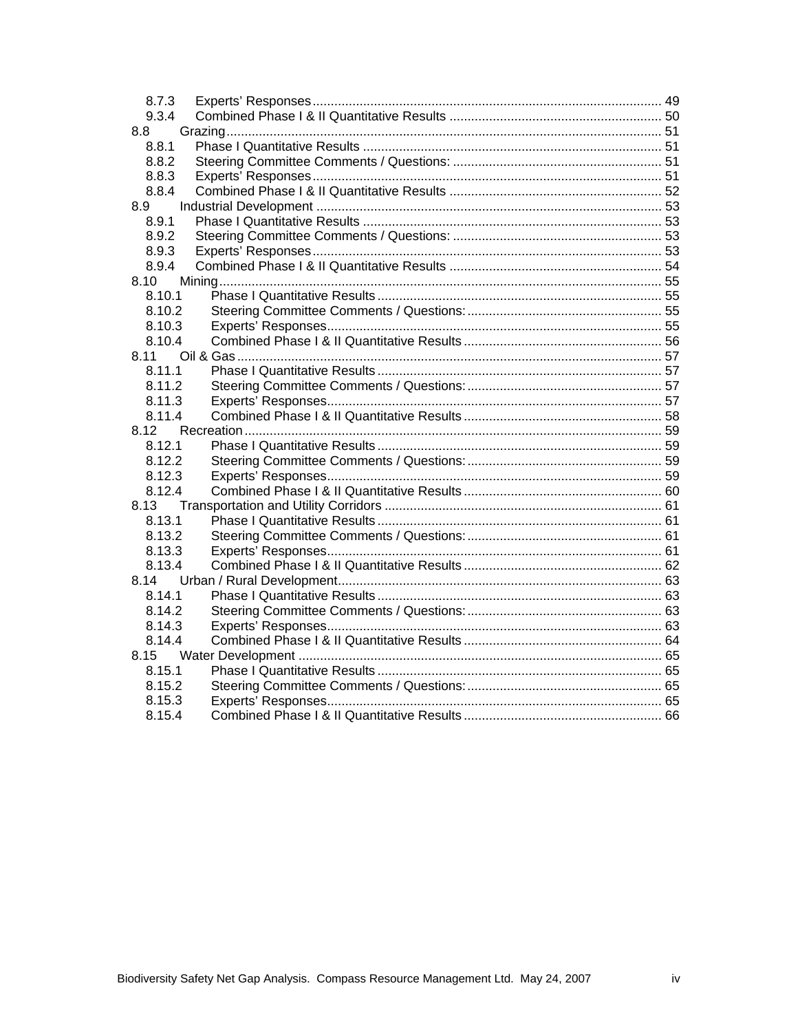8.7.3 Experts' Responses ............ 49
9.3.4 Combined Phase I & II Quantitative Results ............ 50
8.8 Grazing ............ 51
8.8.1 Phase I Quantitative Results ............ 51
8.8.2 Steering Committee Comments / Questions: ............ 51
8.8.3 Experts' Responses ............ 51
8.8.4 Combined Phase I & II Quantitative Results ............ 52
8.9 Industrial Development ............ 53
8.9.1 Phase I Quantitative Results ............ 53
8.9.2 Steering Committee Comments / Questions: ............ 53
8.9.3 Experts' Responses ............ 53
8.9.4 Combined Phase I & II Quantitative Results ............ 54
8.10 Mining ............ 55
8.10.1 Phase I Quantitative Results ............ 55
8.10.2 Steering Committee Comments / Questions: ............ 55
8.10.3 Experts' Responses ............ 55
8.10.4 Combined Phase I & II Quantitative Results ............ 56
8.11 Oil & Gas ............ 57
8.11.1 Phase I Quantitative Results ............ 57
8.11.2 Steering Committee Comments / Questions: ............ 57
8.11.3 Experts' Responses ............ 57
8.11.4 Combined Phase I & II Quantitative Results ............ 58
8.12 Recreation ............ 59
8.12.1 Phase I Quantitative Results ............ 59
8.12.2 Steering Committee Comments / Questions: ............ 59
8.12.3 Experts' Responses ............ 59
8.12.4 Combined Phase I & II Quantitative Results ............ 60
8.13 Transportation and Utility Corridors ............ 61
8.13.1 Phase I Quantitative Results ............ 61
8.13.2 Steering Committee Comments / Questions: ............ 61
8.13.3 Experts' Responses ............ 61
8.13.4 Combined Phase I & II Quantitative Results ............ 62
8.14 Urban / Rural Development ............ 63
8.14.1 Phase I Quantitative Results ............ 63
8.14.2 Steering Committee Comments / Questions: ............ 63
8.14.3 Experts' Responses ............ 63
8.14.4 Combined Phase I & II Quantitative Results ............ 64
8.15 Water Development ............ 65
8.15.1 Phase I Quantitative Results ............ 65
8.15.2 Steering Committee Comments / Questions: ............ 65
8.15.3 Experts' Responses ............ 65
8.15.4 Combined Phase I & II Quantitative Results ............ 66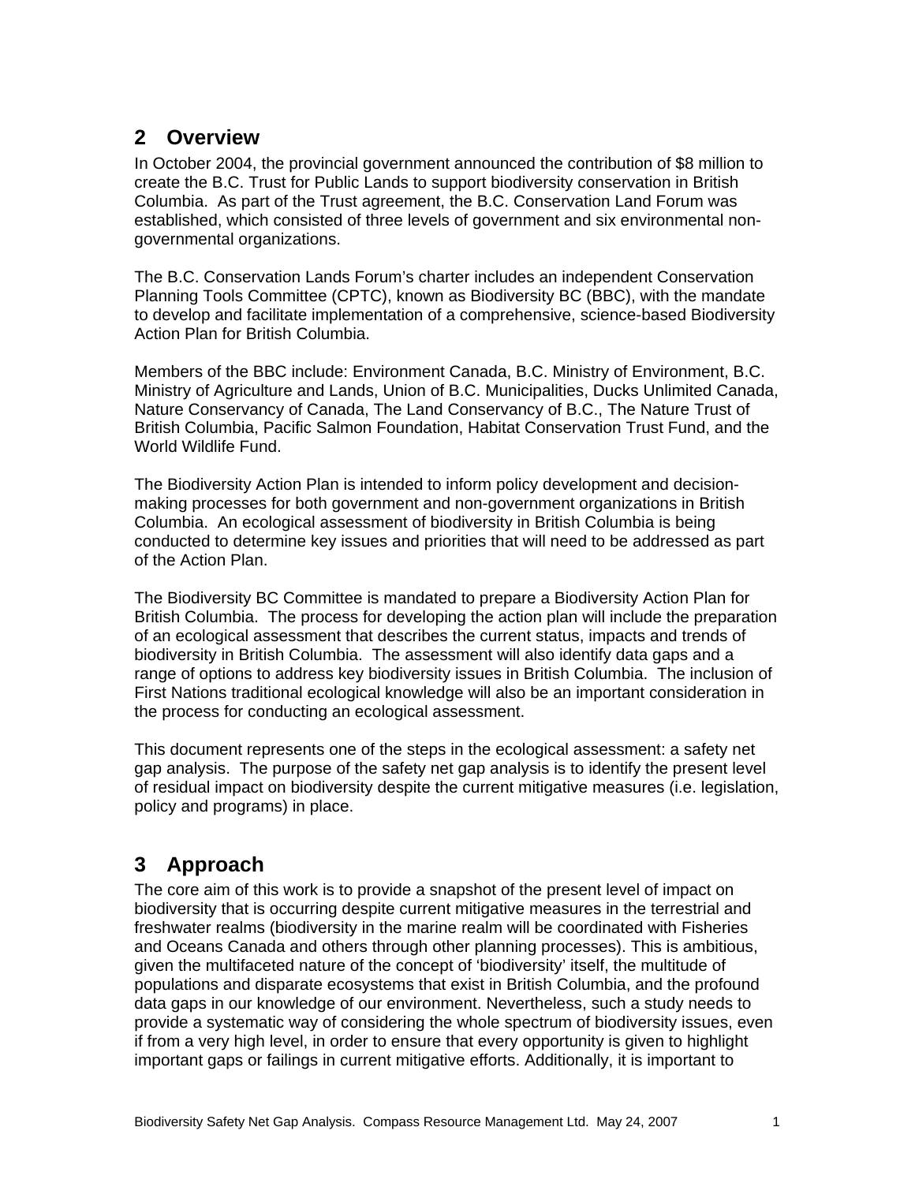## 2 Overview

In October 2004, the provincial government announced the contribution of $8 million to create the B.C. Trust for Public Lands to support biodiversity conservation in British Columbia. As part of the Trust agreement, the B.C. Conservation Land Forum was established, which consisted of three levels of government and six environmental non-governmental organizations.

The B.C. Conservation Lands Forum's charter includes an independent Conservation Planning Tools Committee (CPTC), known as Biodiversity BC (BBC), with the mandate to develop and facilitate implementation of a comprehensive, science-based Biodiversity Action Plan for British Columbia.

Members of the BBC include: Environment Canada, B.C. Ministry of Environment, B.C. Ministry of Agriculture and Lands, Union of B.C. Municipalities, Ducks Unlimited Canada, Nature Conservancy of Canada, The Land Conservancy of B.C., The Nature Trust of British Columbia, Pacific Salmon Foundation, Habitat Conservation Trust Fund, and the World Wildlife Fund.

The Biodiversity Action Plan is intended to inform policy development and decision-making processes for both government and non-government organizations in British Columbia. An ecological assessment of biodiversity in British Columbia is being conducted to determine key issues and priorities that will need to be addressed as part of the Action Plan.

The Biodiversity BC Committee is mandated to prepare a Biodiversity Action Plan for British Columbia. The process for developing the action plan will include the preparation of an ecological assessment that describes the current status, impacts and trends of biodiversity in British Columbia. The assessment will also identify data gaps and a range of options to address key biodiversity issues in British Columbia. The inclusion of First Nations traditional ecological knowledge will also be an important consideration in the process for conducting an ecological assessment.

This document represents one of the steps in the ecological assessment: a safety net gap analysis. The purpose of the safety net gap analysis is to identify the present level of residual impact on biodiversity despite the current mitigative measures (i.e. legislation, policy and programs) in place.

## 3 Approach

The core aim of this work is to provide a snapshot of the present level of impact on biodiversity that is occurring despite current mitigative measures in the terrestrial and freshwater realms (biodiversity in the marine realm will be coordinated with Fisheries and Oceans Canada and others through other planning processes). This is ambitious, given the multifaceted nature of the concept of 'biodiversity' itself, the multitude of populations and disparate ecosystems that exist in British Columbia, and the profound data gaps in our knowledge of our environment. Nevertheless, such a study needs to provide a systematic way of considering the whole spectrum of biodiversity issues, even if from a very high level, in order to ensure that every opportunity is given to highlight important gaps or failings in current mitigative efforts. Additionally, it is important to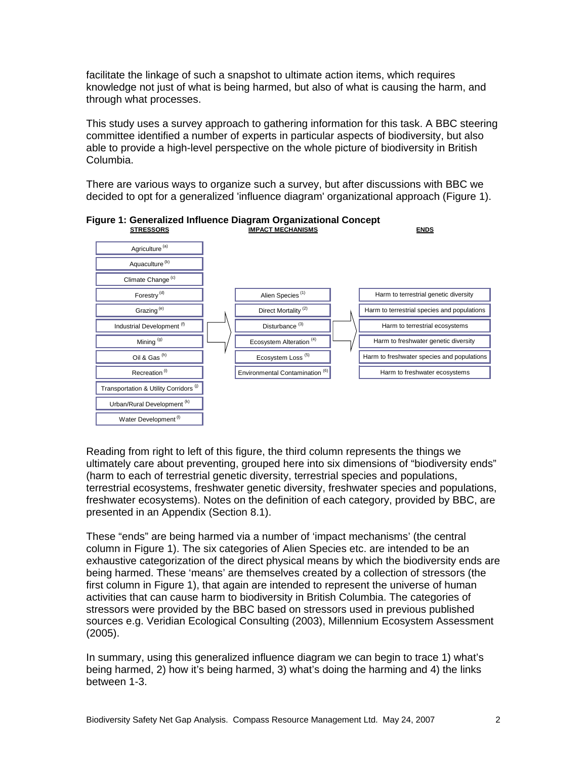facilitate the linkage of such a snapshot to ultimate action items, which requires knowledge not just of what is being harmed, but also of what is causing the harm, and through what processes.

This study uses a survey approach to gathering information for this task. A BBC steering committee identified a number of experts in particular aspects of biodiversity, but also able to provide a high-level perspective on the whole picture of biodiversity in British Columbia.

There are various ways to organize such a survey, but after discussions with BBC we decided to opt for a generalized 'influence diagram' organizational approach (Figure 1).

**Figure 1: Generalized Influence Diagram Organizational Concept**

| STRESSORS | IMPACT MECHANISMS | ENDS |
|---|---|---|
| Agriculture [a] | | |
| Aquaculture [b] | | |
| Climate Change [c] | | |
| Forestry [d] | Alien Species [1] | Harm to terrestrial genetic diversity |
| Grazing [e] | Direct Mortality [2] | Harm to terrestrial species and populations |
| Industrial Development [f] | Disturbance [3] | Harm to terrestrial ecosystems |
| Mining [g] | Ecosystem Alteration [4] | Harm to freshwater genetic diversity |
| Oil & Gas [h] | Ecosystem Loss [5] | Harm to freshwater species and populations |
| Recreation [i] | Environmental Contamination [6] | Harm to freshwater ecosystems |
| Transportation & Utility Corridors [j] | | |
| Urban/Rural Development [k] | | |
| Water Development [l] | | |

Reading from right to left of this figure, the third column represents the things we ultimately care about preventing, grouped here into six dimensions of "biodiversity ends" (harm to each of terrestrial genetic diversity, terrestrial species and populations, terrestrial ecosystems, freshwater genetic diversity, freshwater species and populations, freshwater ecosystems). Notes on the definition of each category, provided by BBC, are presented in an Appendix (Section 8.1).

These "ends" are being harmed via a number of 'impact mechanisms' (the central column in Figure 1). The six categories of Alien Species etc. are intended to be an exhaustive categorization of the direct physical means by which the biodiversity ends are being harmed. These 'means' are themselves created by a collection of stressors (the first column in Figure 1), that again are intended to represent the universe of human activities that can cause harm to biodiversity in British Columbia. The categories of stressors were provided by the BBC based on stressors used in previous published sources e.g. Veridian Ecological Consulting (2003), Millennium Ecosystem Assessment (2005).

In summary, using this generalized influence diagram we can begin to trace 1) what's being harmed, 2) how it's being harmed, 3) what's doing the harming and 4) the links between 1-3.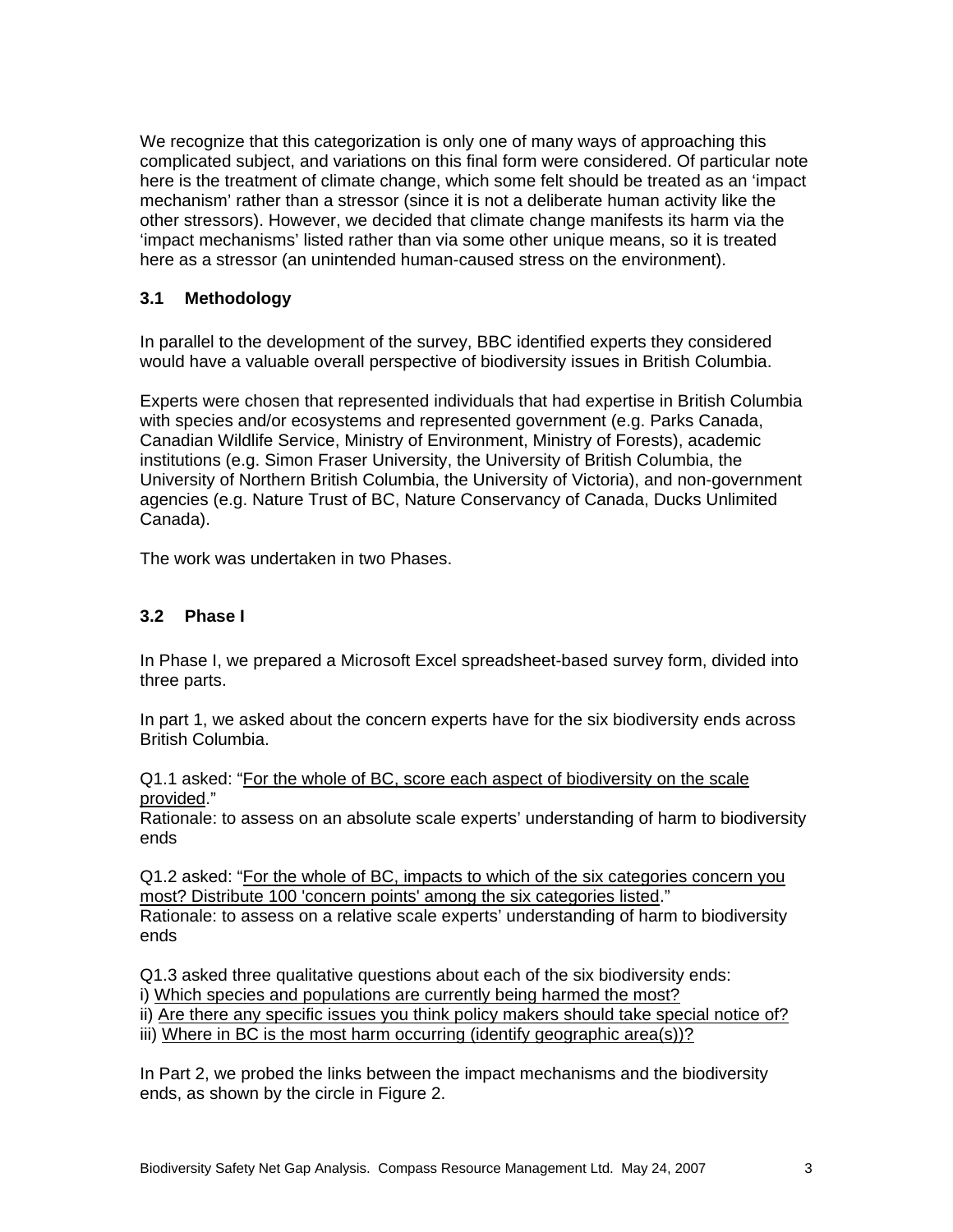We recognize that this categorization is only one of many ways of approaching this complicated subject, and variations on this final form were considered. Of particular note here is the treatment of climate change, which some felt should be treated as an 'impact mechanism' rather than a stressor (since it is not a deliberate human activity like the other stressors). However, we decided that climate change manifests its harm via the 'impact mechanisms' listed rather than via some other unique means, so it is treated here as a stressor (an unintended human-caused stress on the environment).

### 3.1 Methodology

In parallel to the development of the survey, BBC identified experts they considered would have a valuable overall perspective of biodiversity issues in British Columbia.

Experts were chosen that represented individuals that had expertise in British Columbia with species and/or ecosystems and represented government (e.g. Parks Canada, Canadian Wildlife Service, Ministry of Environment, Ministry of Forests), academic institutions (e.g. Simon Fraser University, the University of British Columbia, the University of Northern British Columbia, the University of Victoria), and non-government agencies (e.g. Nature Trust of BC, Nature Conservancy of Canada, Ducks Unlimited Canada).

The work was undertaken in two Phases.

### 3.2 Phase I

In Phase I, we prepared a Microsoft Excel spreadsheet-based survey form, divided into three parts.

In part 1, we asked about the concern experts have for the six biodiversity ends across British Columbia.

Q1.1 asked: "<u>For the whole of BC, score each aspect of biodiversity on the scale provided</u>."
Rationale: to assess on an absolute scale experts' understanding of harm to biodiversity ends

Q1.2 asked: "<u>For the whole of BC, impacts to which of the six categories concern you most? Distribute 100 'concern points' among the six categories listed</u>."
Rationale: to assess on a relative scale experts' understanding of harm to biodiversity ends

Q1.3 asked three qualitative questions about each of the six biodiversity ends:
i) <u>Which species and populations are currently being harmed the most?</u>
ii) <u>Are there any specific issues you think policy makers should take special notice of?</u>
iii) <u>Where in BC is the most harm occurring (identify geographic area(s))?</u>

In Part 2, we probed the links between the impact mechanisms and the biodiversity ends, as shown by the circle in Figure 2.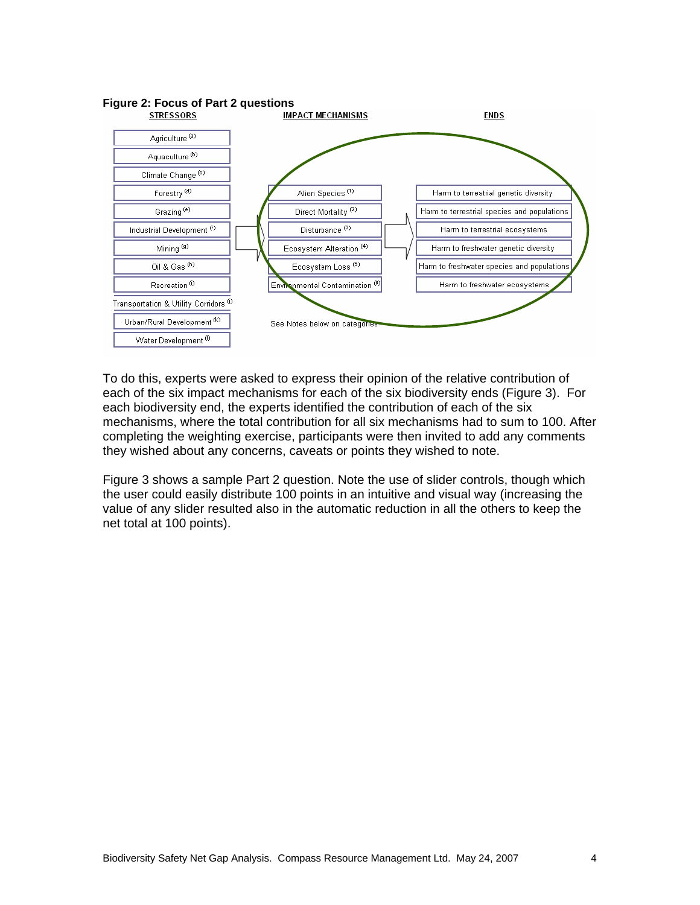**Figure 2: Focus of Part 2 questions**

| STRESSORS | IMPACT MECHANISMS | ENDS |
|---|---|---|
| Agriculture [a] | | |
| Aquaculture [b] | | |
| Climate Change [c] | | |
| Forestry [d] | Alien Species [1] | Harm to terrestrial genetic diversity |
| Grazing [e] | Direct Mortality [2] | Harm to terrestrial species and populations |
| Industrial Development [f] | Disturbance [3] | Harm to terrestrial ecosystems |
| Mining [g] | Ecosystem Alteration [4] | Harm to freshwater genetic diversity |
| Oil & Gas [h] | Ecosystem Loss [5] | Harm to freshwater species and populations |
| Recreation [i] | Environmental Contamination [6] | Harm to freshwater ecosystems |
| Transportation & Utility Corridors [j] | | |
| Urban/Rural Development [k] | See Notes below on categories | |
| Water Development [l] | | |

To do this, experts were asked to express their opinion of the relative contribution of each of the six impact mechanisms for each of the six biodiversity ends (Figure 3). For each biodiversity end, the experts identified the contribution of each of the six mechanisms, where the total contribution for all six mechanisms had to sum to 100. After completing the weighting exercise, participants were then invited to add any comments they wished about any concerns, caveats or points they wished to note.

Figure 3 shows a sample Part 2 question. Note the use of slider controls, though which the user could easily distribute 100 points in an intuitive and visual way (increasing the value of any slider resulted also in the automatic reduction in all the others to keep the net total at 100 points).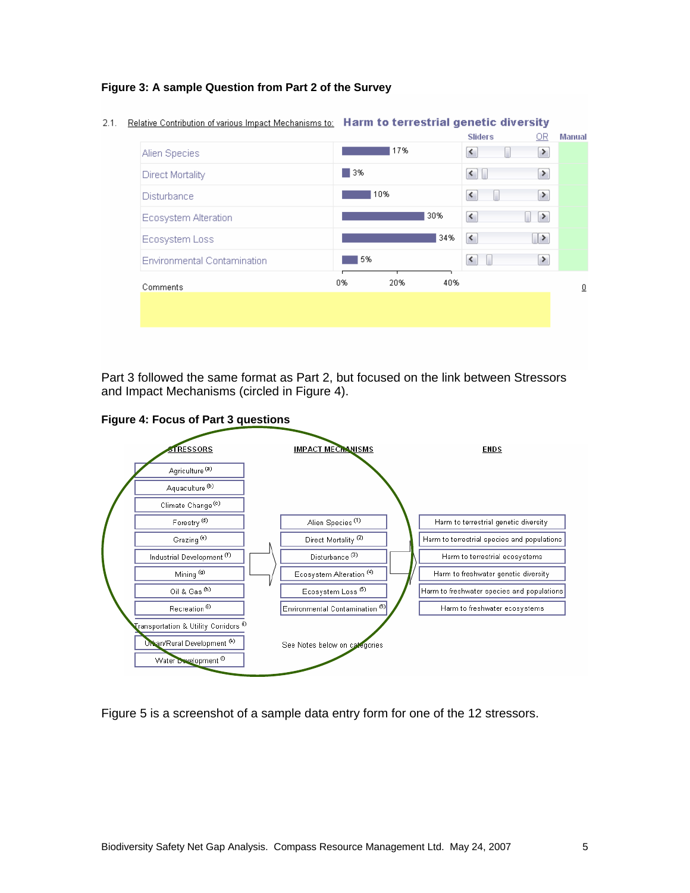**Figure 3: A sample Question from Part 2 of the Survey**

2.1. Relative Contribution of various Impact Mechanisms to: **Harm to terrestrial genetic diversity**

| | | Sliders OR | Manual |
|---|---|---|---|
| Alien Species | 17% | | |
| Direct Mortality | 3% | | |
| Disturbance | 10% | | |
| Ecosystem Alteration | 30% | | |
| Ecosystem Loss | 34% | | |
| Environmental Contamination | 5% | | |

Comments

0

Part 3 followed the same format as Part 2, but focused on the link between Stressors and Impact Mechanisms (circled in Figure 4).

**Figure 4: Focus of Part 3 questions**

| STRESSORS | IMPACT MECHANISMS | ENDS |
|---|---|---|
| Agriculture [a] | | |
| Aquaculture [b] | | |
| Climate Change [c] | | |
| Forestry [d] | Alien Species [1] | Harm to terrestrial genetic diversity |
| Grazing [e] | Direct Mortality [2] | Harm to terrestrial species and populations |
| Industrial Development [f] | Disturbance [3] | Harm to terrestrial ecosystems |
| Mining [g] | Ecosystem Alteration [4] | Harm to freshwater genetic diversity |
| Oil & Gas [h] | Ecosystem Loss [5] | Harm to freshwater species and populations |
| Recreation [i] | Environmental Contamination [6] | Harm to freshwater ecosystems |
| Transportation & Utility Corridors [j] | | |
| Urban/Rural Development [k] | See Notes below on categories | |
| Water Development [l] | | |

Figure 5 is a screenshot of a sample data entry form for one of the 12 stressors.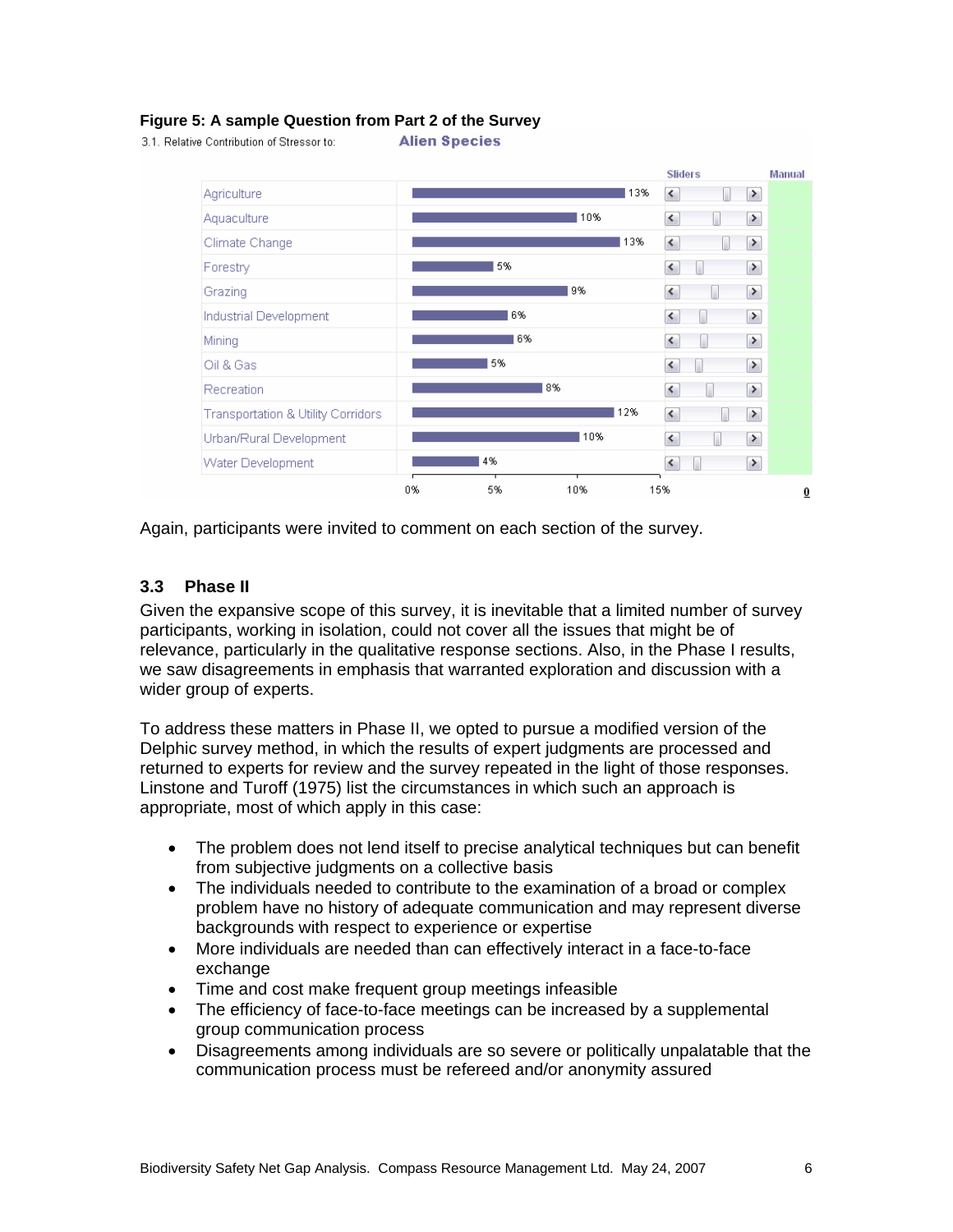**Figure 5: A sample Question from Part 2 of the Survey**

3.1. Relative Contribution of Stressor to: **Alien Species**

| Stressor | Relative Contribution |
|---|---|
| Agriculture | 13% |
| Aquaculture | 10% |
| Climate Change | 13% |
| Forestry | 5% |
| Grazing | 9% |
| Industrial Development | 6% |
| Mining | 6% |
| Oil & Gas | 5% |
| Recreation | 8% |
| Transportation & Utility Corridors | 12% |
| Urban/Rural Development | 10% |
| Water Development | 4% |

Again, participants were invited to comment on each section of the survey.

## 3.3 Phase II

Given the expansive scope of this survey, it is inevitable that a limited number of survey participants, working in isolation, could not cover all the issues that might be of relevance, particularly in the qualitative response sections. Also, in the Phase I results, we saw disagreements in emphasis that warranted exploration and discussion with a wider group of experts.

To address these matters in Phase II, we opted to pursue a modified version of the Delphic survey method, in which the results of expert judgments are processed and returned to experts for review and the survey repeated in the light of those responses. Linstone and Turoff (1975) list the circumstances in which such an approach is appropriate, most of which apply in this case:

- The problem does not lend itself to precise analytical techniques but can benefit from subjective judgments on a collective basis
- The individuals needed to contribute to the examination of a broad or complex problem have no history of adequate communication and may represent diverse backgrounds with respect to experience or expertise
- More individuals are needed than can effectively interact in a face-to-face exchange
- Time and cost make frequent group meetings infeasible
- The efficiency of face-to-face meetings can be increased by a supplemental group communication process
- Disagreements among individuals are so severe or politically unpalatable that the communication process must be refereed and/or anonymity assured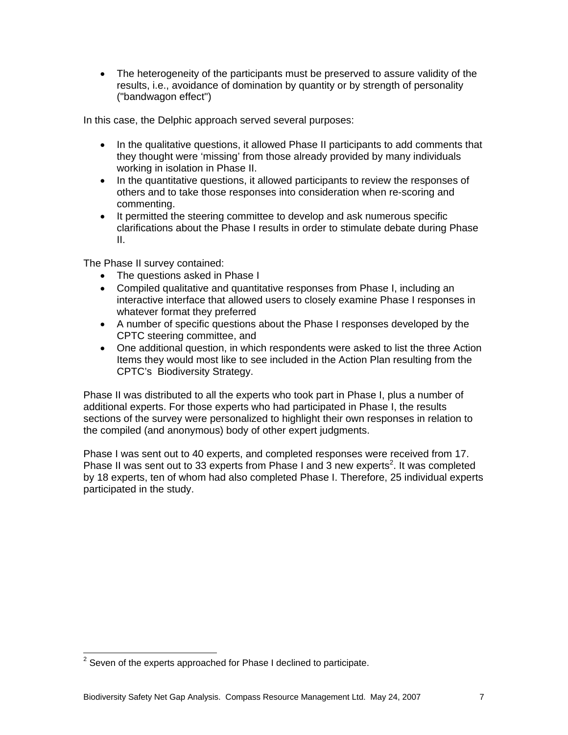- The heterogeneity of the participants must be preserved to assure validity of the results, i.e., avoidance of domination by quantity or by strength of personality ("bandwagon effect")

In this case, the Delphic approach served several purposes:

- In the qualitative questions, it allowed Phase II participants to add comments that they thought were 'missing' from those already provided by many individuals working in isolation in Phase II.
- In the quantitative questions, it allowed participants to review the responses of others and to take those responses into consideration when re-scoring and commenting.
- It permitted the steering committee to develop and ask numerous specific clarifications about the Phase I results in order to stimulate debate during Phase II.

The Phase II survey contained:

- The questions asked in Phase I
- Compiled qualitative and quantitative responses from Phase I, including an interactive interface that allowed users to closely examine Phase I responses in whatever format they preferred
- A number of specific questions about the Phase I responses developed by the CPTC steering committee, and
- One additional question, in which respondents were asked to list the three Action Items they would most like to see included in the Action Plan resulting from the CPTC's Biodiversity Strategy.

Phase II was distributed to all the experts who took part in Phase I, plus a number of additional experts. For those experts who had participated in Phase I, the results sections of the survey were personalized to highlight their own responses in relation to the compiled (and anonymous) body of other expert judgments.

Phase I was sent out to 40 experts, and completed responses were received from 17. Phase II was sent out to 33 experts from Phase I and 3 new experts[2]. It was completed by 18 experts, ten of whom had also completed Phase I. Therefore, 25 individual experts participated in the study.

[2] Seven of the experts approached for Phase I declined to participate.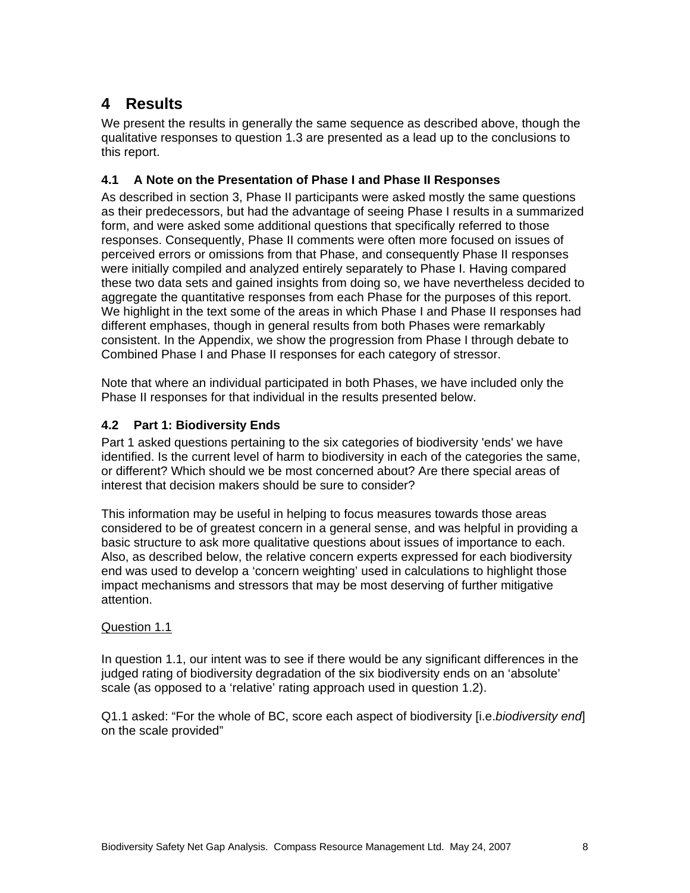# 4 Results

We present the results in generally the same sequence as described above, though the qualitative responses to question 1.3 are presented as a lead up to the conclusions to this report.

## 4.1 A Note on the Presentation of Phase I and Phase II Responses

As described in section 3, Phase II participants were asked mostly the same questions as their predecessors, but had the advantage of seeing Phase I results in a summarized form, and were asked some additional questions that specifically referred to those responses. Consequently, Phase II comments were often more focused on issues of perceived errors or omissions from that Phase, and consequently Phase II responses were initially compiled and analyzed entirely separately to Phase I. Having compared these two data sets and gained insights from doing so, we have nevertheless decided to aggregate the quantitative responses from each Phase for the purposes of this report. We highlight in the text some of the areas in which Phase I and Phase II responses had different emphases, though in general results from both Phases were remarkably consistent. In the Appendix, we show the progression from Phase I through debate to Combined Phase I and Phase II responses for each category of stressor.

Note that where an individual participated in both Phases, we have included only the Phase II responses for that individual in the results presented below.

## 4.2 Part 1: Biodiversity Ends

Part 1 asked questions pertaining to the six categories of biodiversity 'ends' we have identified. Is the current level of harm to biodiversity in each of the categories the same, or different? Which should we be most concerned about? Are there special areas of interest that decision makers should be sure to consider?

This information may be useful in helping to focus measures towards those areas considered to be of greatest concern in a general sense, and was helpful in providing a basic structure to ask more qualitative questions about issues of importance to each. Also, as described below, the relative concern experts expressed for each biodiversity end was used to develop a ‘concern weighting’ used in calculations to highlight those impact mechanisms and stressors that may be most deserving of further mitigative attention.

<u>Question 1.1</u>

In question 1.1, our intent was to see if there would be any significant differences in the judged rating of biodiversity degradation of the six biodiversity ends on an ‘absolute’ scale (as opposed to a ‘relative’ rating approach used in question 1.2).

Q1.1 asked: “For the whole of BC, score each aspect of biodiversity [i.e.*biodiversity end*] on the scale provided”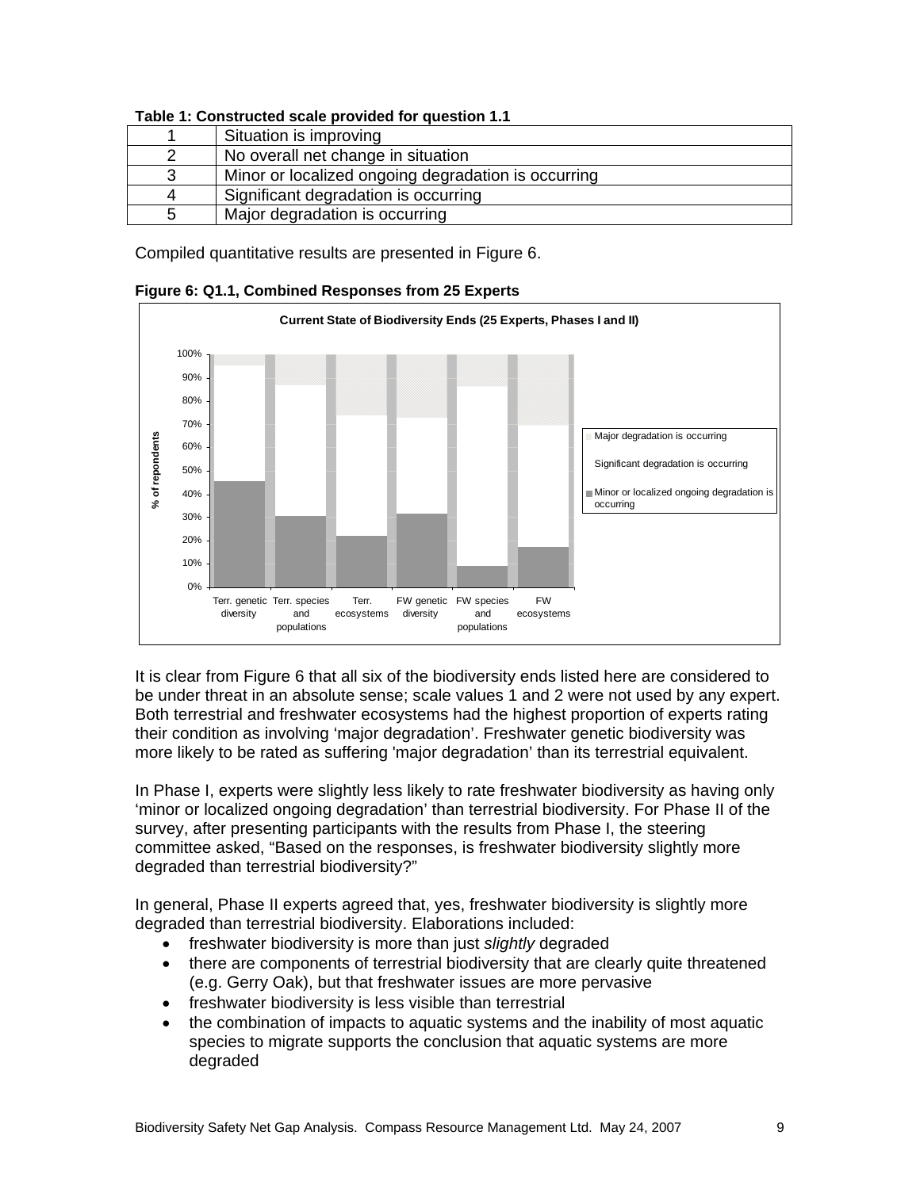**Table 1: Constructed scale provided for question 1.1**

| | |
|---|---|
| 1 | Situation is improving |
| 2 | No overall net change in situation |
| 3 | Minor or localized ongoing degradation is occurring |
| 4 | Significant degradation is occurring |
| 5 | Major degradation is occurring |

Compiled quantitative results are presented in Figure 6.

**Figure 6: Q1.1, Combined Responses from 25 Experts**

It is clear from Figure 6 that all six of the biodiversity ends listed here are considered to be under threat in an absolute sense; scale values 1 and 2 were not used by any expert. Both terrestrial and freshwater ecosystems had the highest proportion of experts rating their condition as involving 'major degradation'. Freshwater genetic biodiversity was more likely to be rated as suffering 'major degradation' than its terrestrial equivalent.

In Phase I, experts were slightly less likely to rate freshwater biodiversity as having only 'minor or localized ongoing degradation' than terrestrial biodiversity. For Phase II of the survey, after presenting participants with the results from Phase I, the steering committee asked, "Based on the responses, is freshwater biodiversity slightly more degraded than terrestrial biodiversity?"

In general, Phase II experts agreed that, yes, freshwater biodiversity is slightly more degraded than terrestrial biodiversity. Elaborations included:

- freshwater biodiversity is more than just *slightly* degraded
- there are components of terrestrial biodiversity that are clearly quite threatened (e.g. Gerry Oak), but that freshwater issues are more pervasive
- freshwater biodiversity is less visible than terrestrial
- the combination of impacts to aquatic systems and the inability of most aquatic species to migrate supports the conclusion that aquatic systems are more degraded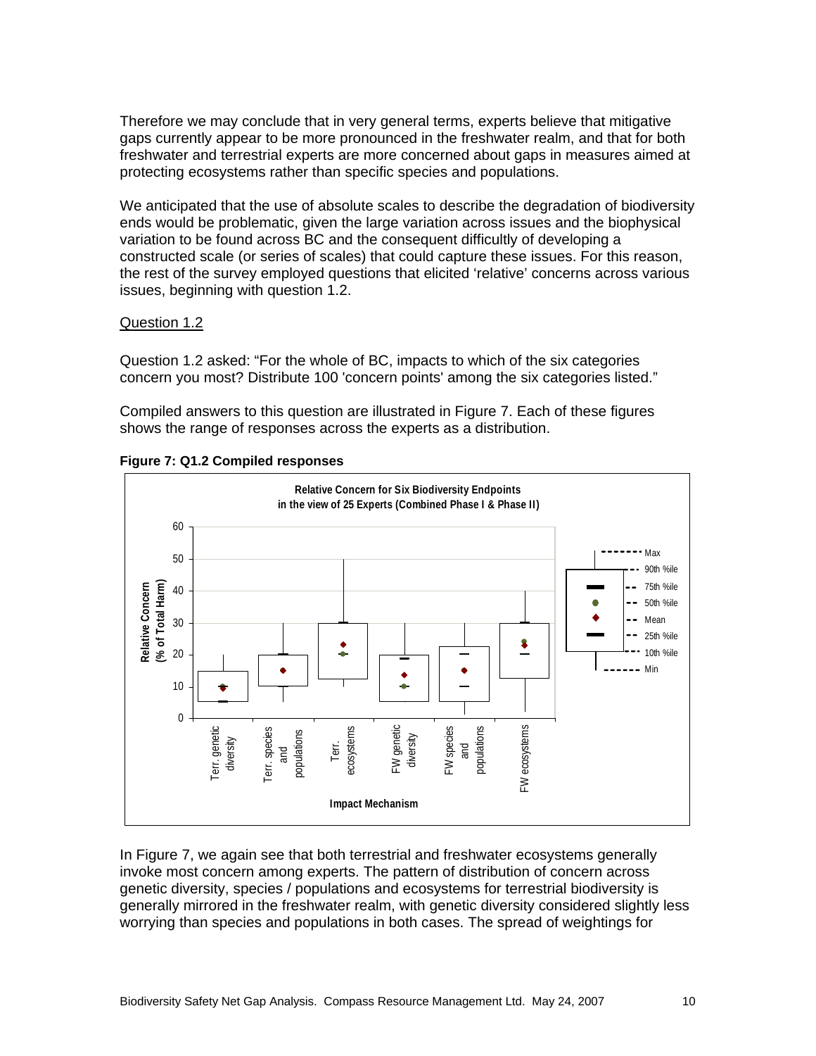Therefore we may conclude that in very general terms, experts believe that mitigative gaps currently appear to be more pronounced in the freshwater realm, and that for both freshwater and terrestrial experts are more concerned about gaps in measures aimed at protecting ecosystems rather than specific species and populations.

We anticipated that the use of absolute scales to describe the degradation of biodiversity ends would be problematic, given the large variation across issues and the biophysical variation to be found across BC and the consequent difficultly of developing a constructed scale (or series of scales) that could capture these issues. For this reason, the rest of the survey employed questions that elicited 'relative' concerns across various issues, beginning with question 1.2.

Question 1.2

Question 1.2 asked: "For the whole of BC, impacts to which of the six categories concern you most? Distribute 100 'concern points' among the six categories listed."

Compiled answers to this question are illustrated in Figure 7. Each of these figures shows the range of responses across the experts as a distribution.

**Figure 7: Q1.2 Compiled responses**

In Figure 7, we again see that both terrestrial and freshwater ecosystems generally invoke most concern among experts. The pattern of distribution of concern across genetic diversity, species / populations and ecosystems for terrestrial biodiversity is generally mirrored in the freshwater realm, with genetic diversity considered slightly less worrying than species and populations in both cases. The spread of weightings for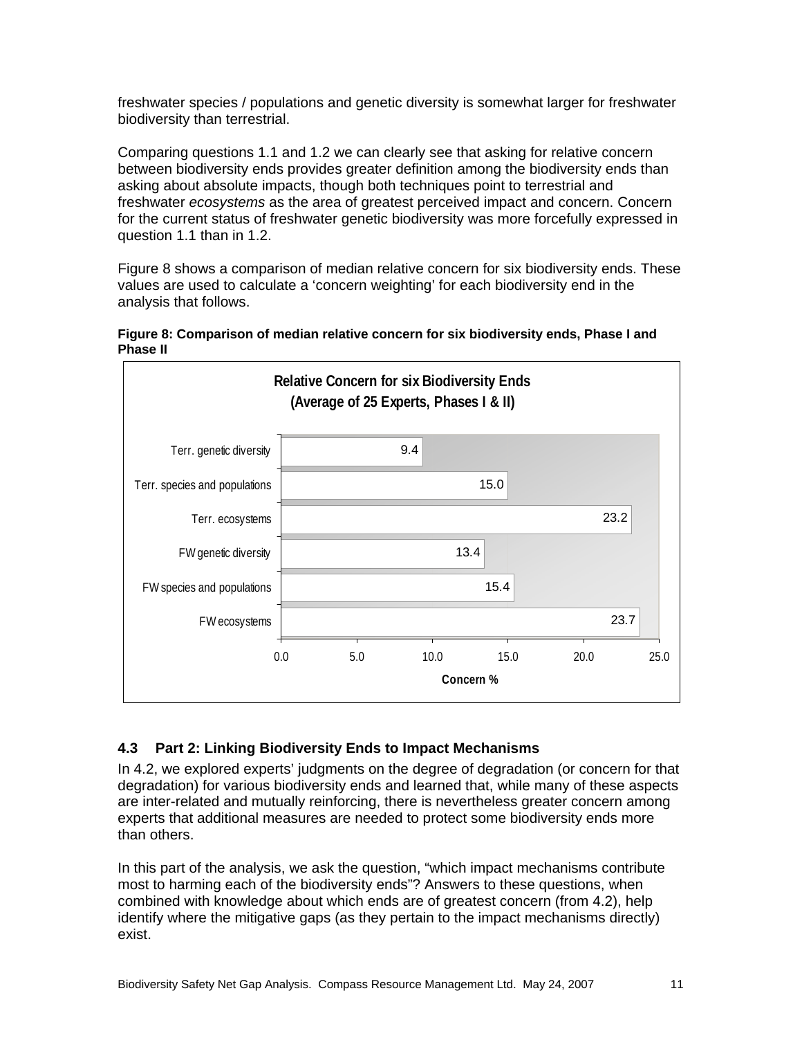freshwater species / populations and genetic diversity is somewhat larger for freshwater biodiversity than terrestrial.

Comparing questions 1.1 and 1.2 we can clearly see that asking for relative concern between biodiversity ends provides greater definition among the biodiversity ends than asking about absolute impacts, though both techniques point to terrestrial and freshwater *ecosystems* as the area of greatest perceived impact and concern. Concern for the current status of freshwater genetic biodiversity was more forcefully expressed in question 1.1 than in 1.2.

Figure 8 shows a comparison of median relative concern for six biodiversity ends. These values are used to calculate a 'concern weighting' for each biodiversity end in the analysis that follows.

**Figure 8: Comparison of median relative concern for six biodiversity ends, Phase I and Phase II**

**Relative Concern for six Biodiversity Ends (Average of 25 Experts, Phases I & II)**

| Biodiversity End | Concern % |
|---|---|
| Terr. genetic diversity | 9.4 |
| Terr. species and populations | 15.0 |
| Terr. ecosystems | 23.2 |
| FW genetic diversity | 13.4 |
| FW species and populations | 15.4 |
| FW ecosystems | 23.7 |

### 4.3 Part 2: Linking Biodiversity Ends to Impact Mechanisms

In 4.2, we explored experts' judgments on the degree of degradation (or concern for that degradation) for various biodiversity ends and learned that, while many of these aspects are inter-related and mutually reinforcing, there is nevertheless greater concern among experts that additional measures are needed to protect some biodiversity ends more than others.

In this part of the analysis, we ask the question, "which impact mechanisms contribute most to harming each of the biodiversity ends"? Answers to these questions, when combined with knowledge about which ends are of greatest concern (from 4.2), help identify where the mitigative gaps (as they pertain to the impact mechanisms directly) exist.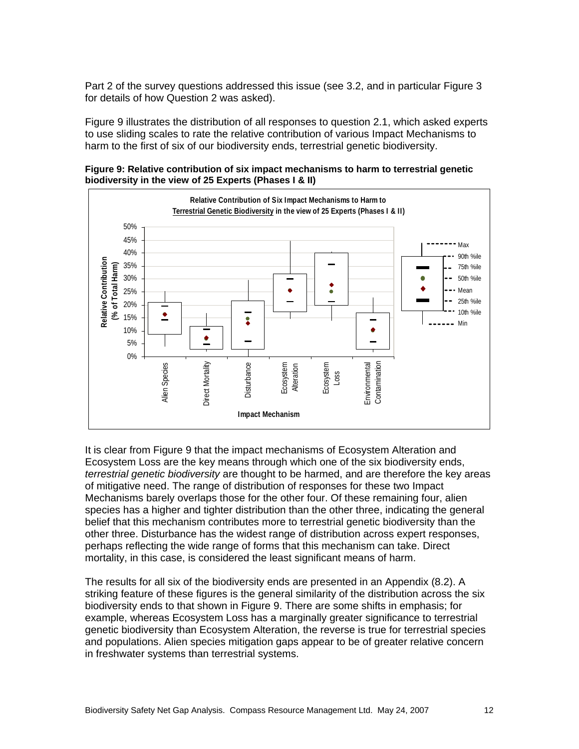Part 2 of the survey questions addressed this issue (see 3.2, and in particular Figure 3 for details of how Question 2 was asked).

Figure 9 illustrates the distribution of all responses to question 2.1, which asked experts to use sliding scales to rate the relative contribution of various Impact Mechanisms to harm to the first of six of our biodiversity ends, terrestrial genetic biodiversity.

**Figure 9: Relative contribution of six impact mechanisms to harm to terrestrial genetic biodiversity in the view of 25 Experts (Phases I & II)**

It is clear from Figure 9 that the impact mechanisms of Ecosystem Alteration and Ecosystem Loss are the key means through which one of the six biodiversity ends, *terrestrial genetic biodiversity* are thought to be harmed, and are therefore the key areas of mitigative need. The range of distribution of responses for these two Impact Mechanisms barely overlaps those for the other four. Of these remaining four, alien species has a higher and tighter distribution than the other three, indicating the general belief that this mechanism contributes more to terrestrial genetic biodiversity than the other three. Disturbance has the widest range of distribution across expert responses, perhaps reflecting the wide range of forms that this mechanism can take. Direct mortality, in this case, is considered the least significant means of harm.

The results for all six of the biodiversity ends are presented in an Appendix (8.2). A striking feature of these figures is the general similarity of the distribution across the six biodiversity ends to that shown in Figure 9. There are some shifts in emphasis; for example, whereas Ecosystem Loss has a marginally greater significance to terrestrial genetic biodiversity than Ecosystem Alteration, the reverse is true for terrestrial species and populations. Alien species mitigation gaps appear to be of greater relative concern in freshwater systems than terrestrial systems.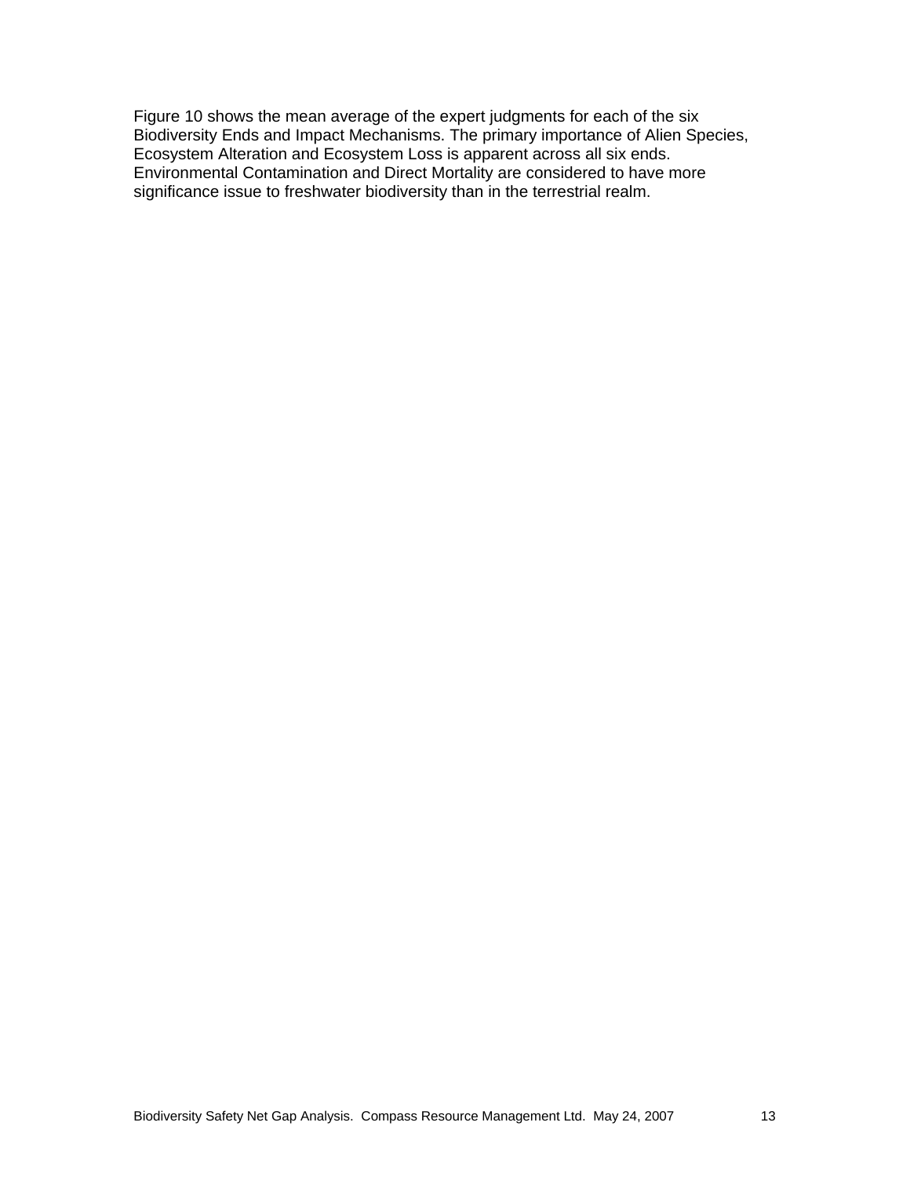Figure 10 shows the mean average of the expert judgments for each of the six Biodiversity Ends and Impact Mechanisms. The primary importance of Alien Species, Ecosystem Alteration and Ecosystem Loss is apparent across all six ends. Environmental Contamination and Direct Mortality are considered to have more significance issue to freshwater biodiversity than in the terrestrial realm.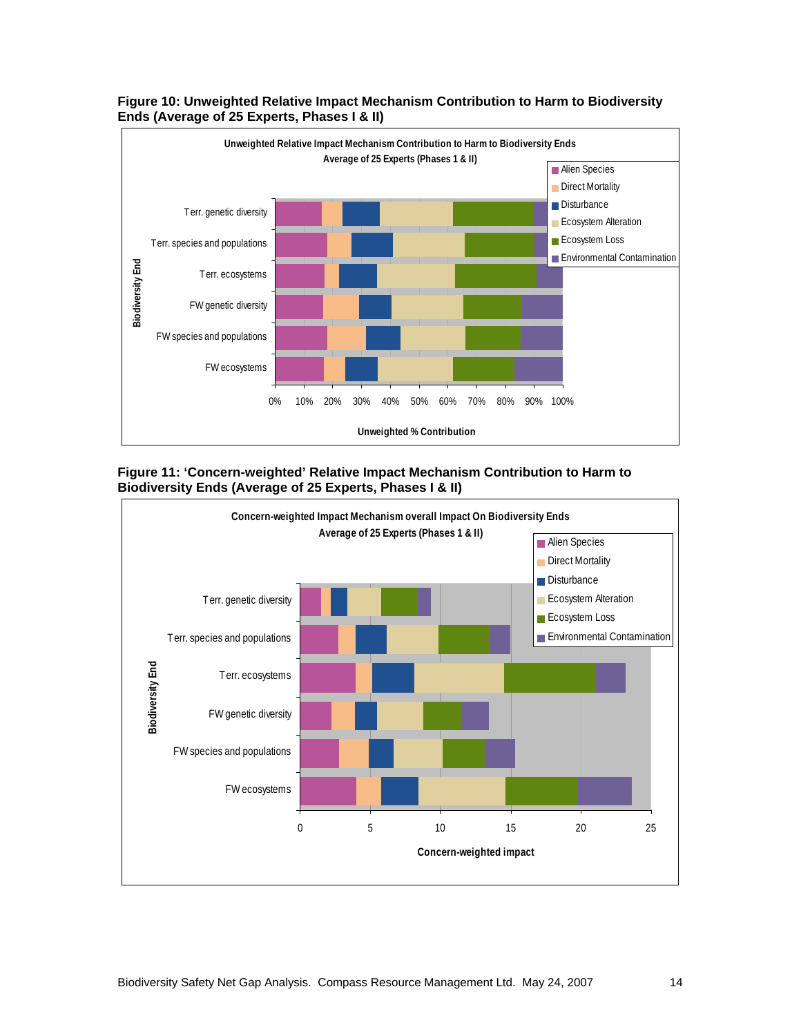**Figure 10: Unweighted Relative Impact Mechanism Contribution to Harm to Biodiversity Ends (Average of 25 Experts, Phases I & II)**

**Figure 11: 'Concern-weighted' Relative Impact Mechanism Contribution to Harm to Biodiversity Ends (Average of 25 Experts, Phases I & II)**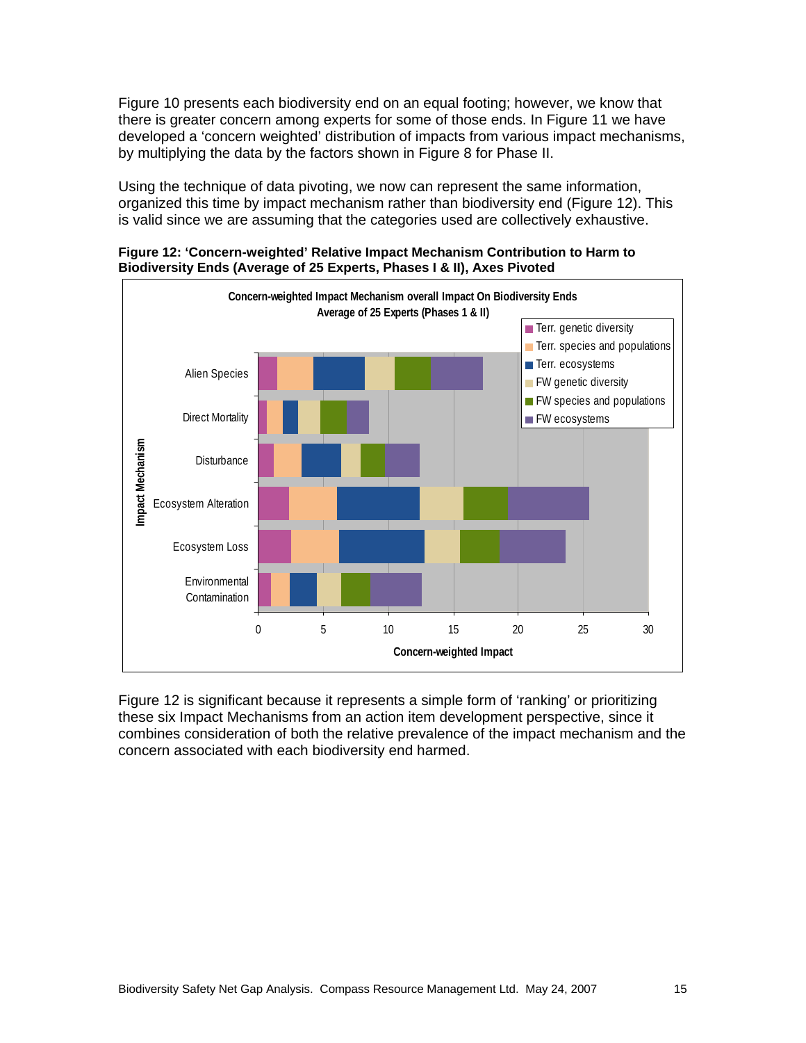Figure 10 presents each biodiversity end on an equal footing; however, we know that there is greater concern among experts for some of those ends. In Figure 11 we have developed a 'concern weighted' distribution of impacts from various impact mechanisms, by multiplying the data by the factors shown in Figure 8 for Phase II.

Using the technique of data pivoting, we now can represent the same information, organized this time by impact mechanism rather than biodiversity end (Figure 12). This is valid since we are assuming that the categories used are collectively exhaustive.

**Figure 12: 'Concern-weighted' Relative Impact Mechanism Contribution to Harm to Biodiversity Ends (Average of 25 Experts, Phases I & II), Axes Pivoted**

Figure 12 is significant because it represents a simple form of 'ranking' or prioritizing these six Impact Mechanisms from an action item development perspective, since it combines consideration of both the relative prevalence of the impact mechanism and the concern associated with each biodiversity end harmed.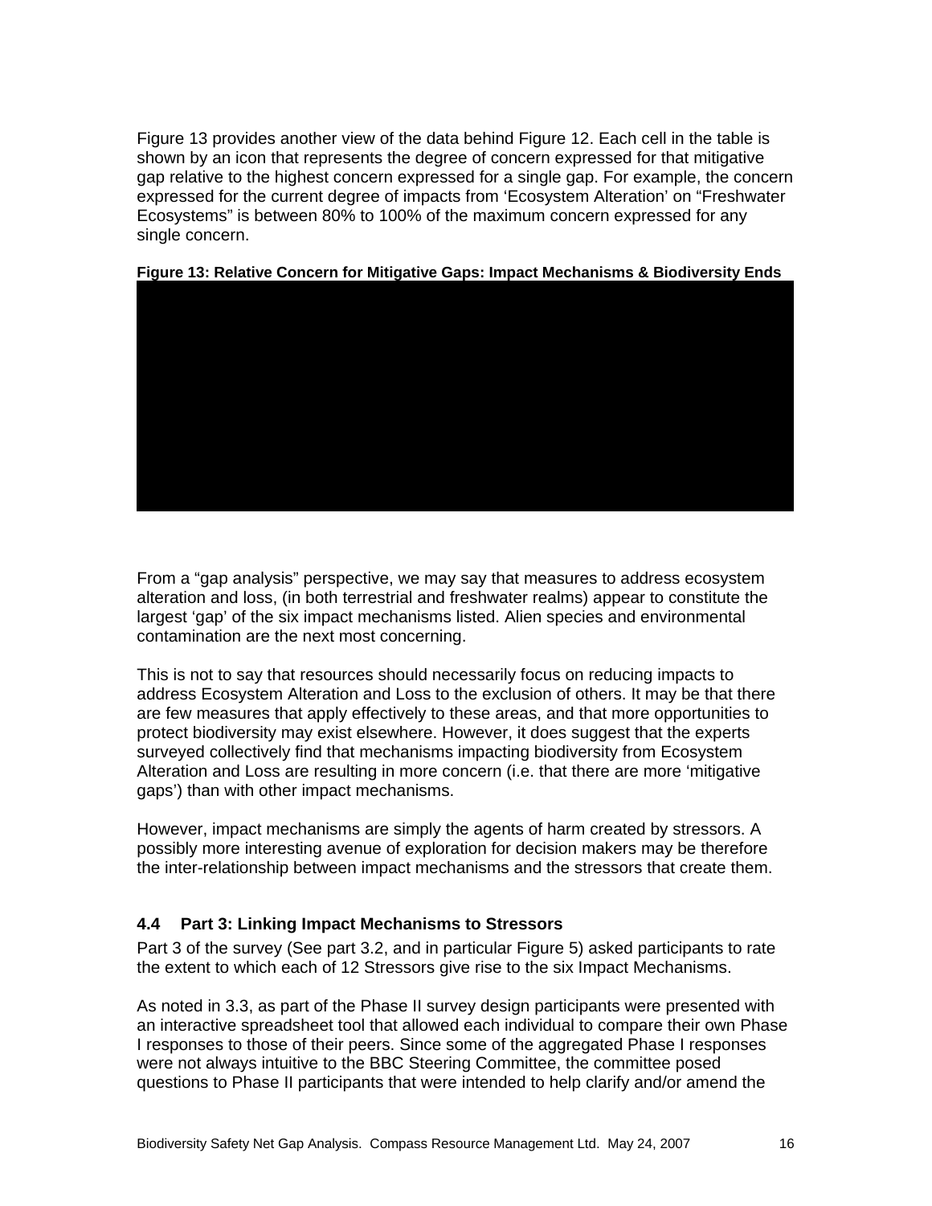Figure 13 provides another view of the data behind Figure 12. Each cell in the table is shown by an icon that represents the degree of concern expressed for that mitigative gap relative to the highest concern expressed for a single gap. For example, the concern expressed for the current degree of impacts from 'Ecosystem Alteration' on "Freshwater Ecosystems" is between 80% to 100% of the maximum concern expressed for any single concern.

**Figure 13: Relative Concern for Mitigative Gaps: Impact Mechanisms & Biodiversity Ends**

From a "gap analysis" perspective, we may say that measures to address ecosystem alteration and loss, (in both terrestrial and freshwater realms) appear to constitute the largest 'gap' of the six impact mechanisms listed. Alien species and environmental contamination are the next most concerning.

This is not to say that resources should necessarily focus on reducing impacts to address Ecosystem Alteration and Loss to the exclusion of others. It may be that there are few measures that apply effectively to these areas, and that more opportunities to protect biodiversity may exist elsewhere. However, it does suggest that the experts surveyed collectively find that mechanisms impacting biodiversity from Ecosystem Alteration and Loss are resulting in more concern (i.e. that there are more 'mitigative gaps') than with other impact mechanisms.

However, impact mechanisms are simply the agents of harm created by stressors. A possibly more interesting avenue of exploration for decision makers may be therefore the inter-relationship between impact mechanisms and the stressors that create them.

### 4.4 Part 3: Linking Impact Mechanisms to Stressors

Part 3 of the survey (See part 3.2, and in particular Figure 5) asked participants to rate the extent to which each of 12 Stressors give rise to the six Impact Mechanisms.

As noted in 3.3, as part of the Phase II survey design participants were presented with an interactive spreadsheet tool that allowed each individual to compare their own Phase I responses to those of their peers. Since some of the aggregated Phase I responses were not always intuitive to the BBC Steering Committee, the committee posed questions to Phase II participants that were intended to help clarify and/or amend the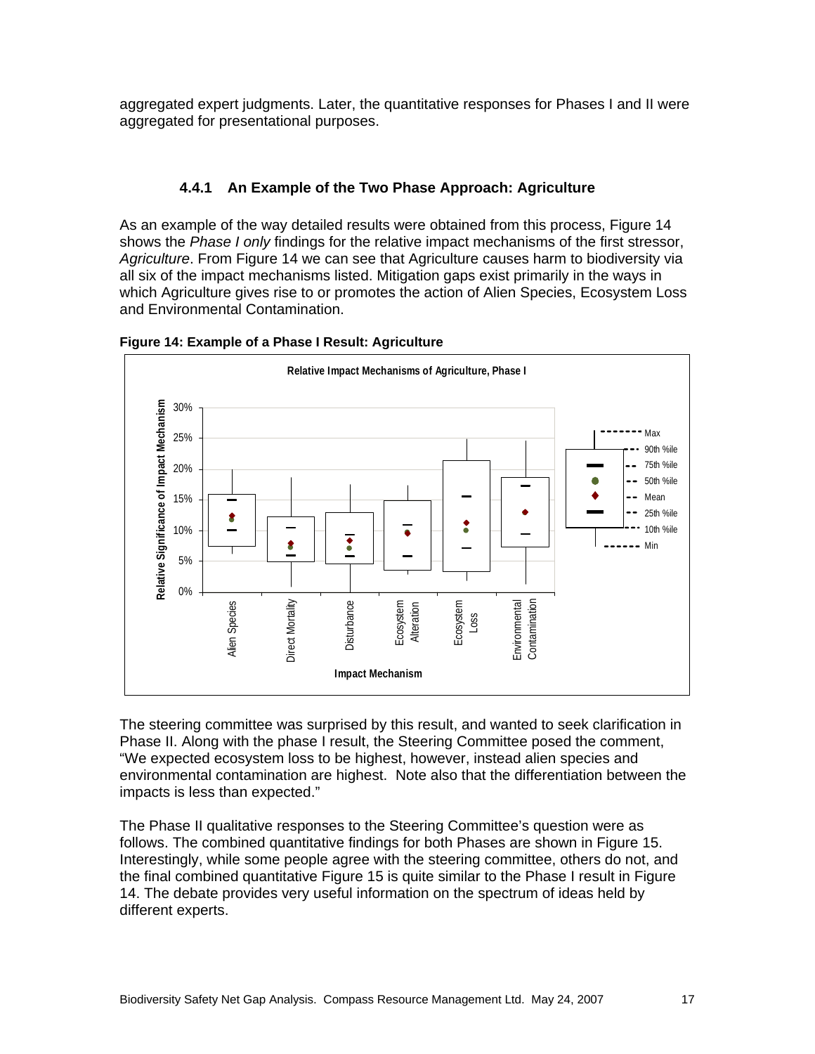aggregated expert judgments. Later, the quantitative responses for Phases I and II were aggregated for presentational purposes.

### 4.4.1 An Example of the Two Phase Approach: Agriculture

As an example of the way detailed results were obtained from this process, Figure 14 shows the *Phase I only* findings for the relative impact mechanisms of the first stressor, *Agriculture*. From Figure 14 we can see that Agriculture causes harm to biodiversity via all six of the impact mechanisms listed. Mitigation gaps exist primarily in the ways in which Agriculture gives rise to or promotes the action of Alien Species, Ecosystem Loss and Environmental Contamination.

**Figure 14: Example of a Phase I Result: Agriculture**

The steering committee was surprised by this result, and wanted to seek clarification in Phase II. Along with the phase I result, the Steering Committee posed the comment, "We expected ecosystem loss to be highest, however, instead alien species and environmental contamination are highest. Note also that the differentiation between the impacts is less than expected."

The Phase II qualitative responses to the Steering Committee's question were as follows. The combined quantitative findings for both Phases are shown in Figure 15. Interestingly, while some people agree with the steering committee, others do not, and the final combined quantitative Figure 15 is quite similar to the Phase I result in Figure 14. The debate provides very useful information on the spectrum of ideas held by different experts.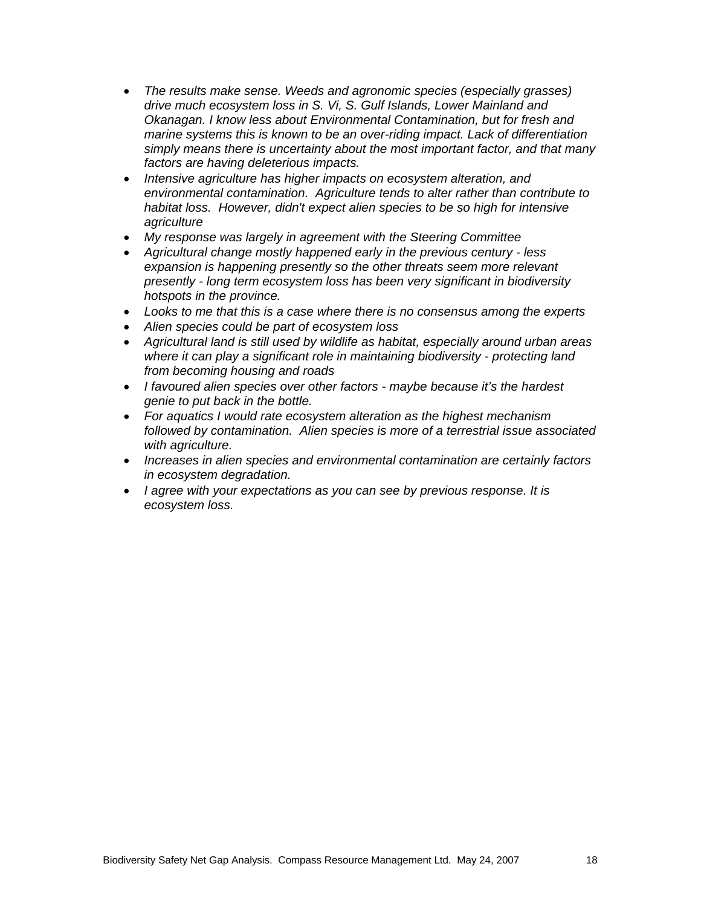- *The results make sense. Weeds and agronomic species (especially grasses) drive much ecosystem loss in S. Vi, S. Gulf Islands, Lower Mainland and Okanagan. I know less about Environmental Contamination, but for fresh and marine systems this is known to be an over-riding impact. Lack of differentiation simply means there is uncertainty about the most important factor, and that many factors are having deleterious impacts.*
- *Intensive agriculture has higher impacts on ecosystem alteration, and environmental contamination. Agriculture tends to alter rather than contribute to habitat loss. However, didn't expect alien species to be so high for intensive agriculture*
- *My response was largely in agreement with the Steering Committee*
- *Agricultural change mostly happened early in the previous century - less expansion is happening presently so the other threats seem more relevant presently - long term ecosystem loss has been very significant in biodiversity hotspots in the province.*
- *Looks to me that this is a case where there is no consensus among the experts*
- *Alien species could be part of ecosystem loss*
- *Agricultural land is still used by wildlife as habitat, especially around urban areas where it can play a significant role in maintaining biodiversity - protecting land from becoming housing and roads*
- *I favoured alien species over other factors - maybe because it's the hardest genie to put back in the bottle.*
- *For aquatics I would rate ecosystem alteration as the highest mechanism followed by contamination. Alien species is more of a terrestrial issue associated with agriculture.*
- *Increases in alien species and environmental contamination are certainly factors in ecosystem degradation.*
- *I agree with your expectations as you can see by previous response. It is ecosystem loss.*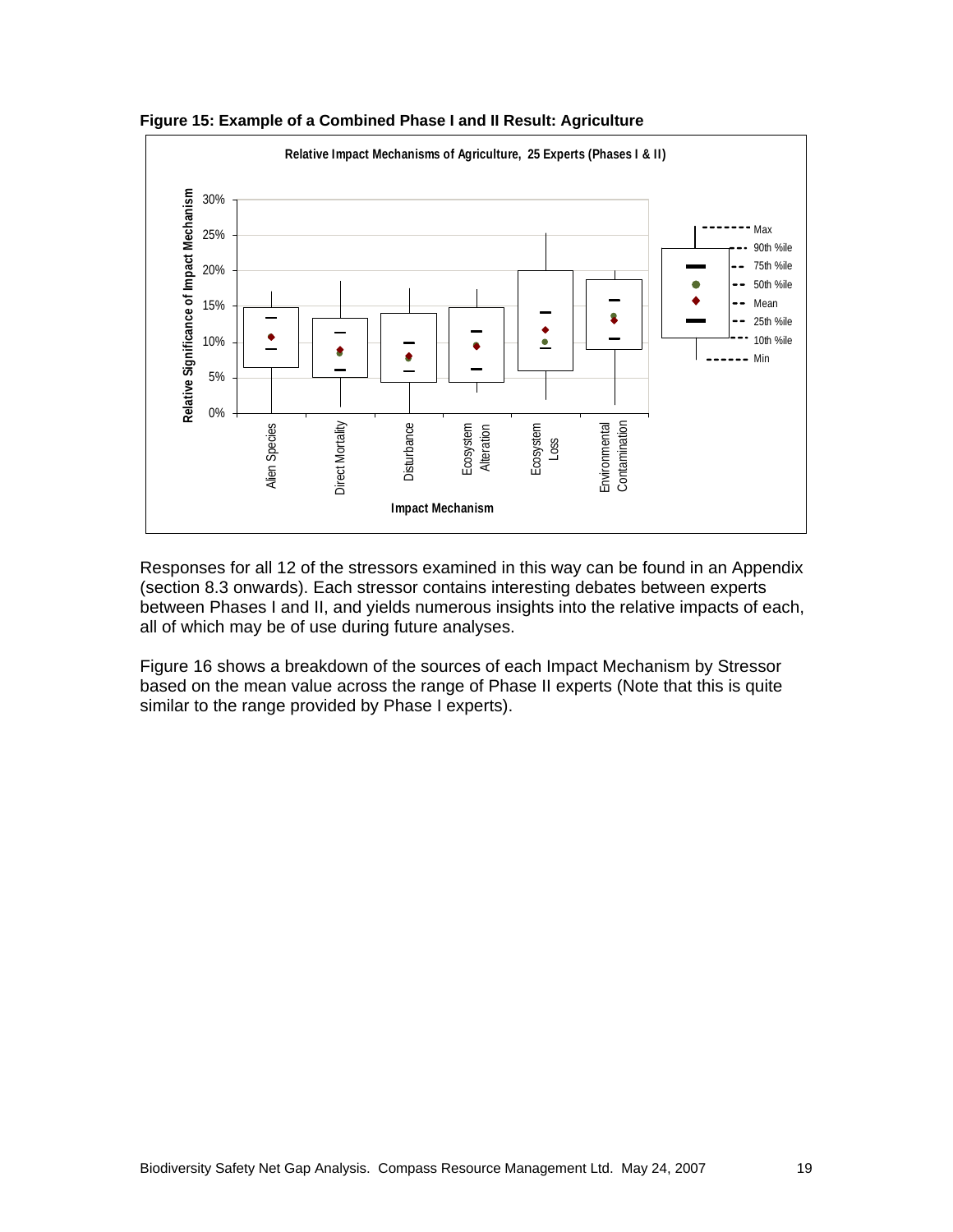**Figure 15: Example of a Combined Phase I and II Result: Agriculture**

Responses for all 12 of the stressors examined in this way can be found in an Appendix (section 8.3 onwards). Each stressor contains interesting debates between experts between Phases I and II, and yields numerous insights into the relative impacts of each, all of which may be of use during future analyses.

Figure 16 shows a breakdown of the sources of each Impact Mechanism by Stressor based on the mean value across the range of Phase II experts (Note that this is quite similar to the range provided by Phase I experts).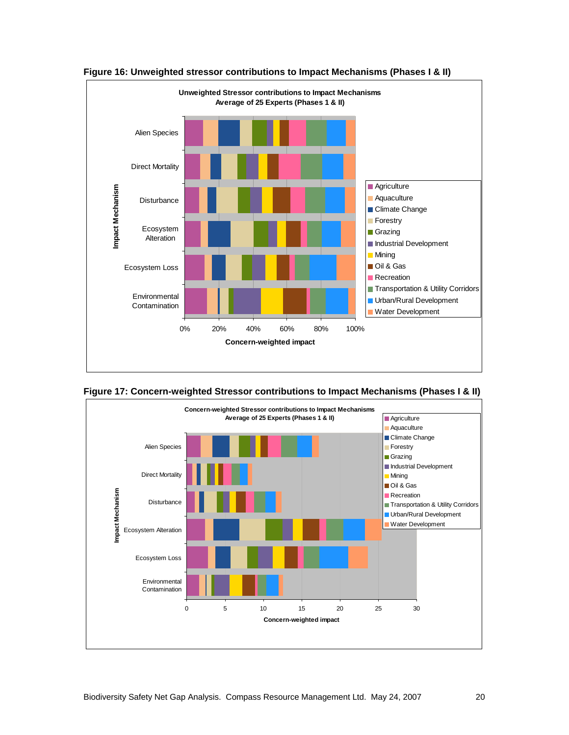**Figure 16: Unweighted stressor contributions to Impact Mechanisms (Phases I & II)**

Unweighted Stressor contributions to Impact Mechanisms
Average of 25 Experts (Phases 1 & II)

Impact Mechanism: Alien Species, Direct Mortality, Disturbance, Ecosystem Alteration, Ecosystem Loss, Environmental Contamination

Concern-weighted impact: 0%, 20%, 40%, 60%, 80%, 100%

Legend: Agriculture, Aquaculture, Climate Change, Forestry, Grazing, Industrial Development, Mining, Oil & Gas, Recreation, Transportation & Utility Corridors, Urban/Rural Development, Water Development

**Figure 17: Concern-weighted Stressor contributions to Impact Mechanisms (Phases I & II)**

Concern-weighted Stressor contributions to Impact Mechanisms
Average of 25 Experts (Phases 1 & II)

Impact Mechanism: Alien Species, Direct Mortality, Disturbance, Ecosystem Alteration, Ecosystem Loss, Environmental Contamination

Concern-weighted impact: 0, 5, 10, 15, 20, 25, 30

Legend: Agriculture, Aquaculture, Climate Change, Forestry, Grazing, Industrial Development, Mining, Oil & Gas, Recreation, Transportation & Utility Corridors, Urban/Rural Development, Water Development

Biodiversity Safety Net Gap Analysis. Compass Resource Management Ltd. May 24, 2007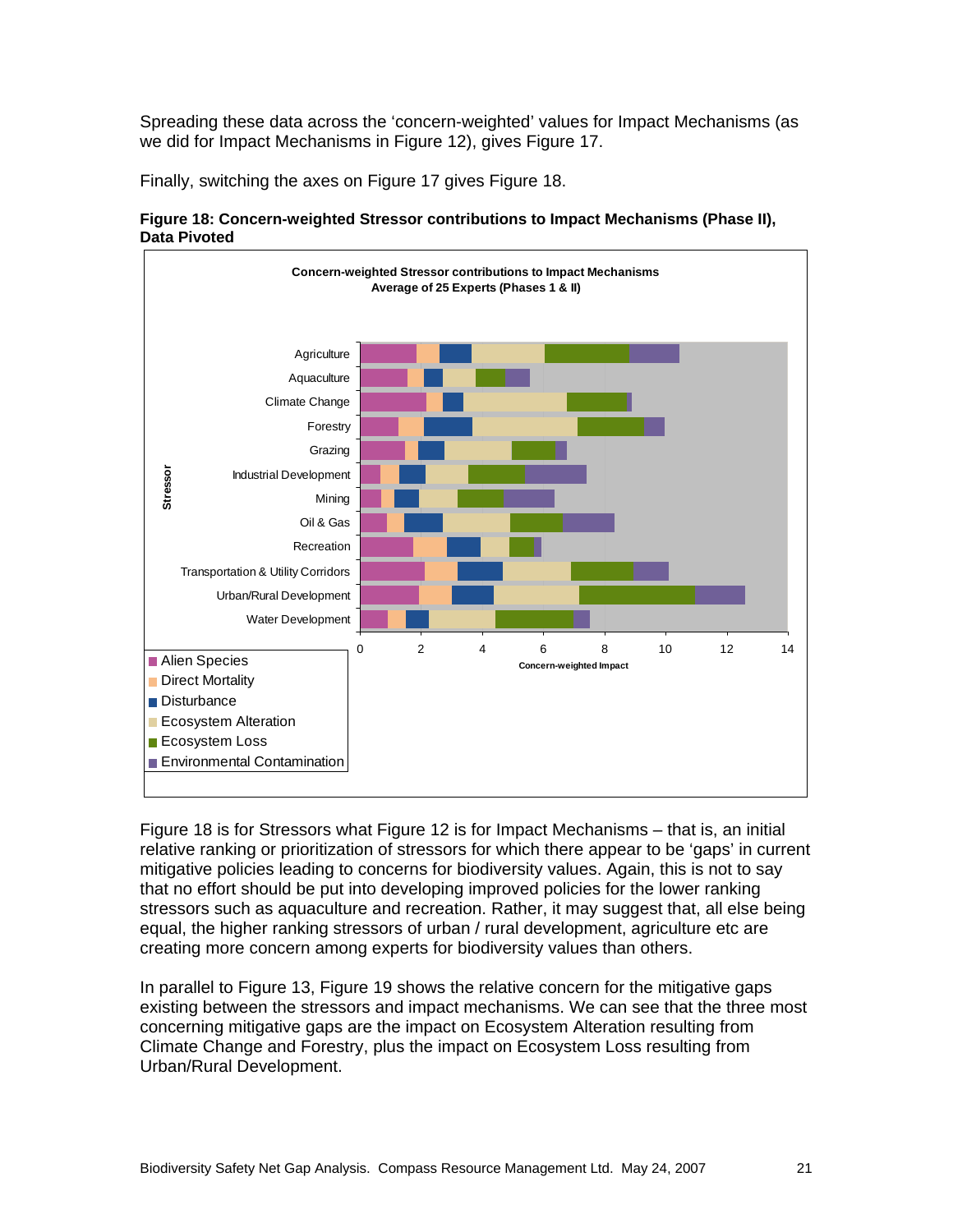Spreading these data across the 'concern-weighted' values for Impact Mechanisms (as we did for Impact Mechanisms in Figure 12), gives Figure 17.

Finally, switching the axes on Figure 17 gives Figure 18.

**Figure 18: Concern-weighted Stressor contributions to Impact Mechanisms (Phase II), Data Pivoted**

Figure 18 is for Stressors what Figure 12 is for Impact Mechanisms – that is, an initial relative ranking or prioritization of stressors for which there appear to be 'gaps' in current mitigative policies leading to concerns for biodiversity values. Again, this is not to say that no effort should be put into developing improved policies for the lower ranking stressors such as aquaculture and recreation. Rather, it may suggest that, all else being equal, the higher ranking stressors of urban / rural development, agriculture etc are creating more concern among experts for biodiversity values than others.

In parallel to Figure 13, Figure 19 shows the relative concern for the mitigative gaps existing between the stressors and impact mechanisms. We can see that the three most concerning mitigative gaps are the impact on Ecosystem Alteration resulting from Climate Change and Forestry, plus the impact on Ecosystem Loss resulting from Urban/Rural Development.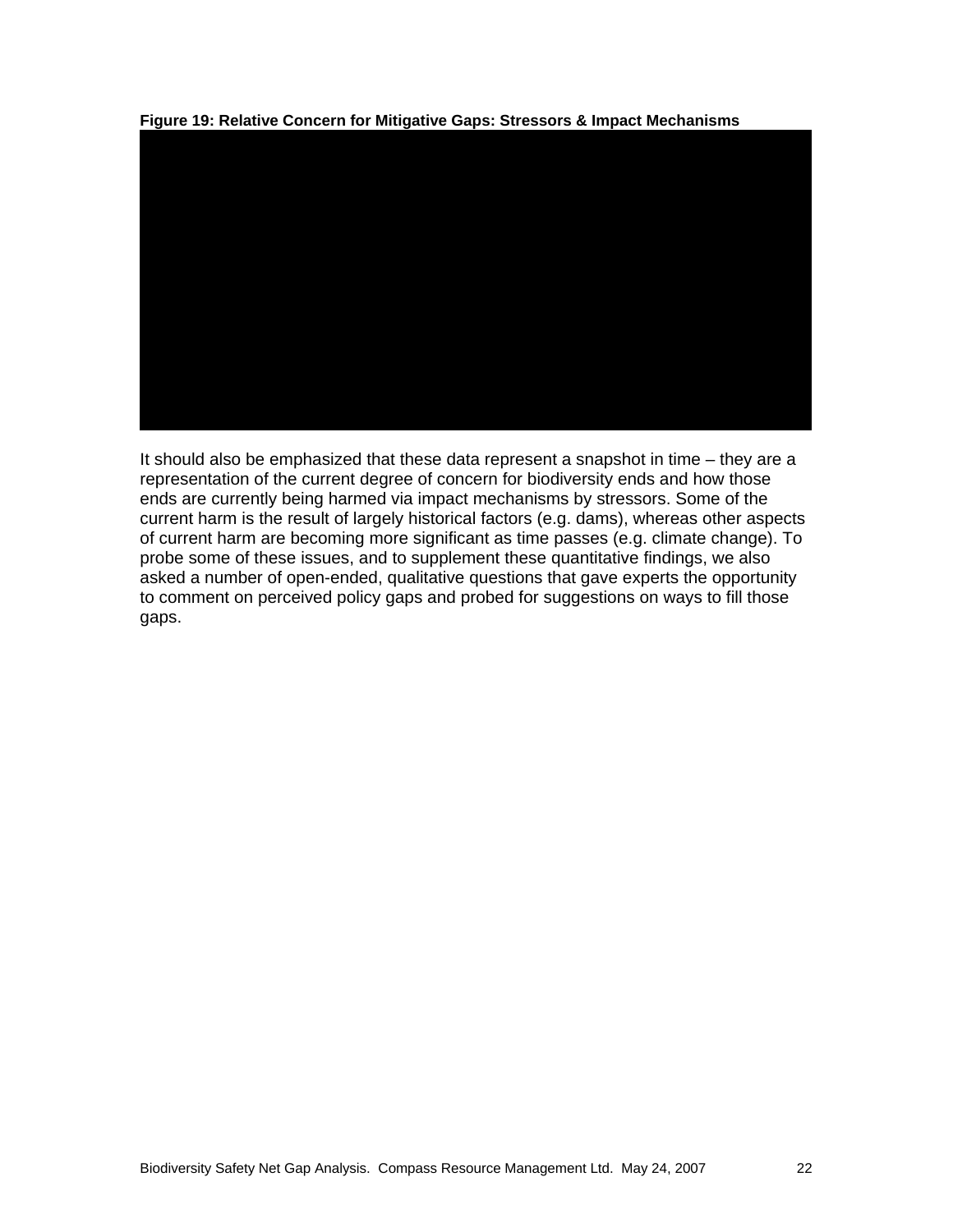**Figure 19: Relative Concern for Mitigative Gaps: Stressors & Impact Mechanisms**

It should also be emphasized that these data represent a snapshot in time – they are a representation of the current degree of concern for biodiversity ends and how those ends are currently being harmed via impact mechanisms by stressors. Some of the current harm is the result of largely historical factors (e.g. dams), whereas other aspects of current harm are becoming more significant as time passes (e.g. climate change). To probe some of these issues, and to supplement these quantitative findings, we also asked a number of open-ended, qualitative questions that gave experts the opportunity to comment on perceived policy gaps and probed for suggestions on ways to fill those gaps.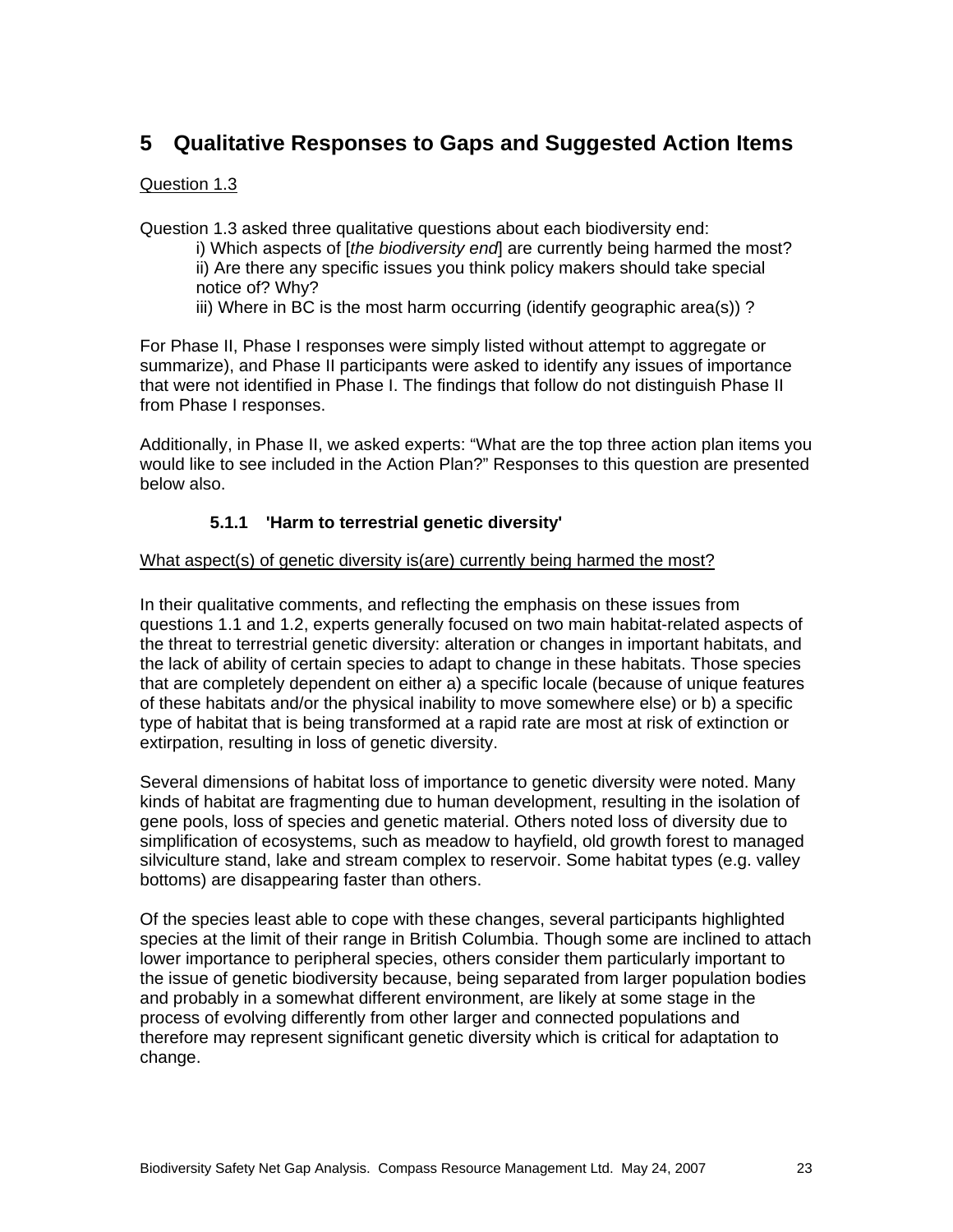# 5 Qualitative Responses to Gaps and Suggested Action Items

Question 1.3

Question 1.3 asked three qualitative questions about each biodiversity end:

i) Which aspects of [*the biodiversity end*] are currently being harmed the most?
ii) Are there any specific issues you think policy makers should take special notice of? Why?
iii) Where in BC is the most harm occurring (identify geographic area(s)) ?

For Phase II, Phase I responses were simply listed without attempt to aggregate or summarize), and Phase II participants were asked to identify any issues of importance that were not identified in Phase I. The findings that follow do not distinguish Phase II from Phase I responses.

Additionally, in Phase II, we asked experts: "What are the top three action plan items you would like to see included in the Action Plan?" Responses to this question are presented below also.

### 5.1.1 'Harm to terrestrial genetic diversity'

What aspect(s) of genetic diversity is(are) currently being harmed the most?

In their qualitative comments, and reflecting the emphasis on these issues from questions 1.1 and 1.2, experts generally focused on two main habitat-related aspects of the threat to terrestrial genetic diversity: alteration or changes in important habitats, and the lack of ability of certain species to adapt to change in these habitats. Those species that are completely dependent on either a) a specific locale (because of unique features of these habitats and/or the physical inability to move somewhere else) or b) a specific type of habitat that is being transformed at a rapid rate are most at risk of extinction or extirpation, resulting in loss of genetic diversity.

Several dimensions of habitat loss of importance to genetic diversity were noted. Many kinds of habitat are fragmenting due to human development, resulting in the isolation of gene pools, loss of species and genetic material. Others noted loss of diversity due to simplification of ecosystems, such as meadow to hayfield, old growth forest to managed silviculture stand, lake and stream complex to reservoir. Some habitat types (e.g. valley bottoms) are disappearing faster than others.

Of the species least able to cope with these changes, several participants highlighted species at the limit of their range in British Columbia. Though some are inclined to attach lower importance to peripheral species, others consider them particularly important to the issue of genetic biodiversity because, being separated from larger population bodies and probably in a somewhat different environment, are likely at some stage in the process of evolving differently from other larger and connected populations and therefore may represent significant genetic diversity which is critical for adaptation to change.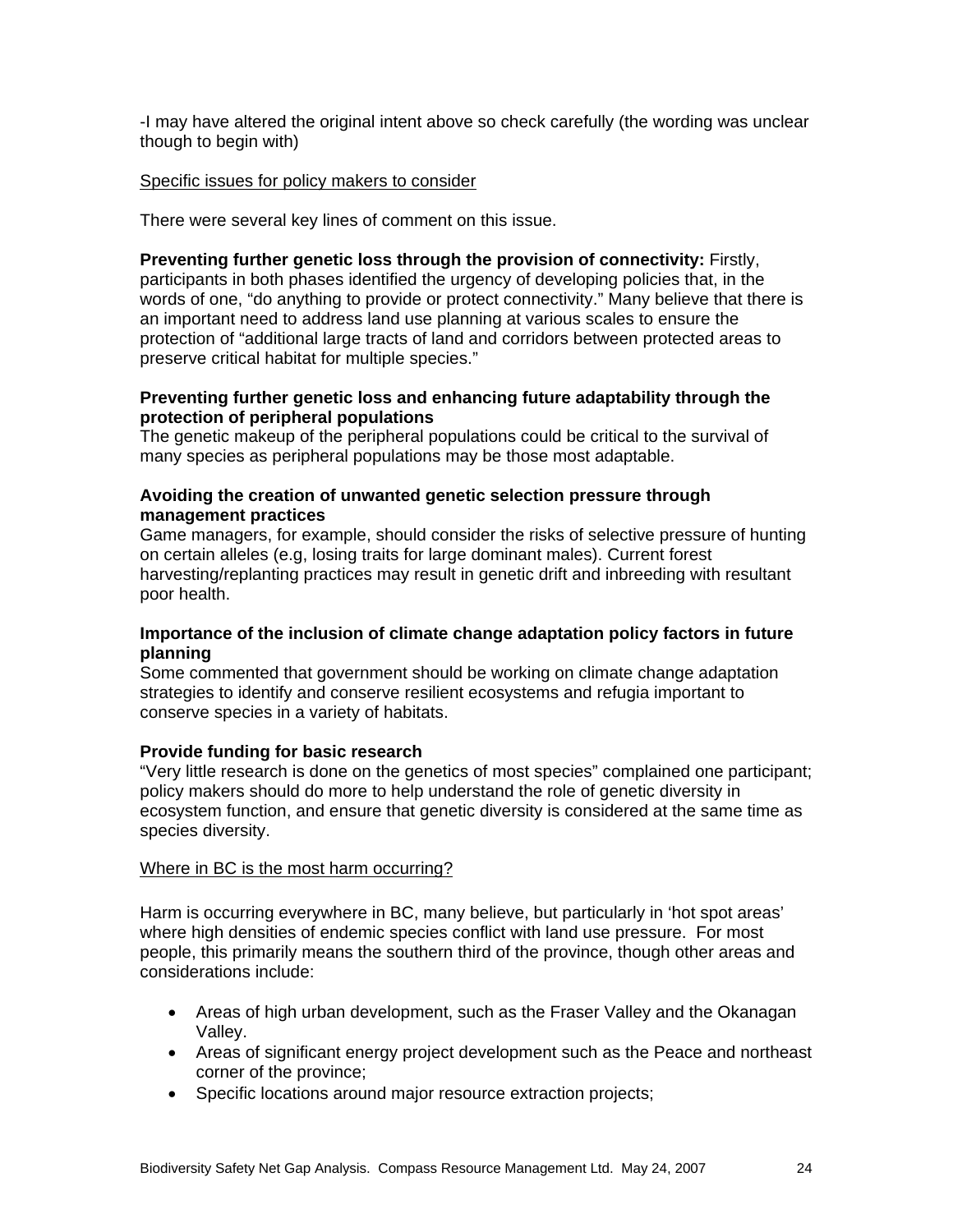-I may have altered the original intent above so check carefully (the wording was unclear though to begin with)

<u>Specific issues for policy makers to consider</u>

There were several key lines of comment on this issue.

**Preventing further genetic loss through the provision of connectivity:** Firstly, participants in both phases identified the urgency of developing policies that, in the words of one, "do anything to provide or protect connectivity." Many believe that there is an important need to address land use planning at various scales to ensure the protection of "additional large tracts of land and corridors between protected areas to preserve critical habitat for multiple species."

**Preventing further genetic loss and enhancing future adaptability through the protection of peripheral populations**
The genetic makeup of the peripheral populations could be critical to the survival of many species as peripheral populations may be those most adaptable.

**Avoiding the creation of unwanted genetic selection pressure through management practices**
Game managers, for example, should consider the risks of selective pressure of hunting on certain alleles (e.g, losing traits for large dominant males). Current forest harvesting/replanting practices may result in genetic drift and inbreeding with resultant poor health.

**Importance of the inclusion of climate change adaptation policy factors in future planning**
Some commented that government should be working on climate change adaptation strategies to identify and conserve resilient ecosystems and refugia important to conserve species in a variety of habitats.

**Provide funding for basic research**
"Very little research is done on the genetics of most species" complained one participant; policy makers should do more to help understand the role of genetic diversity in ecosystem function, and ensure that genetic diversity is considered at the same time as species diversity.

<u>Where in BC is the most harm occurring?</u>

Harm is occurring everywhere in BC, many believe, but particularly in 'hot spot areas' where high densities of endemic species conflict with land use pressure. For most people, this primarily means the southern third of the province, though other areas and considerations include:

- Areas of high urban development, such as the Fraser Valley and the Okanagan Valley.
- Areas of significant energy project development such as the Peace and northeast corner of the province;
- Specific locations around major resource extraction projects;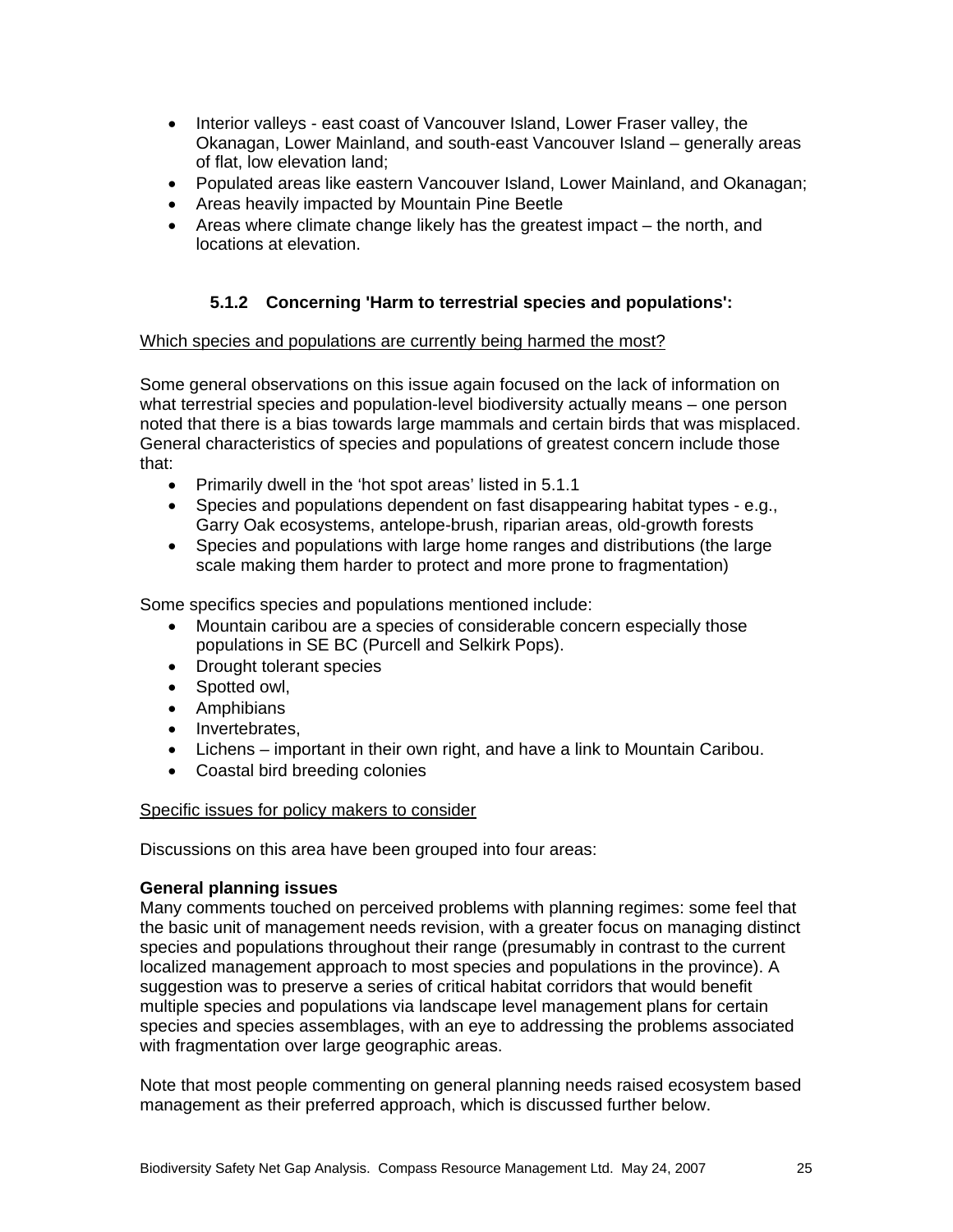- Interior valleys - east coast of Vancouver Island, Lower Fraser valley, the Okanagan, Lower Mainland, and south-east Vancouver Island – generally areas of flat, low elevation land;
- Populated areas like eastern Vancouver Island, Lower Mainland, and Okanagan;
- Areas heavily impacted by Mountain Pine Beetle
- Areas where climate change likely has the greatest impact – the north, and locations at elevation.

### 5.1.2 Concerning 'Harm to terrestrial species and populations':

Which species and populations are currently being harmed the most?

Some general observations on this issue again focused on the lack of information on what terrestrial species and population-level biodiversity actually means – one person noted that there is a bias towards large mammals and certain birds that was misplaced. General characteristics of species and populations of greatest concern include those that:

- Primarily dwell in the 'hot spot areas' listed in 5.1.1
- Species and populations dependent on fast disappearing habitat types - e.g., Garry Oak ecosystems, antelope-brush, riparian areas, old-growth forests
- Species and populations with large home ranges and distributions (the large scale making them harder to protect and more prone to fragmentation)

Some specifics species and populations mentioned include:

- Mountain caribou are a species of considerable concern especially those populations in SE BC (Purcell and Selkirk Pops).
- Drought tolerant species
- Spotted owl,
- Amphibians
- Invertebrates,
- Lichens – important in their own right, and have a link to Mountain Caribou.
- Coastal bird breeding colonies

Specific issues for policy makers to consider

Discussions on this area have been grouped into four areas:

**General planning issues**
Many comments touched on perceived problems with planning regimes: some feel that the basic unit of management needs revision, with a greater focus on managing distinct species and populations throughout their range (presumably in contrast to the current localized management approach to most species and populations in the province). A suggestion was to preserve a series of critical habitat corridors that would benefit multiple species and populations via landscape level management plans for certain species and species assemblages, with an eye to addressing the problems associated with fragmentation over large geographic areas.

Note that most people commenting on general planning needs raised ecosystem based management as their preferred approach, which is discussed further below.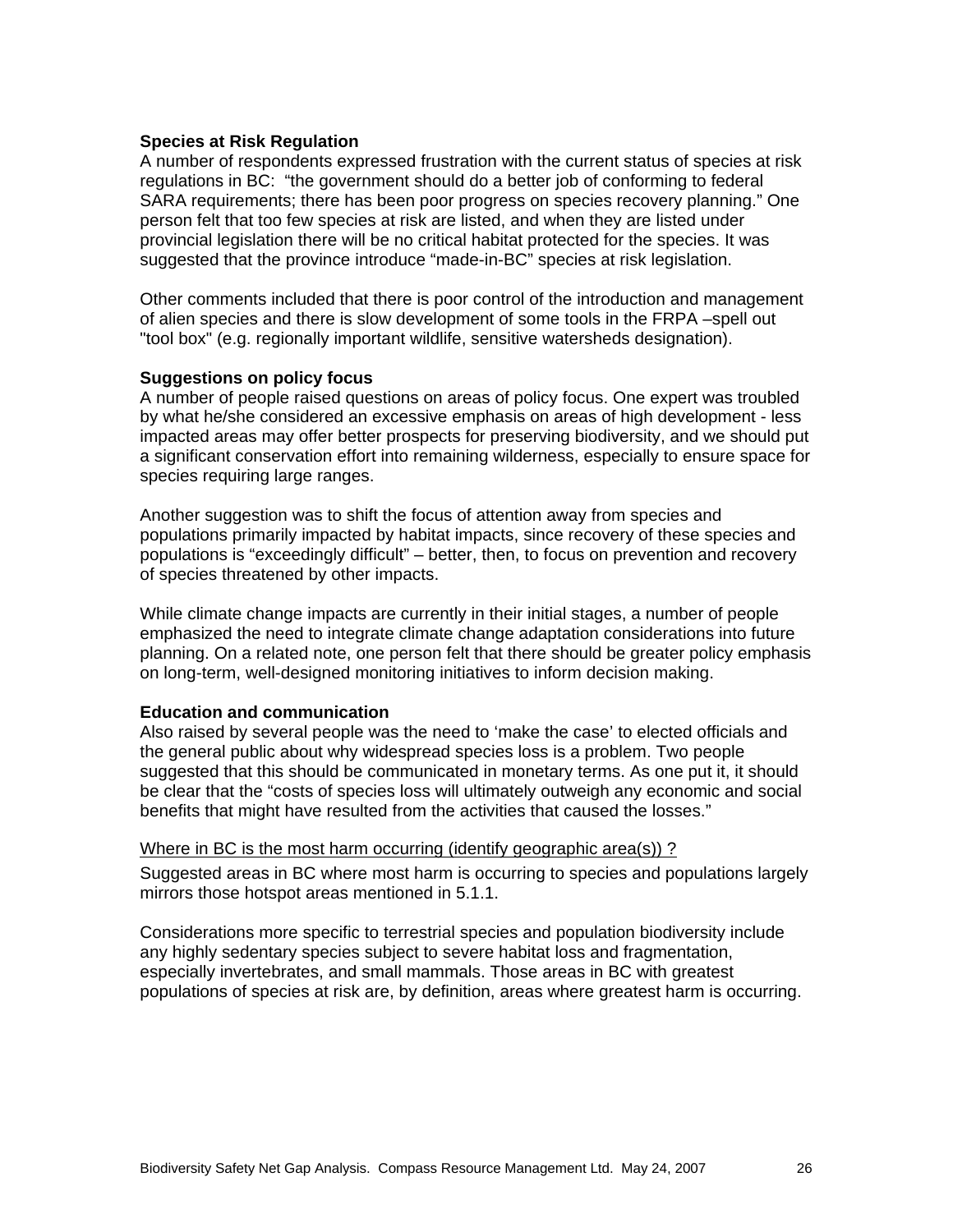**Species at Risk Regulation**

A number of respondents expressed frustration with the current status of species at risk regulations in BC: "the government should do a better job of conforming to federal SARA requirements; there has been poor progress on species recovery planning." One person felt that too few species at risk are listed, and when they are listed under provincial legislation there will be no critical habitat protected for the species. It was suggested that the province introduce "made-in-BC" species at risk legislation.

Other comments included that there is poor control of the introduction and management of alien species and there is slow development of some tools in the FRPA –spell out "tool box" (e.g. regionally important wildlife, sensitive watersheds designation).

**Suggestions on policy focus**

A number of people raised questions on areas of policy focus. One expert was troubled by what he/she considered an excessive emphasis on areas of high development - less impacted areas may offer better prospects for preserving biodiversity, and we should put a significant conservation effort into remaining wilderness, especially to ensure space for species requiring large ranges.

Another suggestion was to shift the focus of attention away from species and populations primarily impacted by habitat impacts, since recovery of these species and populations is "exceedingly difficult" – better, then, to focus on prevention and recovery of species threatened by other impacts.

While climate change impacts are currently in their initial stages, a number of people emphasized the need to integrate climate change adaptation considerations into future planning. On a related note, one person felt that there should be greater policy emphasis on long-term, well-designed monitoring initiatives to inform decision making.

**Education and communication**

Also raised by several people was the need to 'make the case' to elected officials and the general public about why widespread species loss is a problem. Two people suggested that this should be communicated in monetary terms. As one put it, it should be clear that the "costs of species loss will ultimately outweigh any economic and social benefits that might have resulted from the activities that caused the losses."

<u>Where in BC is the most harm occurring (identify geographic area(s)) ?</u>

Suggested areas in BC where most harm is occurring to species and populations largely mirrors those hotspot areas mentioned in 5.1.1.

Considerations more specific to terrestrial species and population biodiversity include any highly sedentary species subject to severe habitat loss and fragmentation, especially invertebrates, and small mammals. Those areas in BC with greatest populations of species at risk are, by definition, areas where greatest harm is occurring.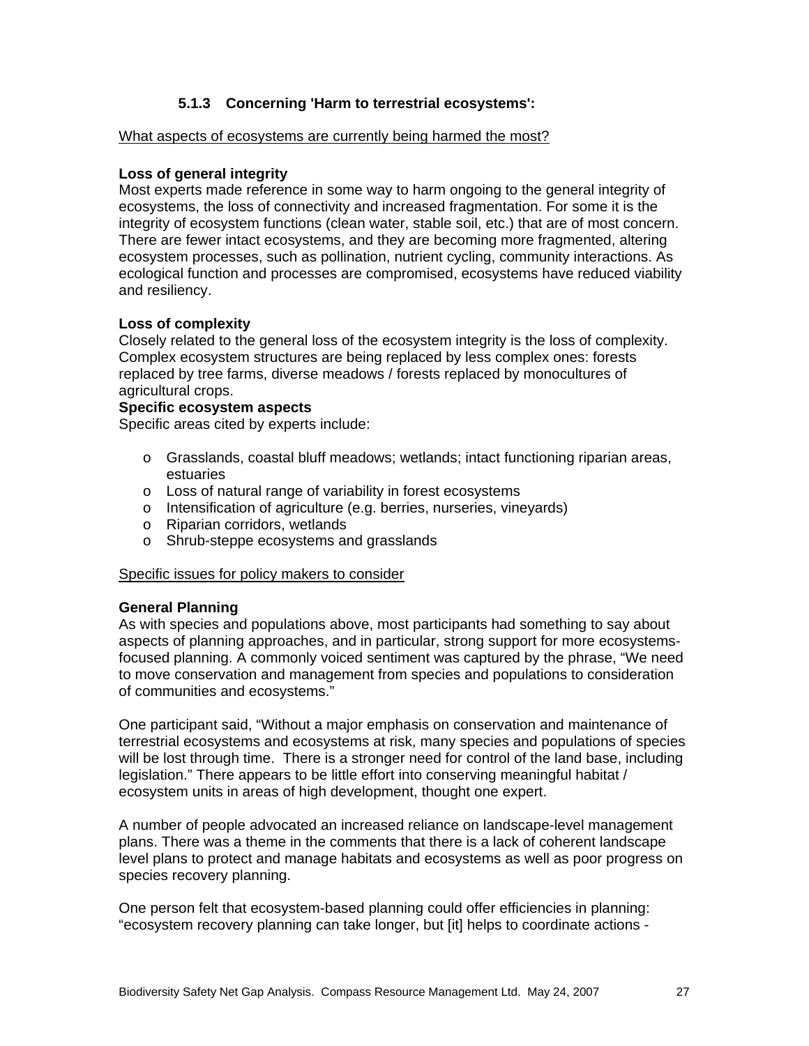#### 5.1.3 Concerning 'Harm to terrestrial ecosystems':

What aspects of ecosystems are currently being harmed the most?

**Loss of general integrity**
Most experts made reference in some way to harm ongoing to the general integrity of ecosystems, the loss of connectivity and increased fragmentation. For some it is the integrity of ecosystem functions (clean water, stable soil, etc.) that are of most concern. There are fewer intact ecosystems, and they are becoming more fragmented, altering ecosystem processes, such as pollination, nutrient cycling, community interactions. As ecological function and processes are compromised, ecosystems have reduced viability and resiliency.

**Loss of complexity**
Closely related to the general loss of the ecosystem integrity is the loss of complexity. Complex ecosystem structures are being replaced by less complex ones: forests replaced by tree farms, diverse meadows / forests replaced by monocultures of agricultural crops.

**Specific ecosystem aspects**
Specific areas cited by experts include:

- Grasslands, coastal bluff meadows; wetlands; intact functioning riparian areas, estuaries
- Loss of natural range of variability in forest ecosystems
- Intensification of agriculture (e.g. berries, nurseries, vineyards)
- Riparian corridors, wetlands
- Shrub-steppe ecosystems and grasslands

Specific issues for policy makers to consider

**General Planning**
As with species and populations above, most participants had something to say about aspects of planning approaches, and in particular, strong support for more ecosystems-focused planning. A commonly voiced sentiment was captured by the phrase, "We need to move conservation and management from species and populations to consideration of communities and ecosystems."

One participant said, "Without a major emphasis on conservation and maintenance of terrestrial ecosystems and ecosystems at risk, many species and populations of species will be lost through time. There is a stronger need for control of the land base, including legislation." There appears to be little effort into conserving meaningful habitat / ecosystem units in areas of high development, thought one expert.

A number of people advocated an increased reliance on landscape-level management plans. There was a theme in the comments that there is a lack of coherent landscape level plans to protect and manage habitats and ecosystems as well as poor progress on species recovery planning.

One person felt that ecosystem-based planning could offer efficiencies in planning: "ecosystem recovery planning can take longer, but [it] helps to coordinate actions -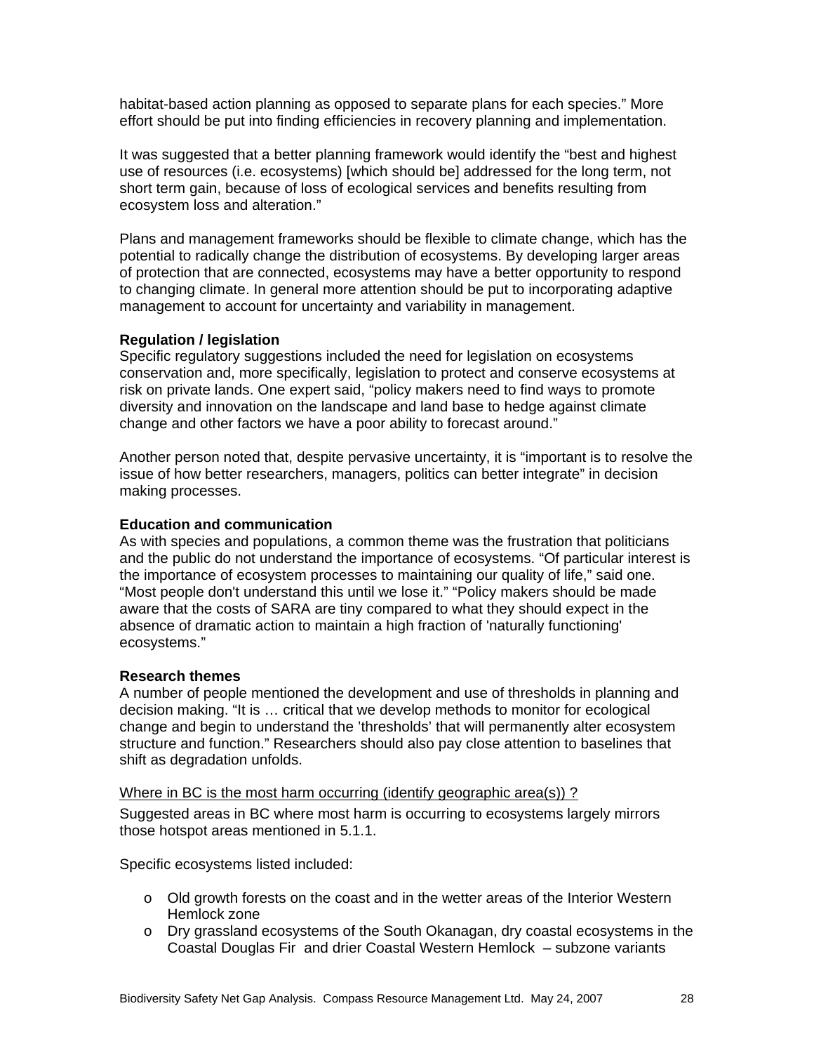habitat-based action planning as opposed to separate plans for each species." More effort should be put into finding efficiencies in recovery planning and implementation.

It was suggested that a better planning framework would identify the "best and highest use of resources (i.e. ecosystems) [which should be] addressed for the long term, not short term gain, because of loss of ecological services and benefits resulting from ecosystem loss and alteration."

Plans and management frameworks should be flexible to climate change, which has the potential to radically change the distribution of ecosystems. By developing larger areas of protection that are connected, ecosystems may have a better opportunity to respond to changing climate. In general more attention should be put to incorporating adaptive management to account for uncertainty and variability in management.

**Regulation / legislation**

Specific regulatory suggestions included the need for legislation on ecosystems conservation and, more specifically, legislation to protect and conserve ecosystems at risk on private lands. One expert said, "policy makers need to find ways to promote diversity and innovation on the landscape and land base to hedge against climate change and other factors we have a poor ability to forecast around."

Another person noted that, despite pervasive uncertainty, it is "important is to resolve the issue of how better researchers, managers, politics can better integrate" in decision making processes.

**Education and communication**

As with species and populations, a common theme was the frustration that politicians and the public do not understand the importance of ecosystems. "Of particular interest is the importance of ecosystem processes to maintaining our quality of life," said one. "Most people don't understand this until we lose it." "Policy makers should be made aware that the costs of SARA are tiny compared to what they should expect in the absence of dramatic action to maintain a high fraction of 'naturally functioning' ecosystems."

**Research themes**

A number of people mentioned the development and use of thresholds in planning and decision making. "It is … critical that we develop methods to monitor for ecological change and begin to understand the 'thresholds' that will permanently alter ecosystem structure and function." Researchers should also pay close attention to baselines that shift as degradation unfolds.

<u>Where in BC is the most harm occurring (identify geographic area(s)) ?</u>

Suggested areas in BC where most harm is occurring to ecosystems largely mirrors those hotspot areas mentioned in 5.1.1.

Specific ecosystems listed included:

- Old growth forests on the coast and in the wetter areas of the Interior Western Hemlock zone
- Dry grassland ecosystems of the South Okanagan, dry coastal ecosystems in the Coastal Douglas Fir and drier Coastal Western Hemlock – subzone variants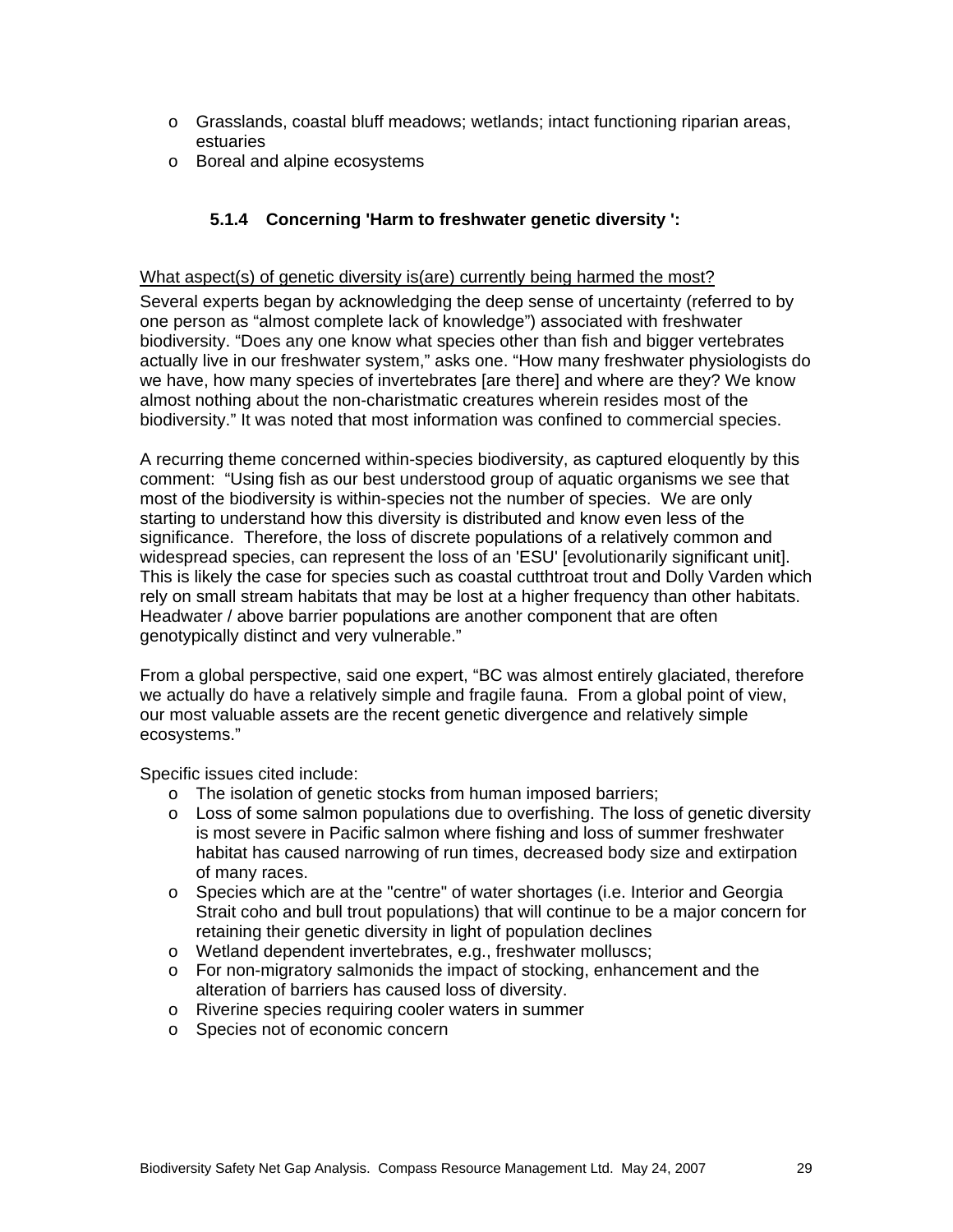- Grasslands, coastal bluff meadows; wetlands; intact functioning riparian areas, estuaries
- Boreal and alpine ecosystems

### 5.1.4 Concerning 'Harm to freshwater genetic diversity ':

What aspect(s) of genetic diversity is(are) currently being harmed the most?

Several experts began by acknowledging the deep sense of uncertainty (referred to by one person as "almost complete lack of knowledge") associated with freshwater biodiversity. "Does any one know what species other than fish and bigger vertebrates actually live in our freshwater system," asks one. "How many freshwater physiologists do we have, how many species of invertebrates [are there] and where are they? We know almost nothing about the non-charistmatic creatures wherein resides most of the biodiversity." It was noted that most information was confined to commercial species.

A recurring theme concerned within-species biodiversity, as captured eloquently by this comment: "Using fish as our best understood group of aquatic organisms we see that most of the biodiversity is within-species not the number of species. We are only starting to understand how this diversity is distributed and know even less of the significance. Therefore, the loss of discrete populations of a relatively common and widespread species, can represent the loss of an 'ESU' [evolutionarily significant unit]. This is likely the case for species such as coastal cutthtroat trout and Dolly Varden which rely on small stream habitats that may be lost at a higher frequency than other habitats. Headwater / above barrier populations are another component that are often genotypically distinct and very vulnerable."

From a global perspective, said one expert, "BC was almost entirely glaciated, therefore we actually do have a relatively simple and fragile fauna. From a global point of view, our most valuable assets are the recent genetic divergence and relatively simple ecosystems."

Specific issues cited include:

- The isolation of genetic stocks from human imposed barriers;
- Loss of some salmon populations due to overfishing. The loss of genetic diversity is most severe in Pacific salmon where fishing and loss of summer freshwater habitat has caused narrowing of run times, decreased body size and extirpation of many races.
- Species which are at the "centre" of water shortages (i.e. Interior and Georgia Strait coho and bull trout populations) that will continue to be a major concern for retaining their genetic diversity in light of population declines
- Wetland dependent invertebrates, e.g., freshwater molluscs;
- For non-migratory salmonids the impact of stocking, enhancement and the alteration of barriers has caused loss of diversity.
- Riverine species requiring cooler waters in summer
- Species not of economic concern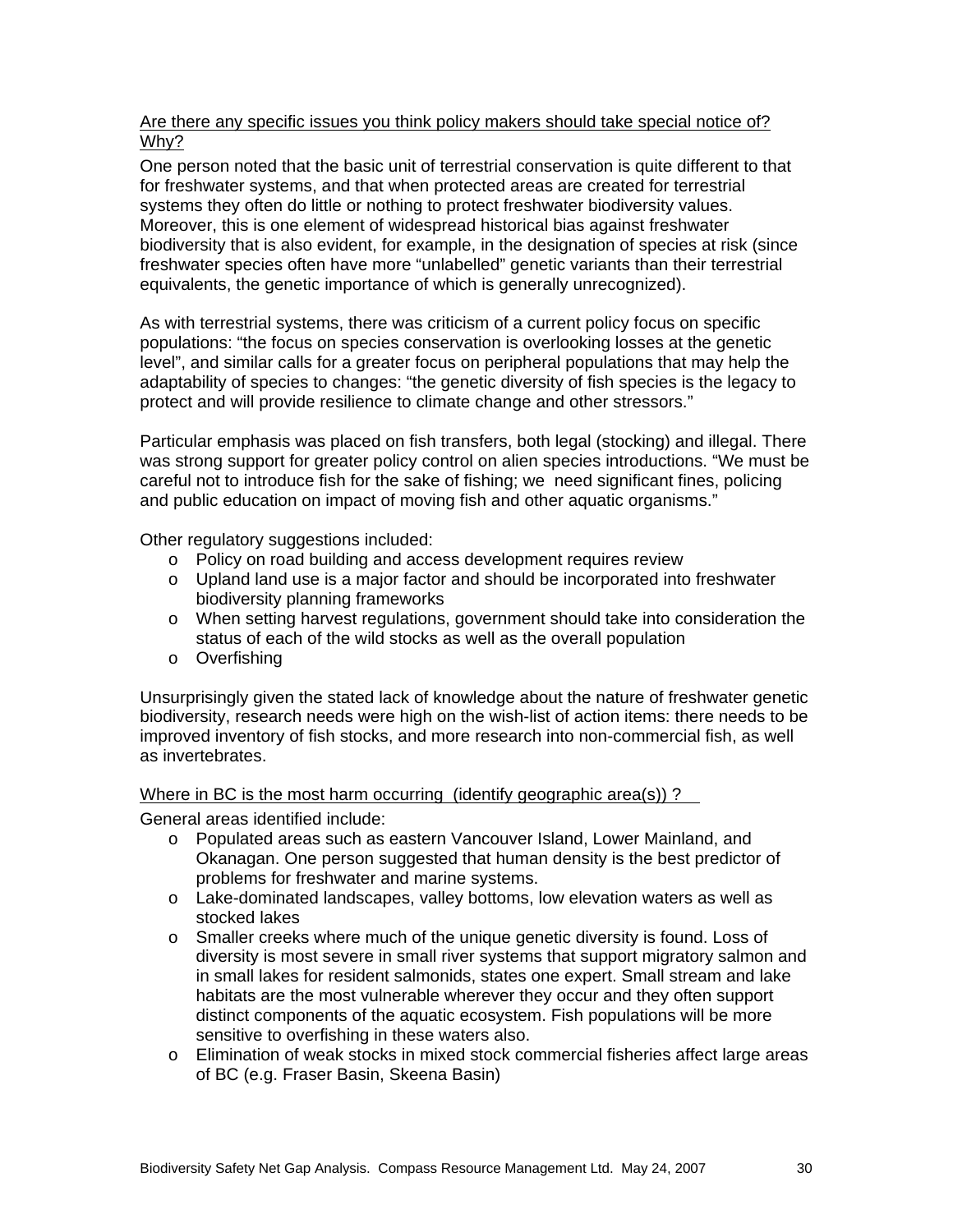Are there any specific issues you think policy makers should take special notice of? Why?

One person noted that the basic unit of terrestrial conservation is quite different to that for freshwater systems, and that when protected areas are created for terrestrial systems they often do little or nothing to protect freshwater biodiversity values. Moreover, this is one element of widespread historical bias against freshwater biodiversity that is also evident, for example, in the designation of species at risk (since freshwater species often have more "unlabelled" genetic variants than their terrestrial equivalents, the genetic importance of which is generally unrecognized).

As with terrestrial systems, there was criticism of a current policy focus on specific populations: "the focus on species conservation is overlooking losses at the genetic level", and similar calls for a greater focus on peripheral populations that may help the adaptability of species to changes: "the genetic diversity of fish species is the legacy to protect and will provide resilience to climate change and other stressors."

Particular emphasis was placed on fish transfers, both legal (stocking) and illegal. There was strong support for greater policy control on alien species introductions. "We must be careful not to introduce fish for the sake of fishing; we need significant fines, policing and public education on impact of moving fish and other aquatic organisms."

Other regulatory suggestions included:

- Policy on road building and access development requires review
- Upland land use is a major factor and should be incorporated into freshwater biodiversity planning frameworks
- When setting harvest regulations, government should take into consideration the status of each of the wild stocks as well as the overall population
- Overfishing

Unsurprisingly given the stated lack of knowledge about the nature of freshwater genetic biodiversity, research needs were high on the wish-list of action items: there needs to be improved inventory of fish stocks, and more research into non-commercial fish, as well as invertebrates.

Where in BC is the most harm occurring (identify geographic area(s)) ?

General areas identified include:

- Populated areas such as eastern Vancouver Island, Lower Mainland, and Okanagan. One person suggested that human density is the best predictor of problems for freshwater and marine systems.
- Lake-dominated landscapes, valley bottoms, low elevation waters as well as stocked lakes
- Smaller creeks where much of the unique genetic diversity is found. Loss of diversity is most severe in small river systems that support migratory salmon and in small lakes for resident salmonids, states one expert. Small stream and lake habitats are the most vulnerable wherever they occur and they often support distinct components of the aquatic ecosystem. Fish populations will be more sensitive to overfishing in these waters also.
- Elimination of weak stocks in mixed stock commercial fisheries affect large areas of BC (e.g. Fraser Basin, Skeena Basin)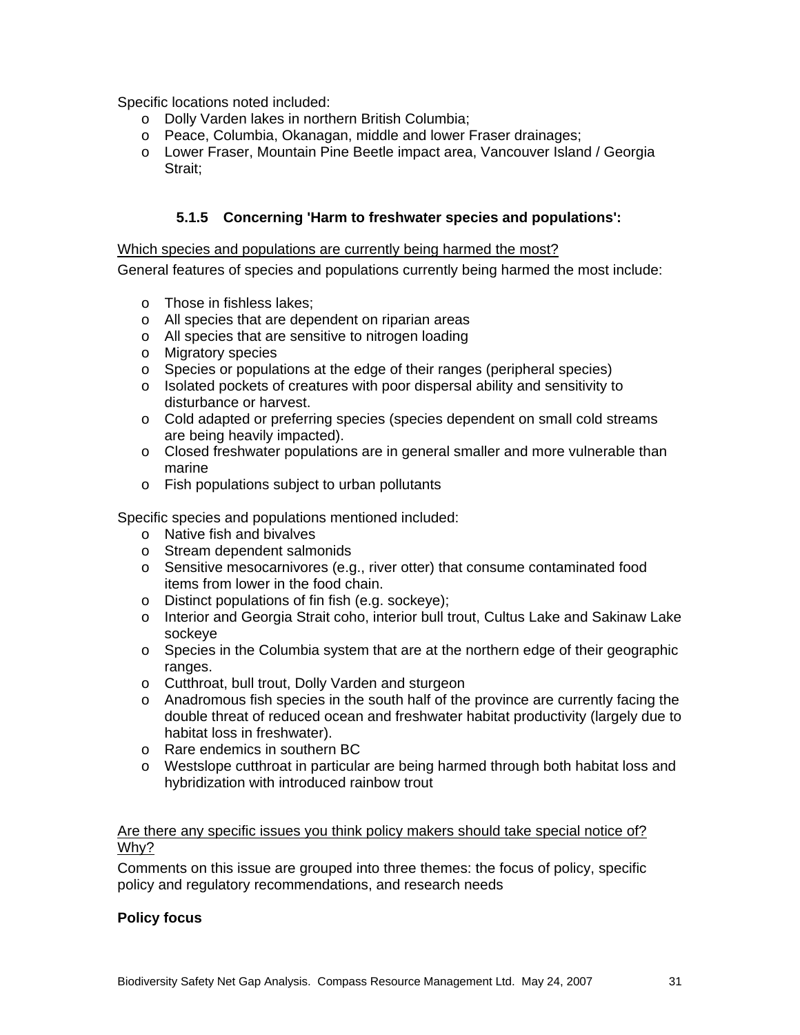Specific locations noted included:

- Dolly Varden lakes in northern British Columbia;
- Peace, Columbia, Okanagan, middle and lower Fraser drainages;
- Lower Fraser, Mountain Pine Beetle impact area, Vancouver Island / Georgia Strait;

#### 5.1.5 Concerning 'Harm to freshwater species and populations':

<u>Which species and populations are currently being harmed the most?</u>

General features of species and populations currently being harmed the most include:

- Those in fishless lakes;
- All species that are dependent on riparian areas
- All species that are sensitive to nitrogen loading
- Migratory species
- Species or populations at the edge of their ranges (peripheral species)
- Isolated pockets of creatures with poor dispersal ability and sensitivity to disturbance or harvest.
- Cold adapted or preferring species (species dependent on small cold streams are being heavily impacted).
- Closed freshwater populations are in general smaller and more vulnerable than marine
- Fish populations subject to urban pollutants

Specific species and populations mentioned included:

- Native fish and bivalves
- Stream dependent salmonids
- Sensitive mesocarnivores (e.g., river otter) that consume contaminated food items from lower in the food chain.
- Distinct populations of fin fish (e.g. sockeye);
- Interior and Georgia Strait coho, interior bull trout, Cultus Lake and Sakinaw Lake sockeye
- Species in the Columbia system that are at the northern edge of their geographic ranges.
- Cutthroat, bull trout, Dolly Varden and sturgeon
- Anadromous fish species in the south half of the province are currently facing the double threat of reduced ocean and freshwater habitat productivity (largely due to habitat loss in freshwater).
- Rare endemics in southern BC
- Westslope cutthroat in particular are being harmed through both habitat loss and hybridization with introduced rainbow trout

<u>Are there any specific issues you think policy makers should take special notice of? Why?</u>

Comments on this issue are grouped into three themes: the focus of policy, specific policy and regulatory recommendations, and research needs

**Policy focus**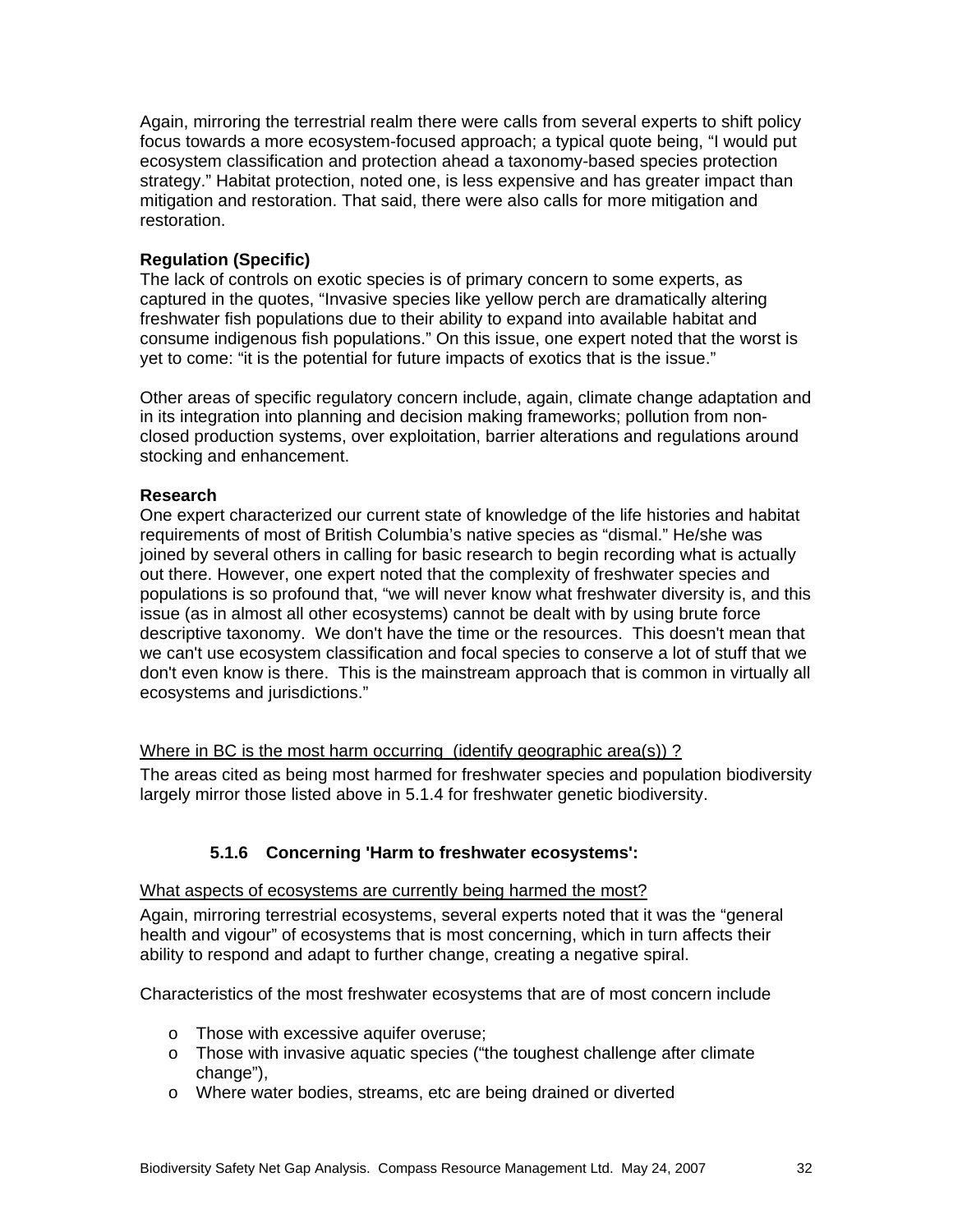Again, mirroring the terrestrial realm there were calls from several experts to shift policy focus towards a more ecosystem-focused approach; a typical quote being, "I would put ecosystem classification and protection ahead a taxonomy-based species protection strategy." Habitat protection, noted one, is less expensive and has greater impact than mitigation and restoration. That said, there were also calls for more mitigation and restoration.

**Regulation (Specific)**

The lack of controls on exotic species is of primary concern to some experts, as captured in the quotes, "Invasive species like yellow perch are dramatically altering freshwater fish populations due to their ability to expand into available habitat and consume indigenous fish populations." On this issue, one expert noted that the worst is yet to come: "it is the potential for future impacts of exotics that is the issue."

Other areas of specific regulatory concern include, again, climate change adaptation and in its integration into planning and decision making frameworks; pollution from non-closed production systems, over exploitation, barrier alterations and regulations around stocking and enhancement.

**Research**

One expert characterized our current state of knowledge of the life histories and habitat requirements of most of British Columbia's native species as "dismal." He/she was joined by several others in calling for basic research to begin recording what is actually out there. However, one expert noted that the complexity of freshwater species and populations is so profound that, "we will never know what freshwater diversity is, and this issue (as in almost all other ecosystems) cannot be dealt with by using brute force descriptive taxonomy. We don't have the time or the resources. This doesn't mean that we can't use ecosystem classification and focal species to conserve a lot of stuff that we don't even know is there. This is the mainstream approach that is common in virtually all ecosystems and jurisdictions."

Where in BC is the most harm occurring (identify geographic area(s)) ?

The areas cited as being most harmed for freshwater species and population biodiversity largely mirror those listed above in 5.1.4 for freshwater genetic biodiversity.

### 5.1.6 Concerning 'Harm to freshwater ecosystems':

What aspects of ecosystems are currently being harmed the most?

Again, mirroring terrestrial ecosystems, several experts noted that it was the "general health and vigour" of ecosystems that is most concerning, which in turn affects their ability to respond and adapt to further change, creating a negative spiral.

Characteristics of the most freshwater ecosystems that are of most concern include

- Those with excessive aquifer overuse;
- Those with invasive aquatic species ("the toughest challenge after climate change"),
- Where water bodies, streams, etc are being drained or diverted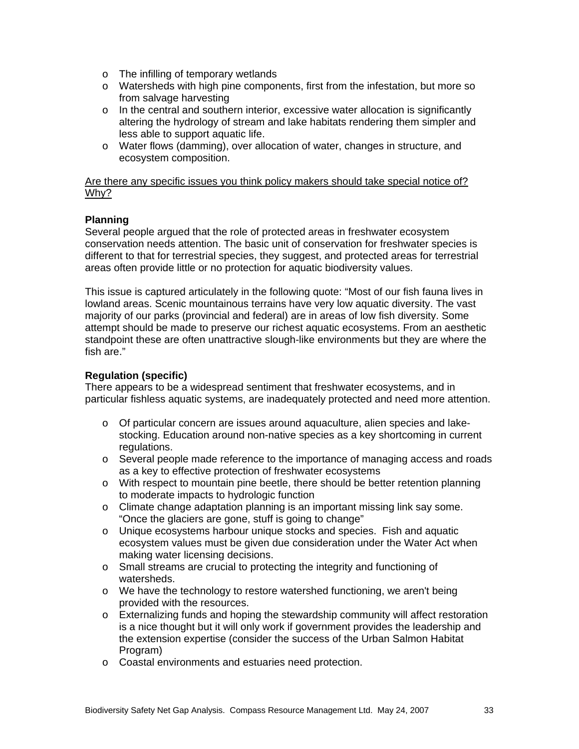- The infilling of temporary wetlands
- Watersheds with high pine components, first from the infestation, but more so from salvage harvesting
- In the central and southern interior, excessive water allocation is significantly altering the hydrology of stream and lake habitats rendering them simpler and less able to support aquatic life.
- Water flows (damming), over allocation of water, changes in structure, and ecosystem composition.

<u>Are there any specific issues you think policy makers should take special notice of? Why?</u>

**Planning**

Several people argued that the role of protected areas in freshwater ecosystem conservation needs attention. The basic unit of conservation for freshwater species is different to that for terrestrial species, they suggest, and protected areas for terrestrial areas often provide little or no protection for aquatic biodiversity values.

This issue is captured articulately in the following quote: "Most of our fish fauna lives in lowland areas. Scenic mountainous terrains have very low aquatic diversity. The vast majority of our parks (provincial and federal) are in areas of low fish diversity. Some attempt should be made to preserve our richest aquatic ecosystems. From an aesthetic standpoint these are often unattractive slough-like environments but they are where the fish are."

**Regulation (specific)**

There appears to be a widespread sentiment that freshwater ecosystems, and in particular fishless aquatic systems, are inadequately protected and need more attention.

- Of particular concern are issues around aquaculture, alien species and lake-stocking. Education around non-native species as a key shortcoming in current regulations.
- Several people made reference to the importance of managing access and roads as a key to effective protection of freshwater ecosystems
- With respect to mountain pine beetle, there should be better retention planning to moderate impacts to hydrologic function
- Climate change adaptation planning is an important missing link say some. "Once the glaciers are gone, stuff is going to change"
- Unique ecosystems harbour unique stocks and species. Fish and aquatic ecosystem values must be given due consideration under the Water Act when making water licensing decisions.
- Small streams are crucial to protecting the integrity and functioning of watersheds.
- We have the technology to restore watershed functioning, we aren't being provided with the resources.
- Externalizing funds and hoping the stewardship community will affect restoration is a nice thought but it will only work if government provides the leadership and the extension expertise (consider the success of the Urban Salmon Habitat Program)
- Coastal environments and estuaries need protection.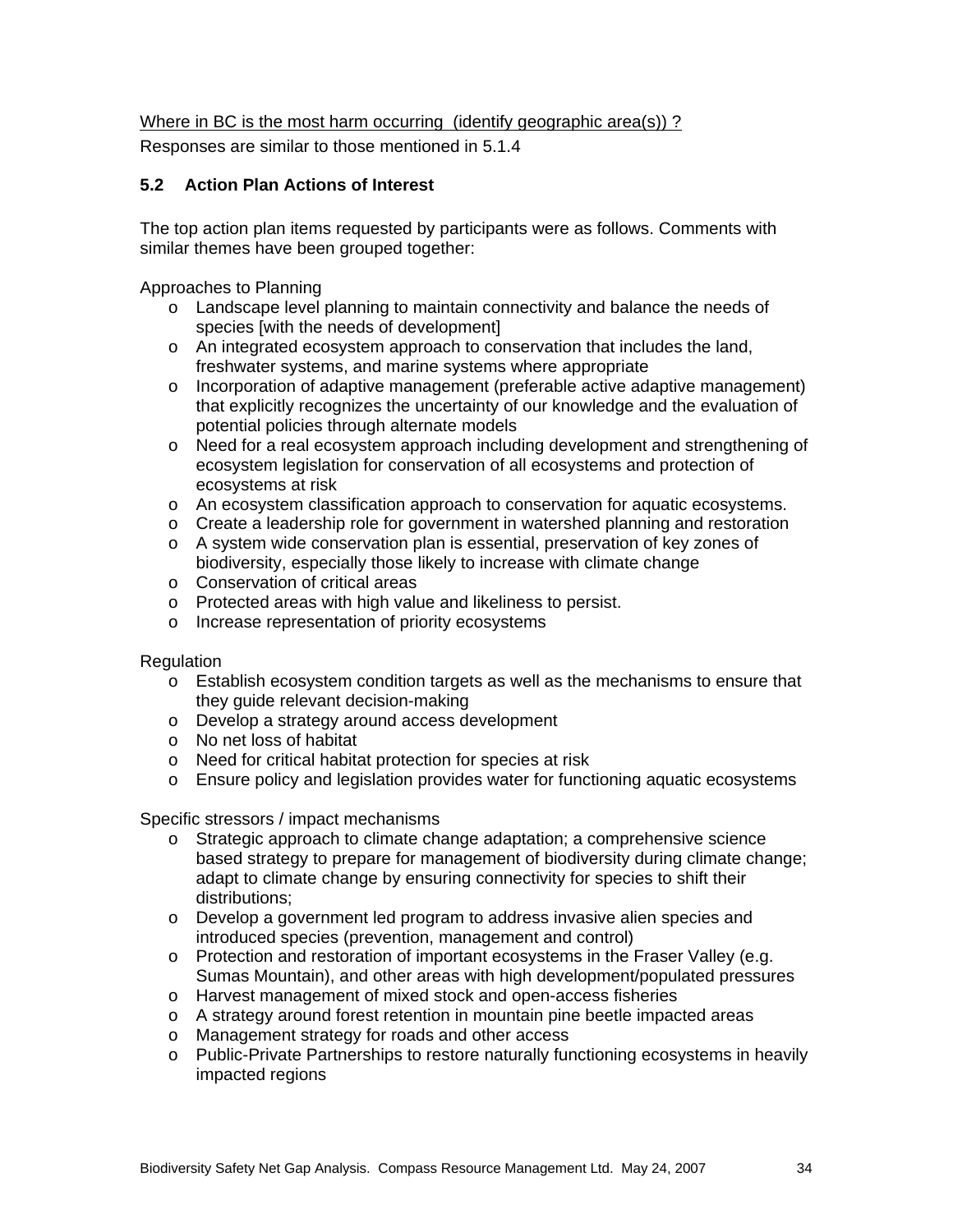<u>Where in BC is the most harm occurring (identify geographic area(s)) ?</u>

Responses are similar to those mentioned in 5.1.4

### 5.2 Action Plan Actions of Interest

The top action plan items requested by participants were as follows. Comments with similar themes have been grouped together:

Approaches to Planning

- Landscape level planning to maintain connectivity and balance the needs of species [with the needs of development]
- An integrated ecosystem approach to conservation that includes the land, freshwater systems, and marine systems where appropriate
- Incorporation of adaptive management (preferable active adaptive management) that explicitly recognizes the uncertainty of our knowledge and the evaluation of potential policies through alternate models
- Need for a real ecosystem approach including development and strengthening of ecosystem legislation for conservation of all ecosystems and protection of ecosystems at risk
- An ecosystem classification approach to conservation for aquatic ecosystems.
- Create a leadership role for government in watershed planning and restoration
- A system wide conservation plan is essential, preservation of key zones of biodiversity, especially those likely to increase with climate change
- Conservation of critical areas
- Protected areas with high value and likeliness to persist.
- Increase representation of priority ecosystems

Regulation

- Establish ecosystem condition targets as well as the mechanisms to ensure that they guide relevant decision-making
- Develop a strategy around access development
- No net loss of habitat
- Need for critical habitat protection for species at risk
- Ensure policy and legislation provides water for functioning aquatic ecosystems

Specific stressors / impact mechanisms

- Strategic approach to climate change adaptation; a comprehensive science based strategy to prepare for management of biodiversity during climate change; adapt to climate change by ensuring connectivity for species to shift their distributions;
- Develop a government led program to address invasive alien species and introduced species (prevention, management and control)
- Protection and restoration of important ecosystems in the Fraser Valley (e.g. Sumas Mountain), and other areas with high development/populated pressures
- Harvest management of mixed stock and open-access fisheries
- A strategy around forest retention in mountain pine beetle impacted areas
- Management strategy for roads and other access
- Public-Private Partnerships to restore naturally functioning ecosystems in heavily impacted regions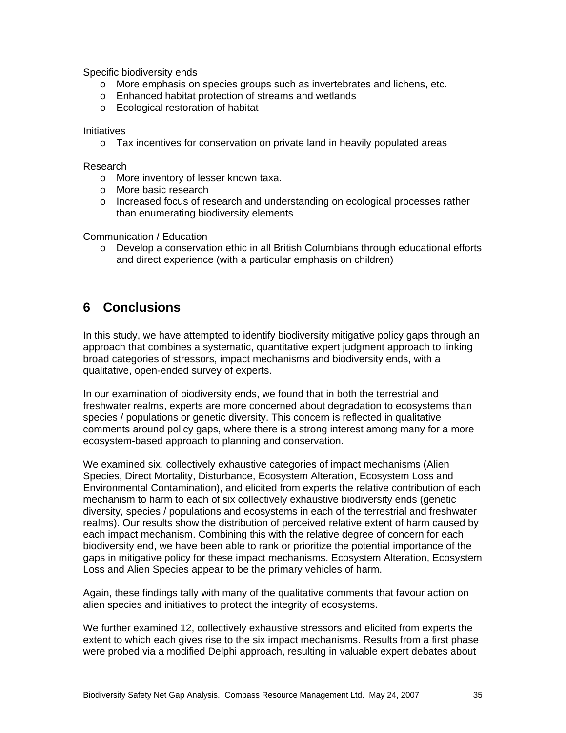Specific biodiversity ends

- More emphasis on species groups such as invertebrates and lichens, etc.
- Enhanced habitat protection of streams and wetlands
- Ecological restoration of habitat

Initiatives

- Tax incentives for conservation on private land in heavily populated areas

Research

- More inventory of lesser known taxa.
- More basic research
- Increased focus of research and understanding on ecological processes rather than enumerating biodiversity elements

Communication / Education

- Develop a conservation ethic in all British Columbians through educational efforts and direct experience (with a particular emphasis on children)

# 6 Conclusions

In this study, we have attempted to identify biodiversity mitigative policy gaps through an approach that combines a systematic, quantitative expert judgment approach to linking broad categories of stressors, impact mechanisms and biodiversity ends, with a qualitative, open-ended survey of experts.

In our examination of biodiversity ends, we found that in both the terrestrial and freshwater realms, experts are more concerned about degradation to ecosystems than species / populations or genetic diversity. This concern is reflected in qualitative comments around policy gaps, where there is a strong interest among many for a more ecosystem-based approach to planning and conservation.

We examined six, collectively exhaustive categories of impact mechanisms (Alien Species, Direct Mortality, Disturbance, Ecosystem Alteration, Ecosystem Loss and Environmental Contamination), and elicited from experts the relative contribution of each mechanism to harm to each of six collectively exhaustive biodiversity ends (genetic diversity, species / populations and ecosystems in each of the terrestrial and freshwater realms). Our results show the distribution of perceived relative extent of harm caused by each impact mechanism. Combining this with the relative degree of concern for each biodiversity end, we have been able to rank or prioritize the potential importance of the gaps in mitigative policy for these impact mechanisms. Ecosystem Alteration, Ecosystem Loss and Alien Species appear to be the primary vehicles of harm.

Again, these findings tally with many of the qualitative comments that favour action on alien species and initiatives to protect the integrity of ecosystems.

We further examined 12, collectively exhaustive stressors and elicited from experts the extent to which each gives rise to the six impact mechanisms. Results from a first phase were probed via a modified Delphi approach, resulting in valuable expert debates about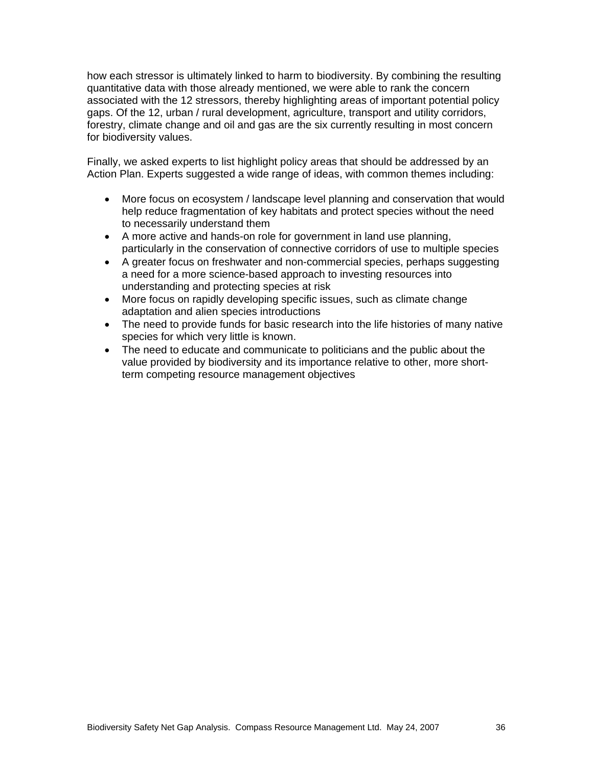how each stressor is ultimately linked to harm to biodiversity. By combining the resulting quantitative data with those already mentioned, we were able to rank the concern associated with the 12 stressors, thereby highlighting areas of important potential policy gaps. Of the 12, urban / rural development, agriculture, transport and utility corridors, forestry, climate change and oil and gas are the six currently resulting in most concern for biodiversity values.

Finally, we asked experts to list highlight policy areas that should be addressed by an Action Plan. Experts suggested a wide range of ideas, with common themes including:

- More focus on ecosystem / landscape level planning and conservation that would help reduce fragmentation of key habitats and protect species without the need to necessarily understand them
- A more active and hands-on role for government in land use planning, particularly in the conservation of connective corridors of use to multiple species
- A greater focus on freshwater and non-commercial species, perhaps suggesting a need for a more science-based approach to investing resources into understanding and protecting species at risk
- More focus on rapidly developing specific issues, such as climate change adaptation and alien species introductions
- The need to provide funds for basic research into the life histories of many native species for which very little is known.
- The need to educate and communicate to politicians and the public about the value provided by biodiversity and its importance relative to other, more short-term competing resource management objectives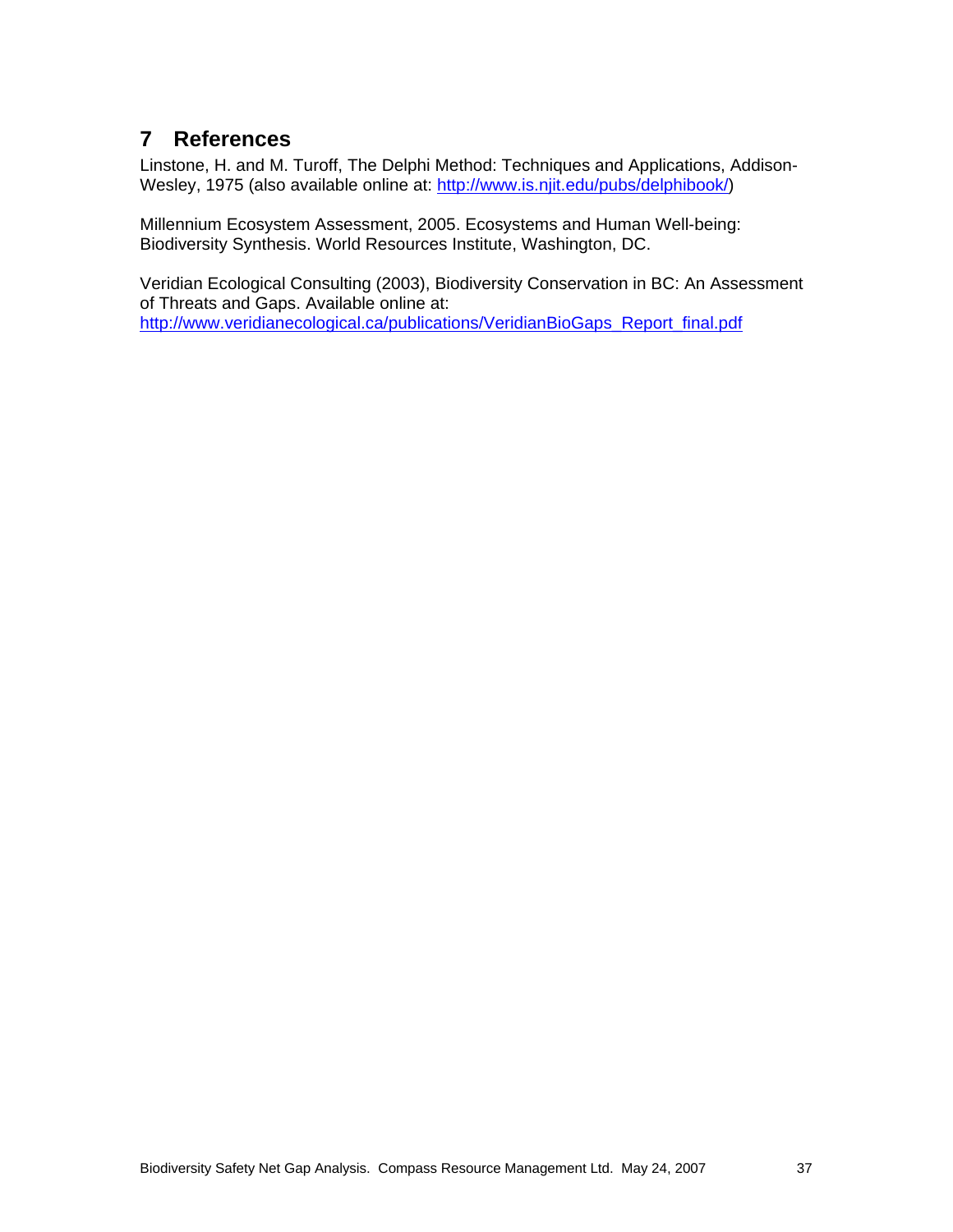# 7 References

Linstone, H. and M. Turoff, The Delphi Method: Techniques and Applications, Addison-Wesley, 1975 (also available online at: http://www.is.njit.edu/pubs/delphibook/)

Millennium Ecosystem Assessment, 2005. Ecosystems and Human Well-being: Biodiversity Synthesis. World Resources Institute, Washington, DC.

Veridian Ecological Consulting (2003), Biodiversity Conservation in BC: An Assessment of Threats and Gaps. Available online at: http://www.veridianecological.ca/publications/VeridianBioGaps_Report_final.pdf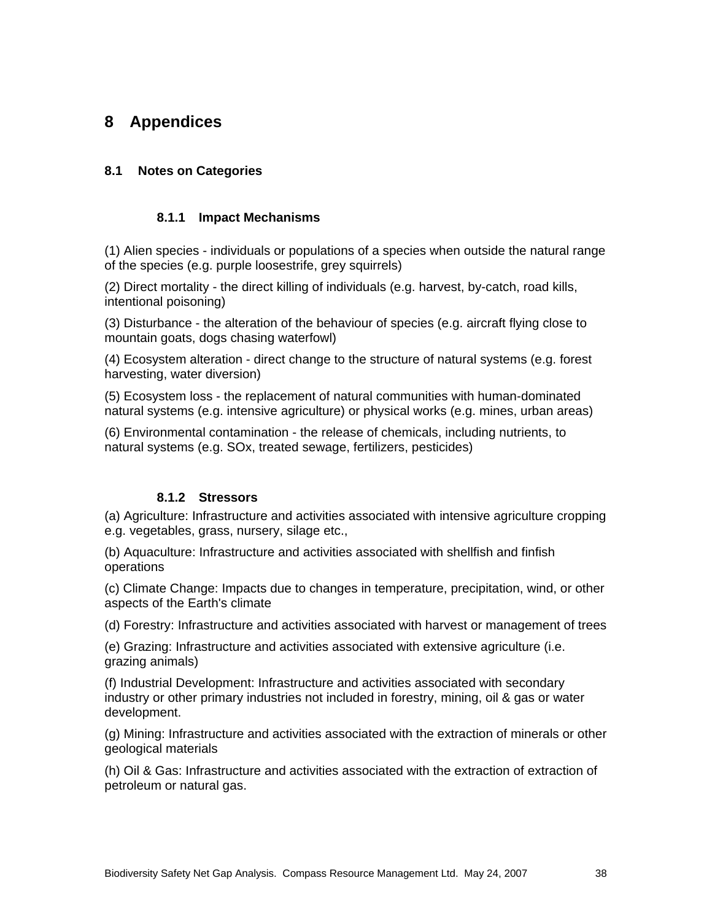# 8 Appendices

## 8.1 Notes on Categories

### 8.1.1 Impact Mechanisms

(1) Alien species - individuals or populations of a species when outside the natural range of the species (e.g. purple loosestrife, grey squirrels)

(2) Direct mortality - the direct killing of individuals (e.g. harvest, by-catch, road kills, intentional poisoning)

(3) Disturbance - the alteration of the behaviour of species (e.g. aircraft flying close to mountain goats, dogs chasing waterfowl)

(4) Ecosystem alteration - direct change to the structure of natural systems (e.g. forest harvesting, water diversion)

(5) Ecosystem loss - the replacement of natural communities with human-dominated natural systems (e.g. intensive agriculture) or physical works (e.g. mines, urban areas)

(6) Environmental contamination - the release of chemicals, including nutrients, to natural systems (e.g. SOx, treated sewage, fertilizers, pesticides)

### 8.1.2 Stressors

(a) Agriculture: Infrastructure and activities associated with intensive agriculture cropping e.g. vegetables, grass, nursery, silage etc.,

(b) Aquaculture: Infrastructure and activities associated with shellfish and finfish operations

(c) Climate Change: Impacts due to changes in temperature, precipitation, wind, or other aspects of the Earth's climate

(d) Forestry: Infrastructure and activities associated with harvest or management of trees

(e) Grazing: Infrastructure and activities associated with extensive agriculture (i.e. grazing animals)

(f) Industrial Development: Infrastructure and activities associated with secondary industry or other primary industries not included in forestry, mining, oil & gas or water development.

(g) Mining: Infrastructure and activities associated with the extraction of minerals or other geological materials

(h) Oil & Gas: Infrastructure and activities associated with the extraction of extraction of petroleum or natural gas.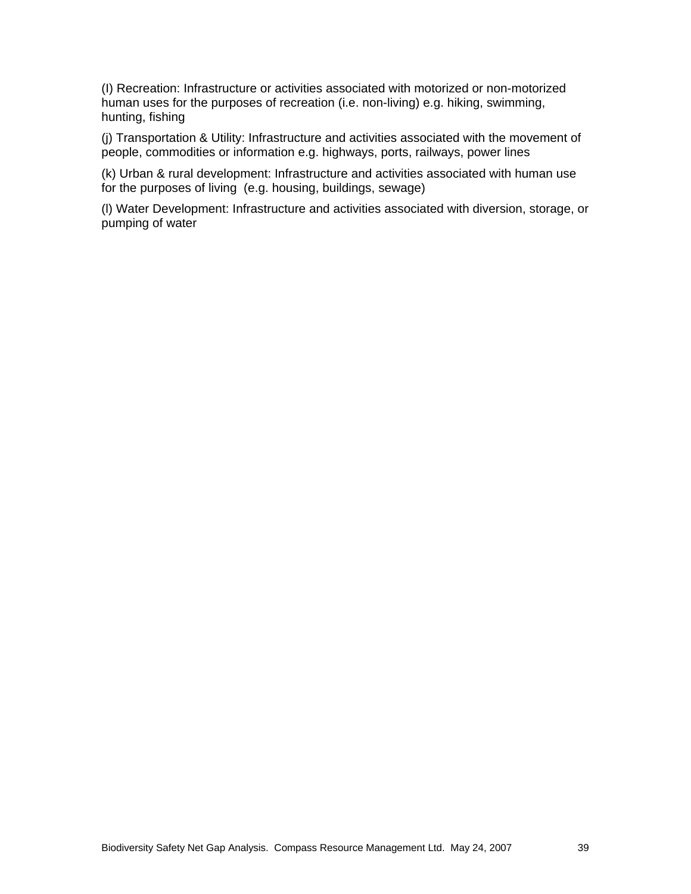(I) Recreation: Infrastructure or activities associated with motorized or non-motorized human uses for the purposes of recreation (i.e. non-living) e.g. hiking, swimming, hunting, fishing

(j) Transportation & Utility: Infrastructure and activities associated with the movement of people, commodities or information e.g. highways, ports, railways, power lines

(k) Urban & rural development: Infrastructure and activities associated with human use for the purposes of living (e.g. housing, buildings, sewage)

(l) Water Development: Infrastructure and activities associated with diversion, storage, or pumping of water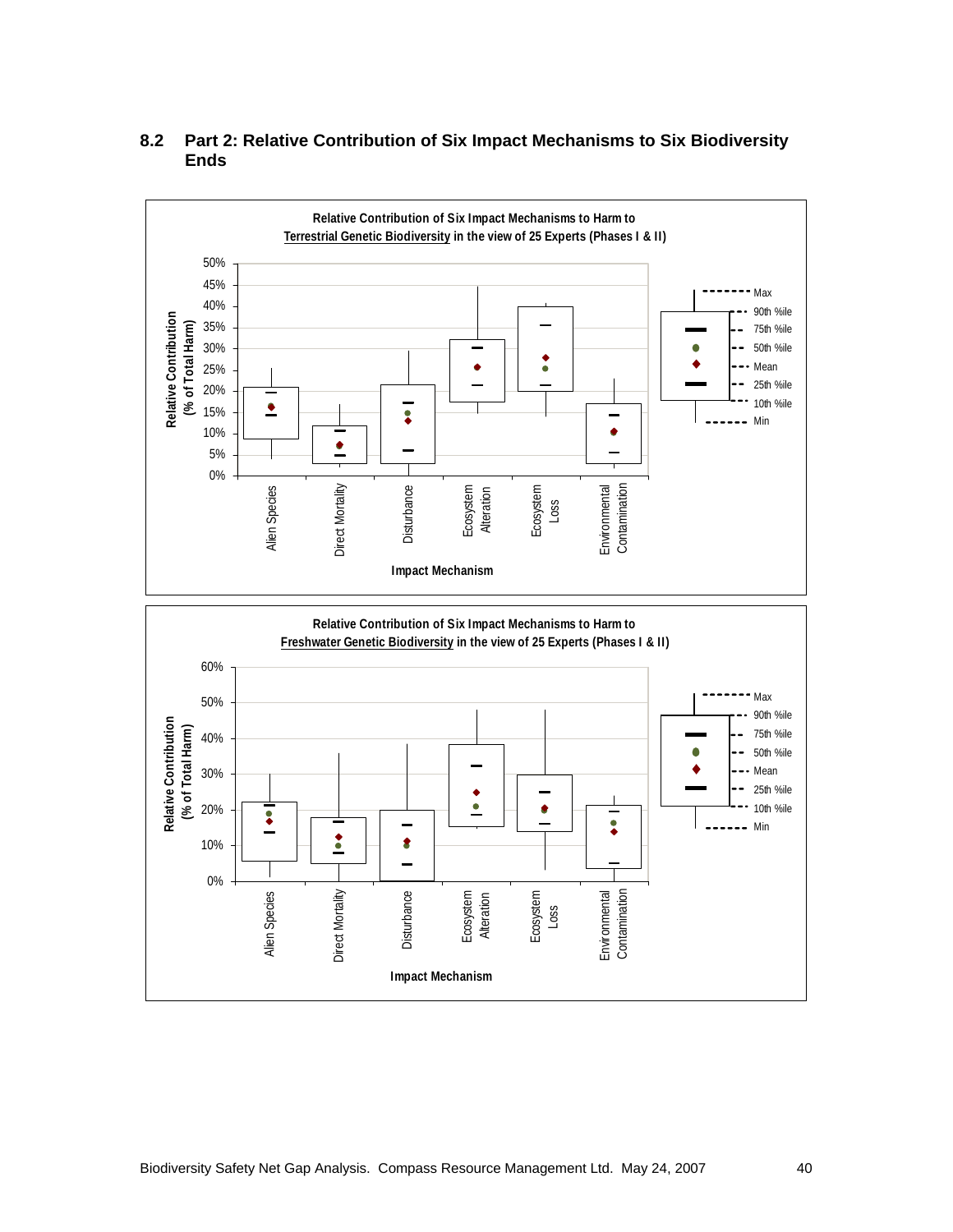## 8.2 Part 2: Relative Contribution of Six Impact Mechanisms to Six Biodiversity Ends

**Relative Contribution of Six Impact Mechanisms to Harm to Terrestrial Genetic Biodiversity in the view of 25 Experts (Phases I & II)**

Relative Contribution (% of Total Harm)

Impact Mechanism: Alien Species, Direct Mortality, Disturbance, Ecosystem Alteration, Ecosystem Loss, Environmental Contamination

Legend: Max, 90th %ile, 75th %ile, 50th %ile, Mean, 25th %ile, 10th %ile, Min

**Relative Contribution of Six Impact Mechanisms to Harm to Freshwater Genetic Biodiversity in the view of 25 Experts (Phases I & II)**

Relative Contribution (% of Total Harm)

Impact Mechanism: Alien Species, Direct Mortality, Disturbance, Ecosystem Alteration, Ecosystem Loss, Environmental Contamination

Legend: Max, 90th %ile, 75th %ile, 50th %ile, Mean, 25th %ile, 10th %ile, Min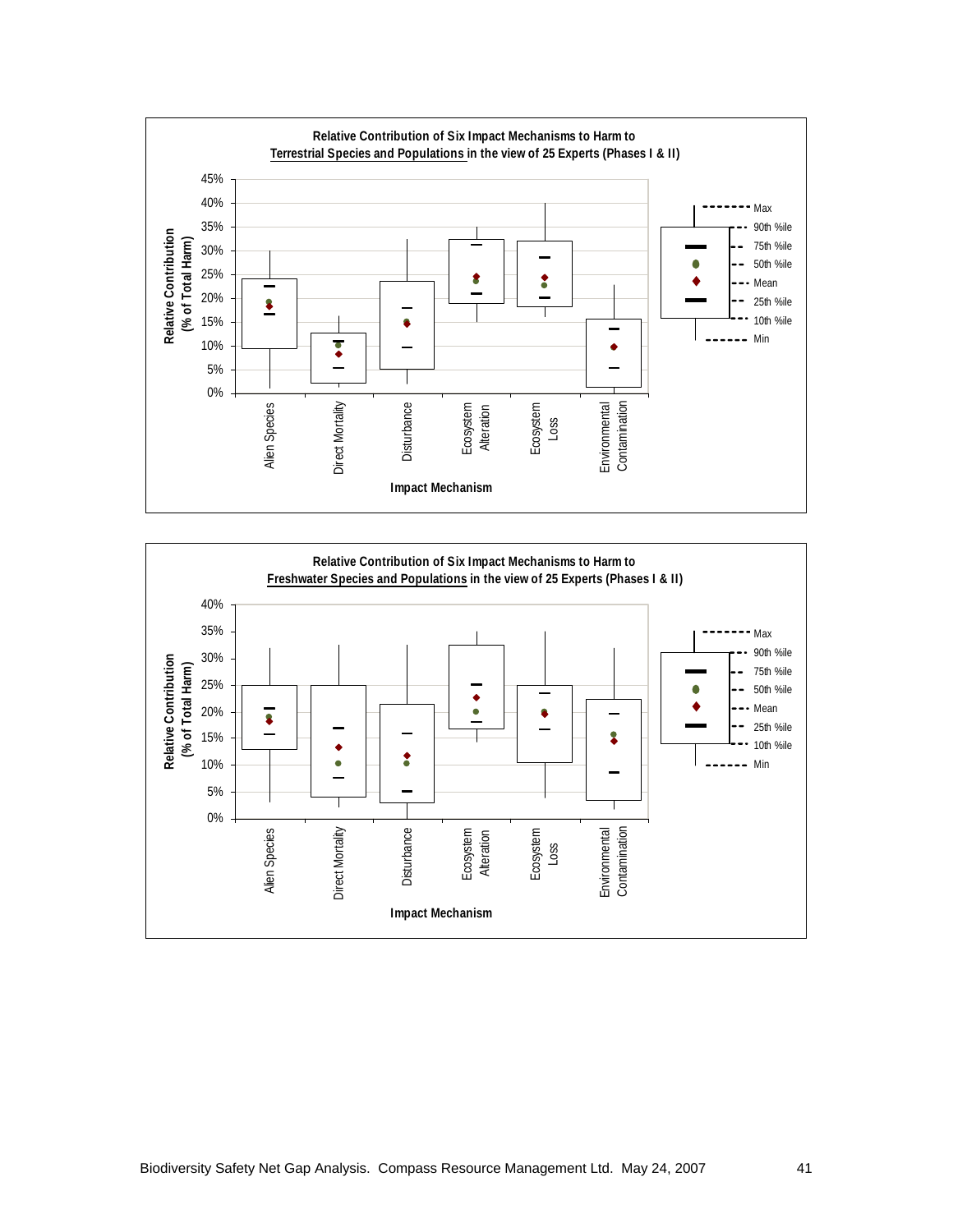**Relative Contribution of Six Impact Mechanisms to Harm to Terrestrial Species and Populations in the view of 25 Experts (Phases I & II)**

Relative Contribution (% of Total Harm)

45%
40%
35%
30%
25%
20%
15%
10%
5%
0%

Alien Species | Direct Mortality | Disturbance | Ecosystem Alteration | Ecosystem Loss | Environmental Contamination

Impact Mechanism

Max
90th %ile
75th %ile
50th %ile
Mean
25th %ile
10th %ile
Min

**Relative Contribution of Six Impact Mechanisms to Harm to Freshwater Species and Populations in the view of 25 Experts (Phases I & II)**

Relative Contribution (% of Total Harm)

40%
35%
30%
25%
20%
15%
10%
5%
0%

Alien Species | Direct Mortality | Disturbance | Ecosystem Alteration | Ecosystem Loss | Environmental Contamination

Impact Mechanism

Max
90th %ile
75th %ile
50th %ile
Mean
25th %ile
10th %ile
Min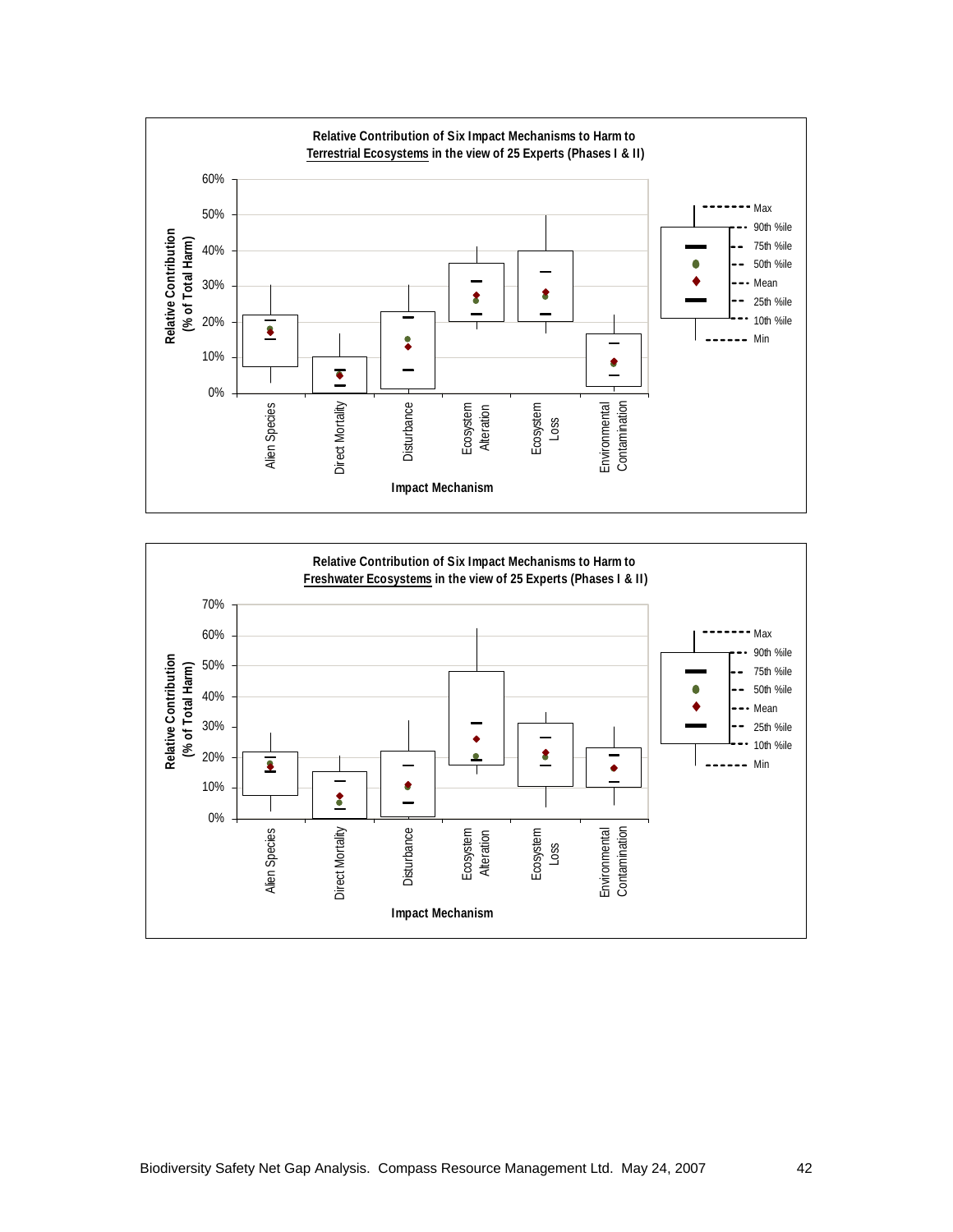**Relative Contribution of Six Impact Mechanisms to Harm to Terrestrial Ecosystems in the view of 25 Experts (Phases I & II)**

Relative Contribution (% of Total Harm)

0% 10% 20% 30% 40% 50% 60%

Alien Species | Direct Mortality | Disturbance | Ecosystem Alteration | Ecosystem Loss | Environmental Contamination

Impact Mechanism

Max, 90th %ile, 75th %ile, 50th %ile, Mean, 25th %ile, 10th %ile, Min

**Relative Contribution of Six Impact Mechanisms to Harm to Freshwater Ecosystems in the view of 25 Experts (Phases I & II)**

Relative Contribution (% of Total Harm)

0% 10% 20% 30% 40% 50% 60% 70%

Alien Species | Direct Mortality | Disturbance | Ecosystem Alteration | Ecosystem Loss | Environmental Contamination

Impact Mechanism

Max, 90th %ile, 75th %ile, 50th %ile, Mean, 25th %ile, 10th %ile, Min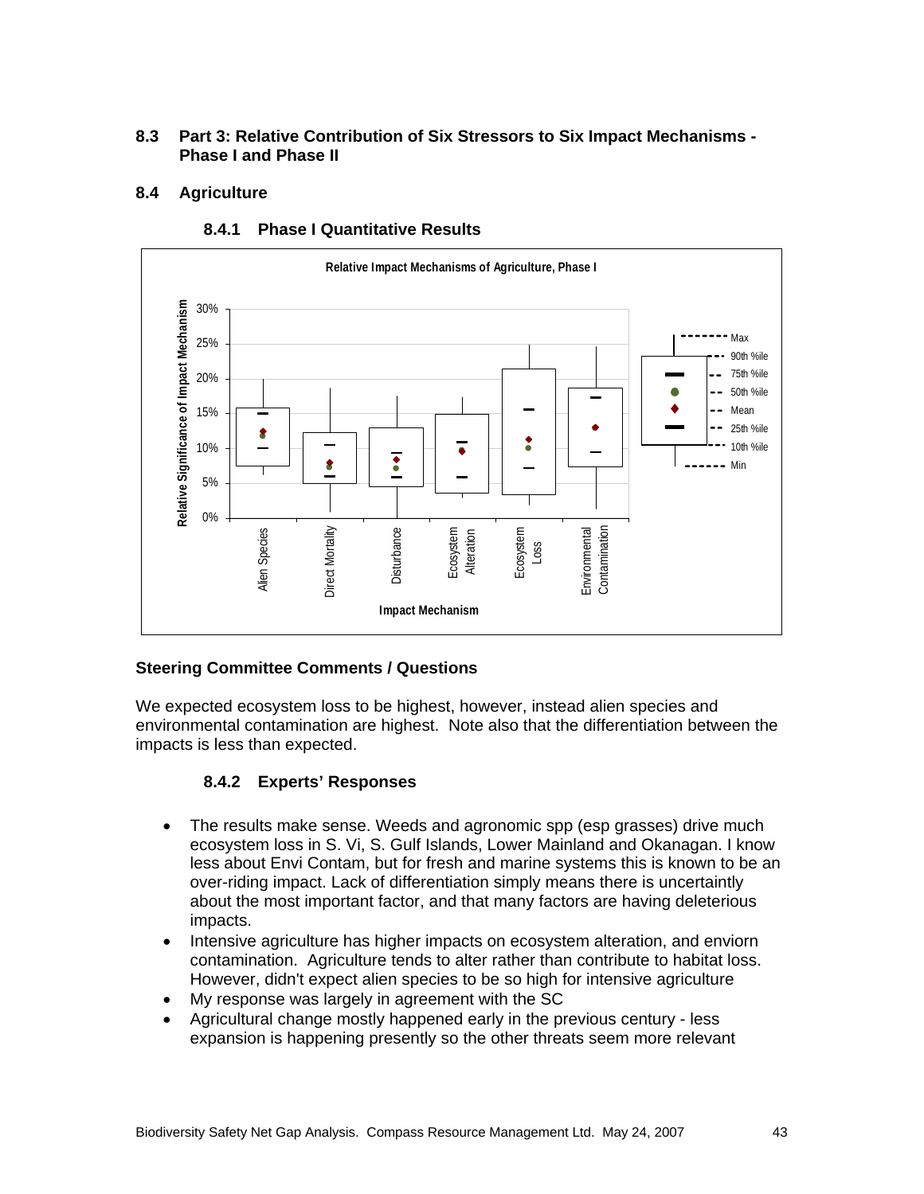## 8.3 Part 3: Relative Contribution of Six Stressors to Six Impact Mechanisms - Phase I and Phase II

## 8.4 Agriculture

### 8.4.1 Phase I Quantitative Results

**Relative Impact Mechanisms of Agriculture, Phase I**

### Steering Committee Comments / Questions

We expected ecosystem loss to be highest, however, instead alien species and environmental contamination are highest. Note also that the differentiation between the impacts is less than expected.

### 8.4.2 Experts' Responses

- The results make sense. Weeds and agronomic spp (esp grasses) drive much ecosystem loss in S. Vi, S. Gulf Islands, Lower Mainland and Okanagan. I know less about Envi Contam, but for fresh and marine systems this is known to be an over-riding impact. Lack of differentiation simply means there is uncertaintly about the most important factor, and that many factors are having deleterious impacts.
- Intensive agriculture has higher impacts on ecosystem alteration, and enviorn contamination. Agriculture tends to alter rather than contribute to habitat loss. However, didn't expect alien species to be so high for intensive agriculture
- My response was largely in agreement with the SC
- Agricultural change mostly happened early in the previous century - less expansion is happening presently so the other threats seem more relevant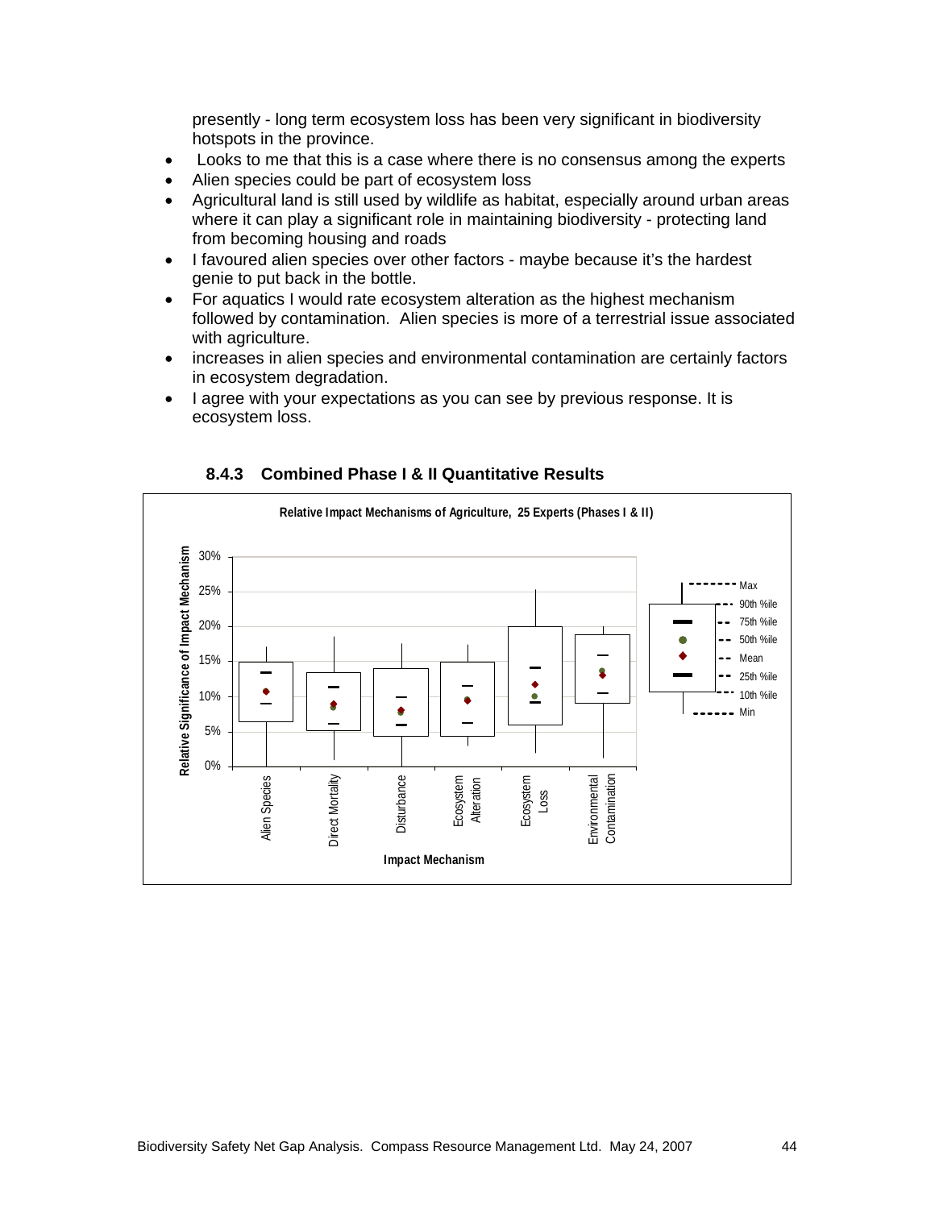presently - long term ecosystem loss has been very significant in biodiversity hotspots in the province.

- Looks to me that this is a case where there is no consensus among the experts
- Alien species could be part of ecosystem loss
- Agricultural land is still used by wildlife as habitat, especially around urban areas where it can play a significant role in maintaining biodiversity - protecting land from becoming housing and roads
- I favoured alien species over other factors - maybe because it's the hardest genie to put back in the bottle.
- For aquatics I would rate ecosystem alteration as the highest mechanism followed by contamination. Alien species is more of a terrestrial issue associated with agriculture.
- increases in alien species and environmental contamination are certainly factors in ecosystem degradation.
- I agree with your expectations as you can see by previous response. It is ecosystem loss.

### 8.4.3 Combined Phase I & II Quantitative Results

**Relative Impact Mechanisms of Agriculture, 25 Experts (Phases I & II)**

Y-axis: Relative Significance of Impact Mechanism (0%–30%)

X-axis: Impact Mechanism — Alien Species, Direct Mortality, Disturbance, Ecosystem Alteration, Ecosystem Loss, Environmental Contamination

Legend: Max, 90th %ile, 75th %ile, 50th %ile, Mean, 25th %ile, 10th %ile, Min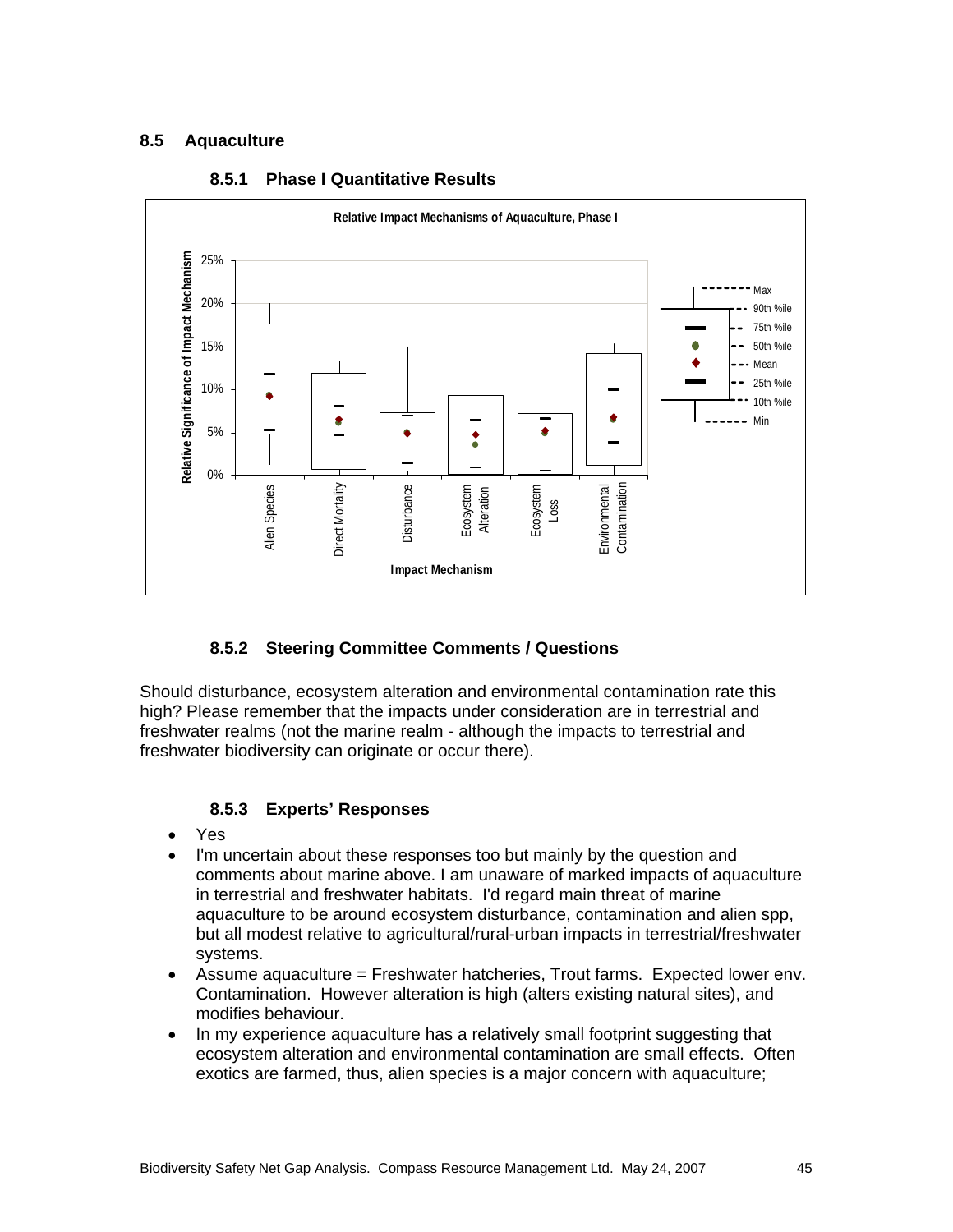## 8.5 Aquaculture

### 8.5.1 Phase I Quantitative Results

### 8.5.2 Steering Committee Comments / Questions

Should disturbance, ecosystem alteration and environmental contamination rate this high? Please remember that the impacts under consideration are in terrestrial and freshwater realms (not the marine realm - although the impacts to terrestrial and freshwater biodiversity can originate or occur there).

### 8.5.3 Experts' Responses

- Yes
- I'm uncertain about these responses too but mainly by the question and comments about marine above. I am unaware of marked impacts of aquaculture in terrestrial and freshwater habitats. I'd regard main threat of marine aquaculture to be around ecosystem disturbance, contamination and alien spp, but all modest relative to agricultural/rural-urban impacts in terrestrial/freshwater systems.
- Assume aquaculture = Freshwater hatcheries, Trout farms. Expected lower env. Contamination. However alteration is high (alters existing natural sites), and modifies behaviour.
- In my experience aquaculture has a relatively small footprint suggesting that ecosystem alteration and environmental contamination are small effects. Often exotics are farmed, thus, alien species is a major concern with aquaculture;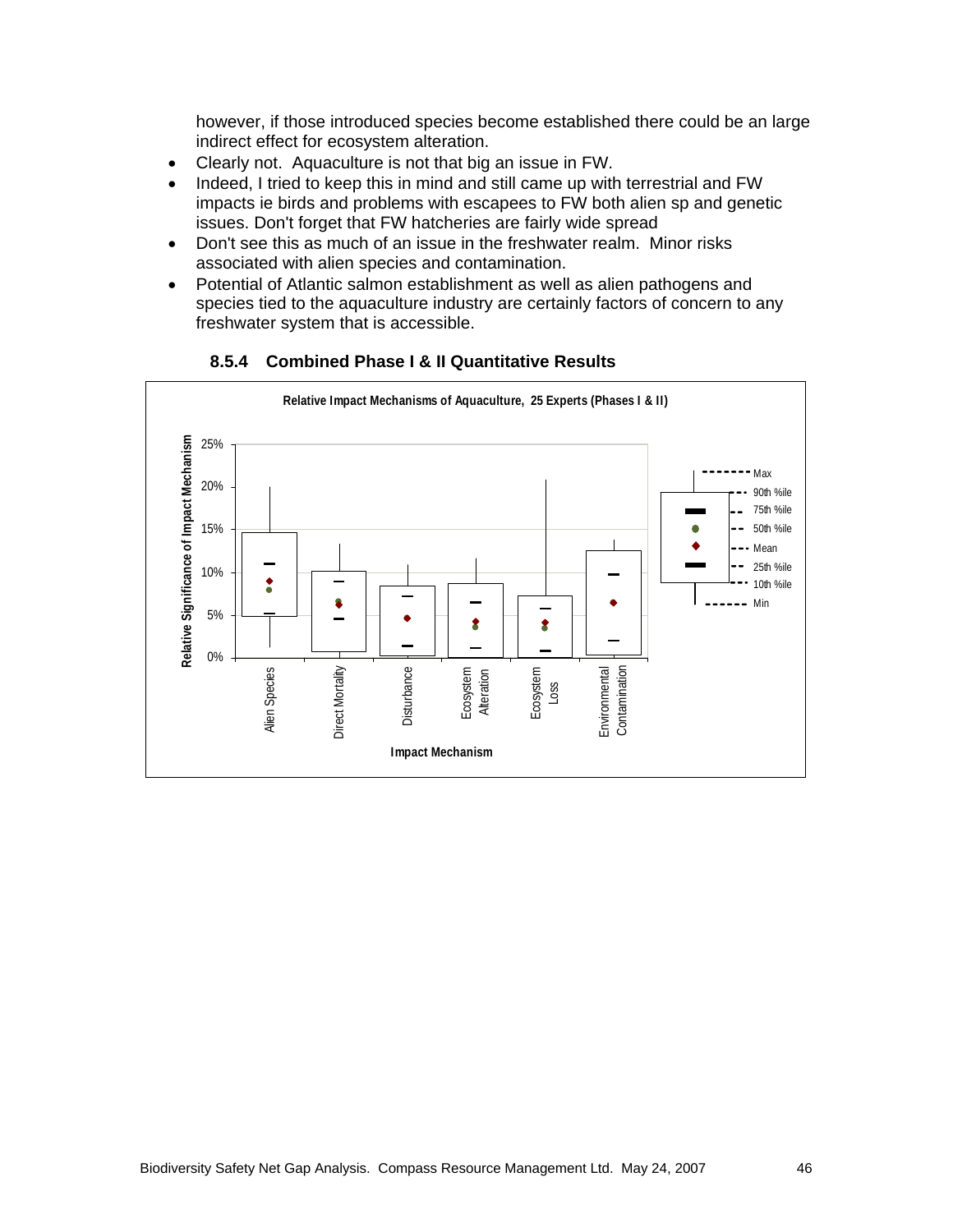however, if those introduced species become established there could be an large indirect effect for ecosystem alteration.

- Clearly not. Aquaculture is not that big an issue in FW.
- Indeed, I tried to keep this in mind and still came up with terrestrial and FW impacts ie birds and problems with escapees to FW both alien sp and genetic issues. Don't forget that FW hatcheries are fairly wide spread
- Don't see this as much of an issue in the freshwater realm. Minor risks associated with alien species and contamination.
- Potential of Atlantic salmon establishment as well as alien pathogens and species tied to the aquaculture industry are certainly factors of concern to any freshwater system that is accessible.

### 8.5.4 Combined Phase I & II Quantitative Results

**Relative Impact Mechanisms of Aquaculture, 25 Experts (Phases I & II)**

Relative Significance of Impact Mechanism

25%
20%
15%
10%
5%
0%

Alien Species | Direct Mortality | Disturbance | Ecosystem Alteration | Ecosystem Loss | Environmental Contamination

Impact Mechanism

Max
90th %ile
75th %ile
50th %ile
Mean
25th %ile
10th %ile
Min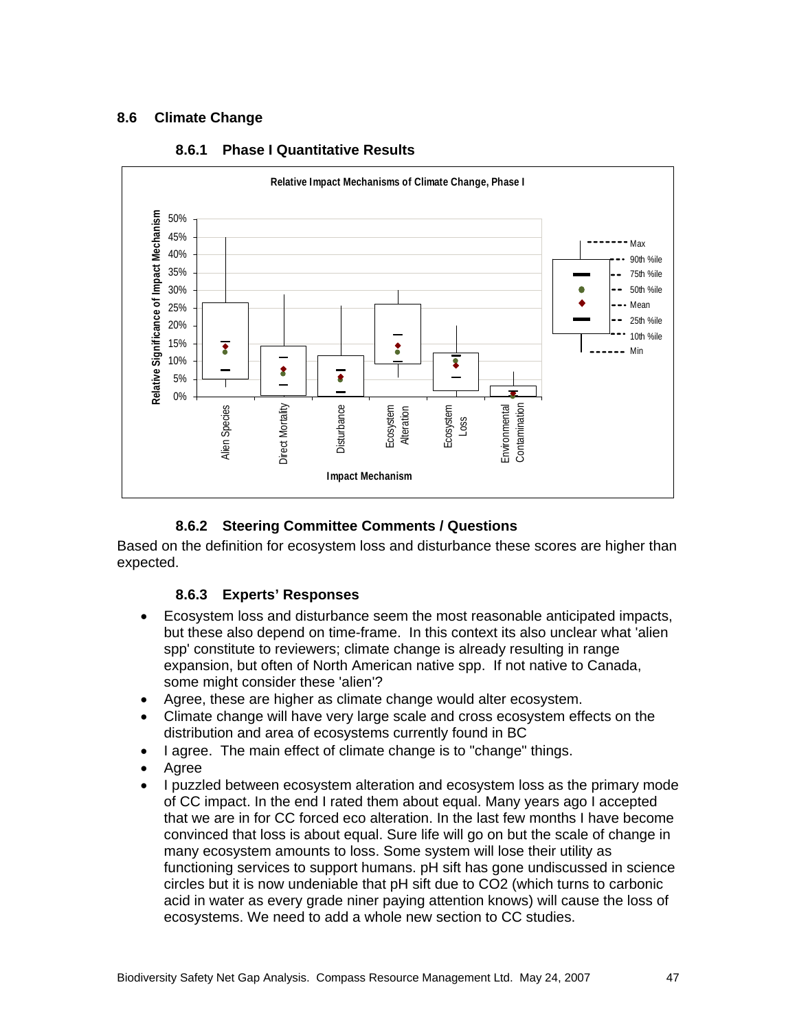## 8.6 Climate Change

### 8.6.1 Phase I Quantitative Results

### 8.6.2 Steering Committee Comments / Questions

Based on the definition for ecosystem loss and disturbance these scores are higher than expected.

### 8.6.3 Experts' Responses

- Ecosystem loss and disturbance seem the most reasonable anticipated impacts, but these also depend on time-frame. In this context its also unclear what 'alien spp' constitute to reviewers; climate change is already resulting in range expansion, but often of North American native spp. If not native to Canada, some might consider these 'alien'?
- Agree, these are higher as climate change would alter ecosystem.
- Climate change will have very large scale and cross ecosystem effects on the distribution and area of ecosystems currently found in BC
- I agree. The main effect of climate change is to "change" things.
- Agree
- I puzzled between ecosystem alteration and ecosystem loss as the primary mode of CC impact. In the end I rated them about equal. Many years ago I accepted that we are in for CC forced eco alteration. In the last few months I have become convinced that loss is about equal. Sure life will go on but the scale of change in many ecosystem amounts to loss. Some system will lose their utility as functioning services to support humans. pH sift has gone undiscussed in science circles but it is now undeniable that pH sift due to $CO_2$ (which turns to carbonic acid in water as every grade niner paying attention knows) will cause the loss of ecosystems. We need to add a whole new section to CC studies.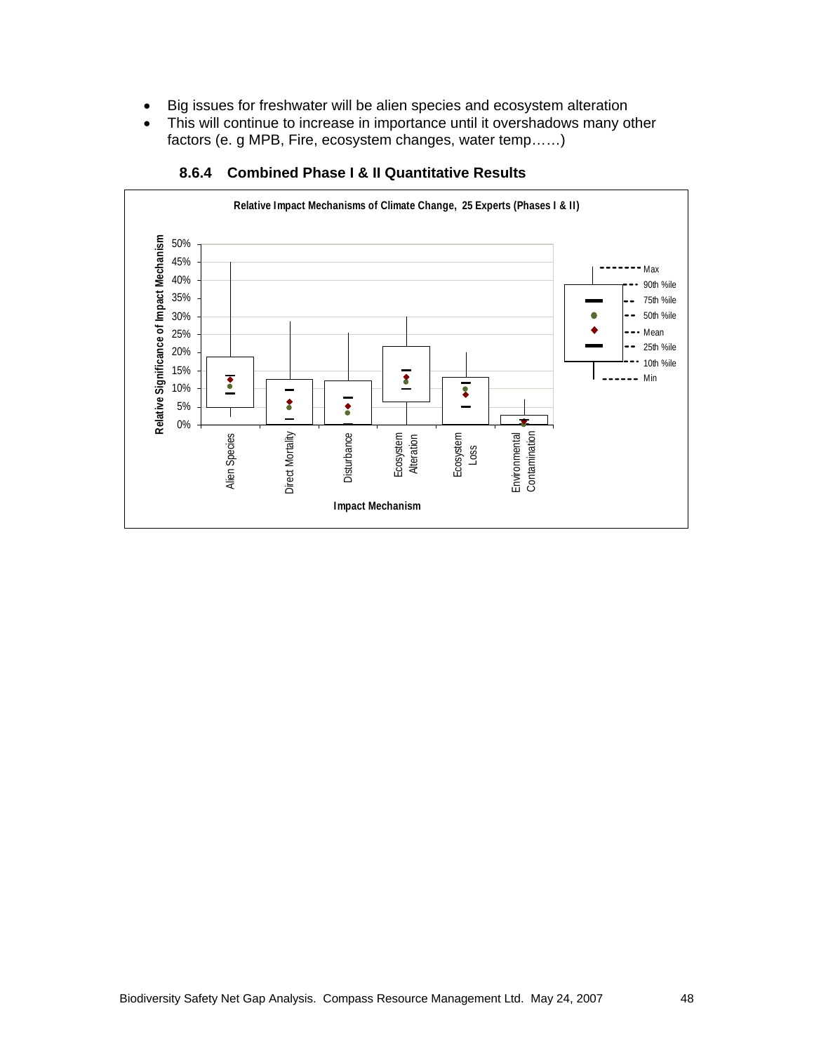- Big issues for freshwater will be alien species and ecosystem alteration
- This will continue to increase in importance until it overshadows many other factors (e. g MPB, Fire, ecosystem changes, water temp……)

### 8.6.4 Combined Phase I & II Quantitative Results

Relative Impact Mechanisms of Climate Change, 25 Experts (Phases I & II)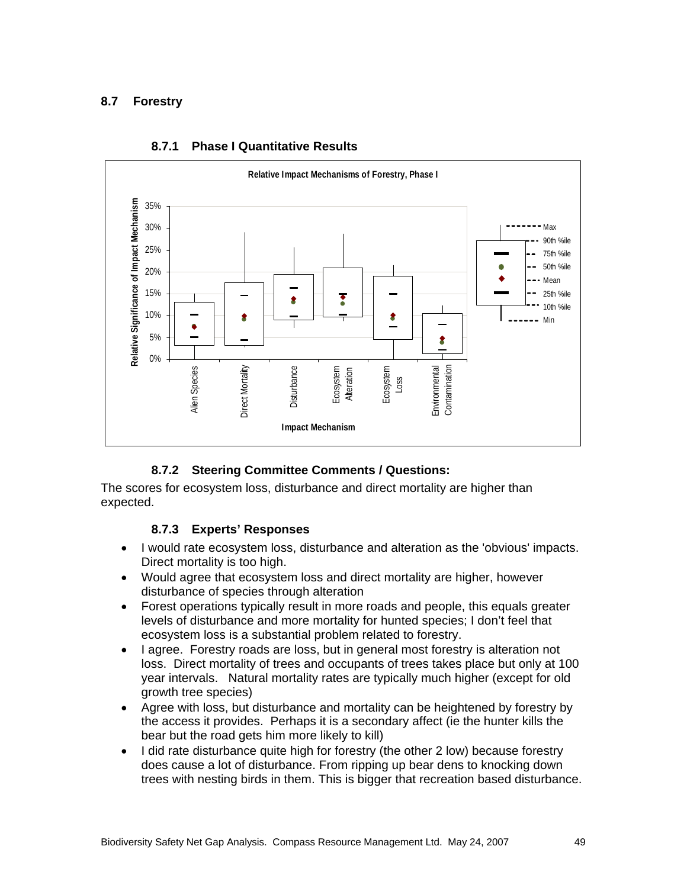## 8.7 Forestry

### 8.7.1 Phase I Quantitative Results

Relative Impact Mechanisms of Forestry, Phase I

### 8.7.2 Steering Committee Comments / Questions:

The scores for ecosystem loss, disturbance and direct mortality are higher than expected.

### 8.7.3 Experts' Responses

- I would rate ecosystem loss, disturbance and alteration as the 'obvious' impacts. Direct mortality is too high.
- Would agree that ecosystem loss and direct mortality are higher, however disturbance of species through alteration
- Forest operations typically result in more roads and people, this equals greater levels of disturbance and more mortality for hunted species; I don't feel that ecosystem loss is a substantial problem related to forestry.
- I agree. Forestry roads are loss, but in general most forestry is alteration not loss. Direct mortality of trees and occupants of trees takes place but only at 100 year intervals. Natural mortality rates are typically much higher (except for old growth tree species)
- Agree with loss, but disturbance and mortality can be heightened by forestry by the access it provides. Perhaps it is a secondary affect (ie the hunter kills the bear but the road gets him more likely to kill)
- I did rate disturbance quite high for forestry (the other 2 low) because forestry does cause a lot of disturbance. From ripping up bear dens to knocking down trees with nesting birds in them. This is bigger that recreation based disturbance.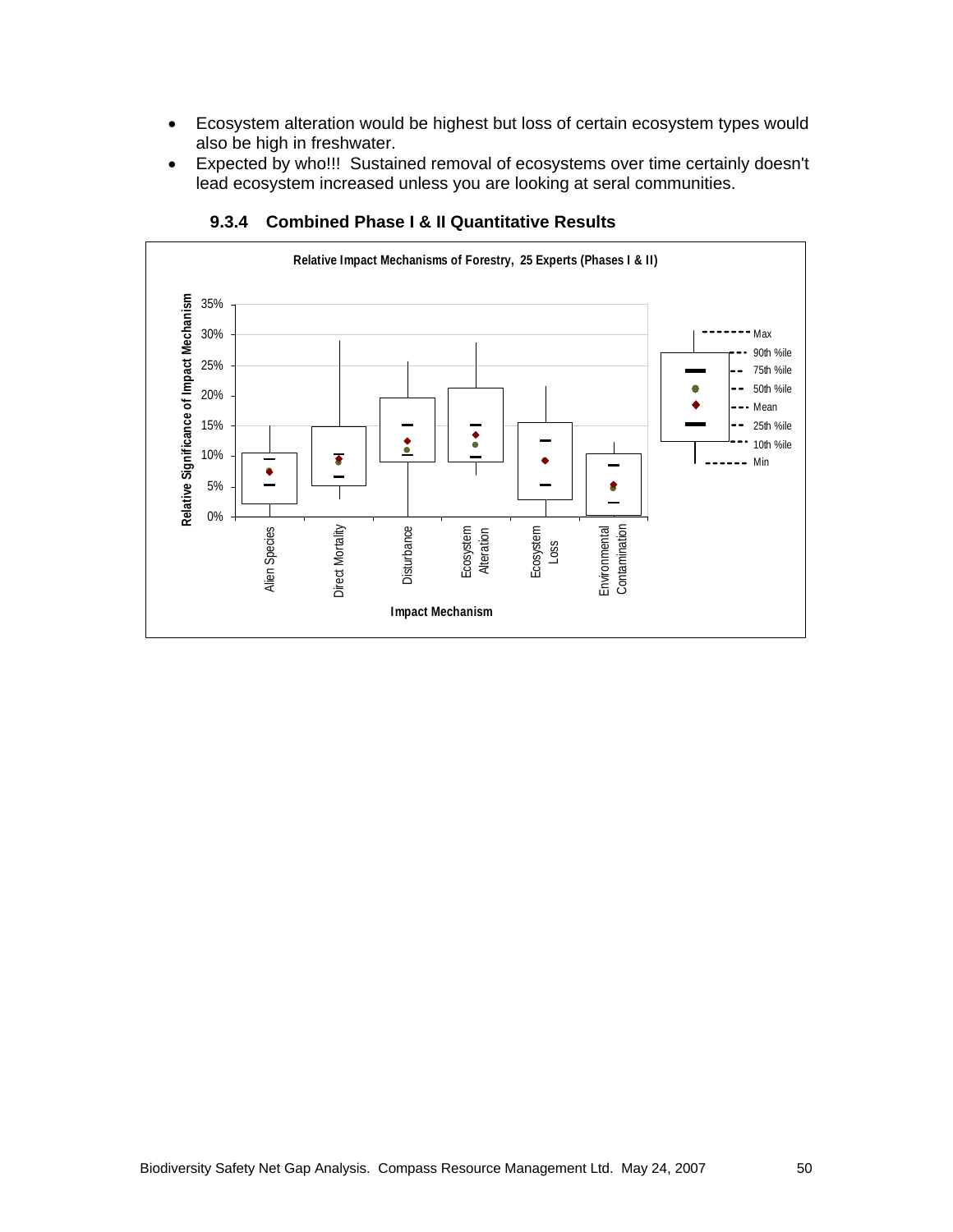- Ecosystem alteration would be highest but loss of certain ecosystem types would also be high in freshwater.
- Expected by who!!! Sustained removal of ecosystems over time certainly doesn't lead ecosystem increased unless you are looking at seral communities.

### 9.3.4 Combined Phase I & II Quantitative Results

**Relative Impact Mechanisms of Forestry, 25 Experts (Phases I & II)**

Relative Significance of Impact Mechanism: 0%, 5%, 10%, 15%, 20%, 25%, 30%, 35%

Impact Mechanism: Alien Species, Direct Mortality, Disturbance, Ecosystem Alteration, Ecosystem Loss, Environmental Contamination

Legend: Max, 90th %ile, 75th %ile, 50th %ile, Mean, 25th %ile, 10th %ile, Min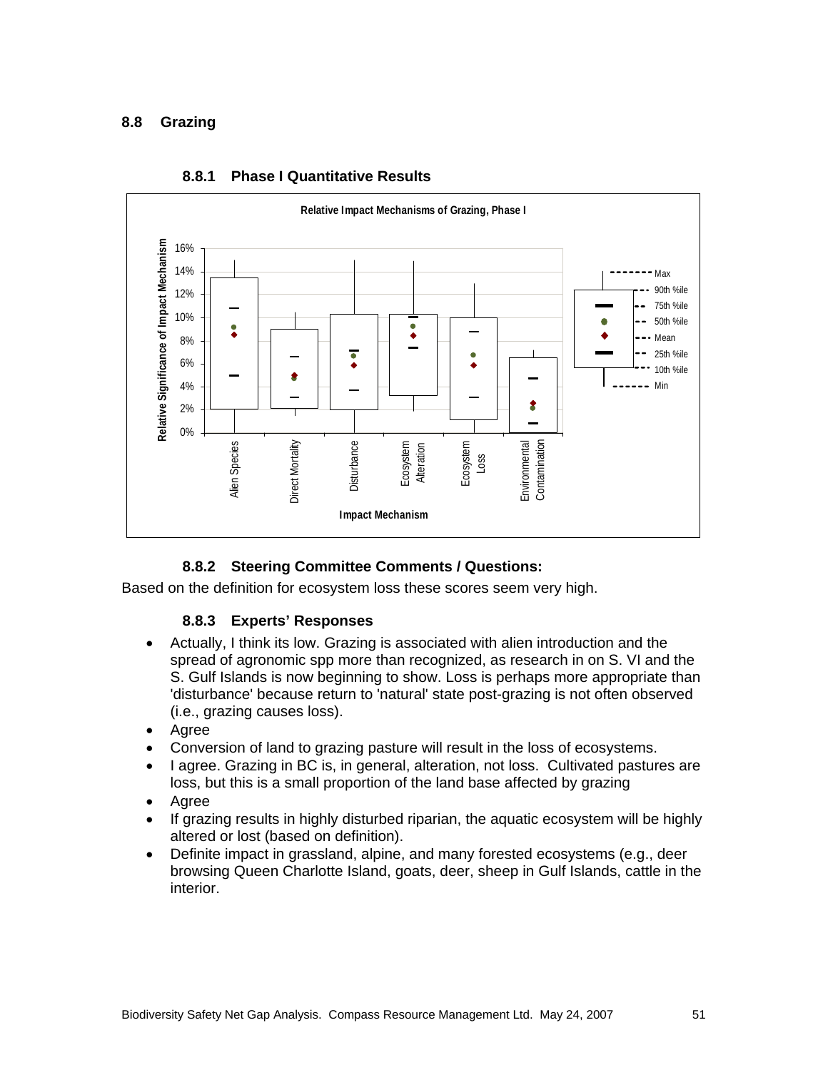## 8.8 Grazing

### 8.8.1 Phase I Quantitative Results

### 8.8.2 Steering Committee Comments / Questions:

Based on the definition for ecosystem loss these scores seem very high.

### 8.8.3 Experts' Responses

- Actually, I think its low. Grazing is associated with alien introduction and the spread of agronomic spp more than recognized, as research in on S. VI and the S. Gulf Islands is now beginning to show. Loss is perhaps more appropriate than 'disturbance' because return to 'natural' state post-grazing is not often observed (i.e., grazing causes loss).
- Agree
- Conversion of land to grazing pasture will result in the loss of ecosystems.
- I agree. Grazing in BC is, in general, alteration, not loss. Cultivated pastures are loss, but this is a small proportion of the land base affected by grazing
- Agree
- If grazing results in highly disturbed riparian, the aquatic ecosystem will be highly altered or lost (based on definition).
- Definite impact in grassland, alpine, and many forested ecosystems (e.g., deer browsing Queen Charlotte Island, goats, deer, sheep in Gulf Islands, cattle in the interior.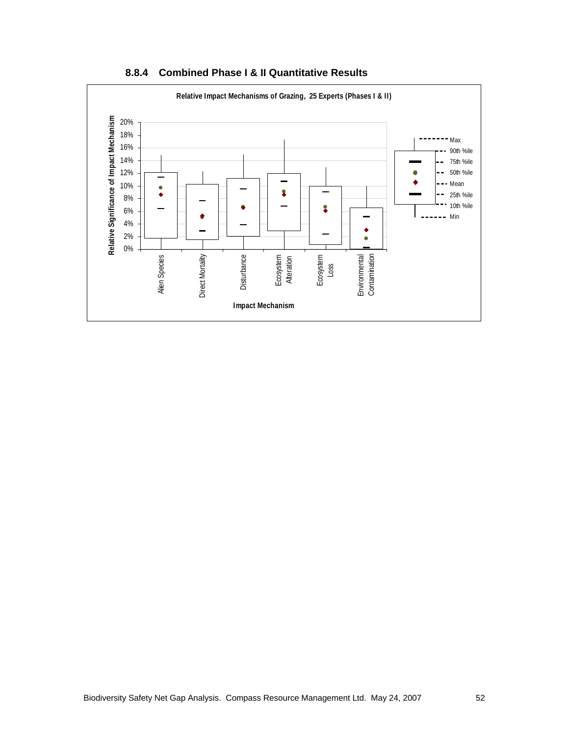### 8.8.4 Combined Phase I & II Quantitative Results

Relative Impact Mechanisms of Grazing, 25 Experts (Phases I & II)

Relative Significance of Impact Mechanism

20%
18%
16%
14%
12%
10%
8%
6%
4%
2%
0%

Alien Species
Direct Mortality
Disturbance
Ecosystem Alteration
Ecosystem Loss
Environmental Contamination

Impact Mechanism

Max
90th %ile
75th %ile
50th %ile
Mean
25th %ile
10th %ile
Min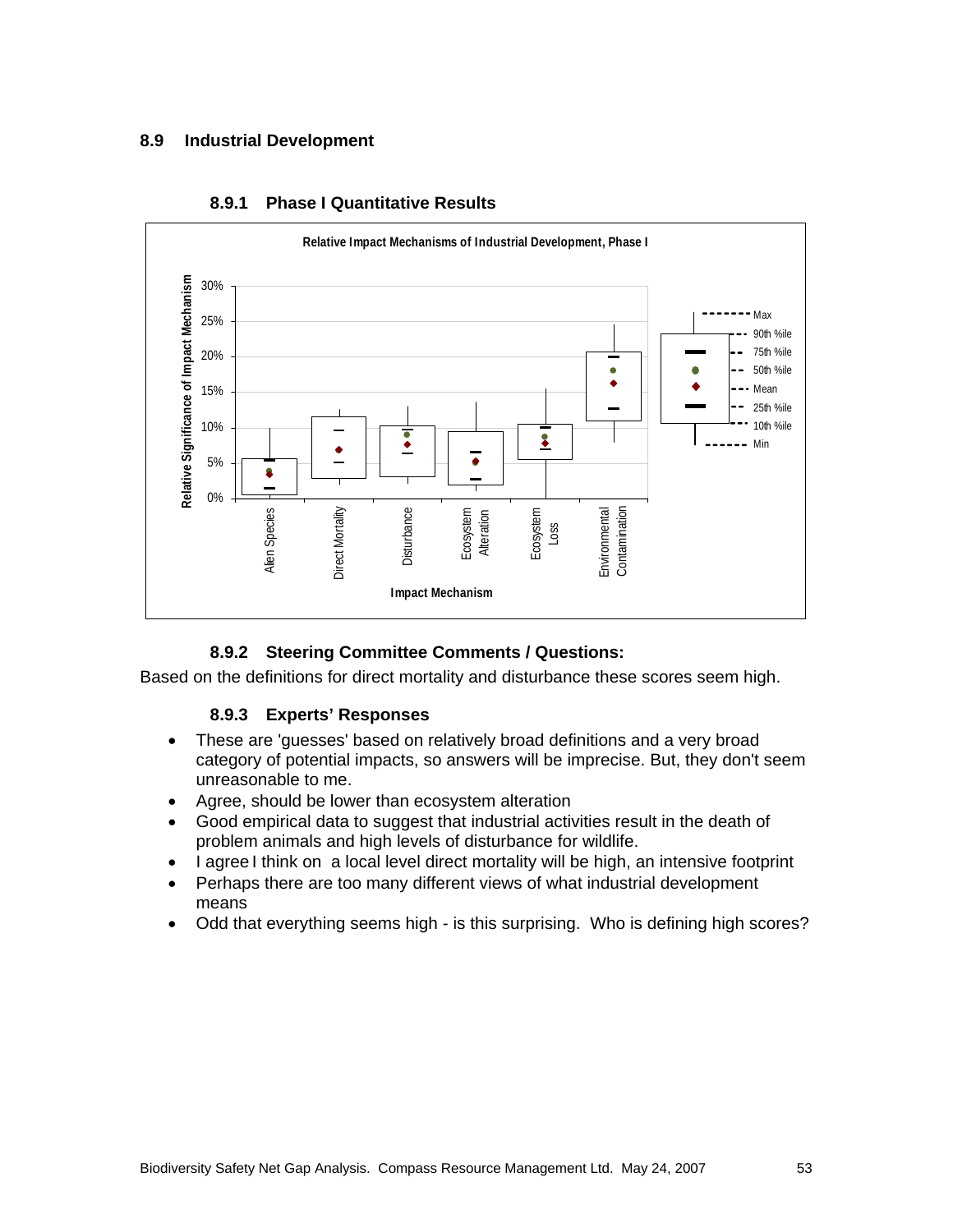## 8.9 Industrial Development

### 8.9.1 Phase I Quantitative Results

### 8.9.2 Steering Committee Comments / Questions:

Based on the definitions for direct mortality and disturbance these scores seem high.

### 8.9.3 Experts' Responses

- These are 'guesses' based on relatively broad definitions and a very broad category of potential impacts, so answers will be imprecise. But, they don't seem unreasonable to me.
- Agree, should be lower than ecosystem alteration
- Good empirical data to suggest that industrial activities result in the death of problem animals and high levels of disturbance for wildlife.
- I agree I think on a local level direct mortality will be high, an intensive footprint
- Perhaps there are too many different views of what industrial development means
- Odd that everything seems high - is this surprising. Who is defining high scores?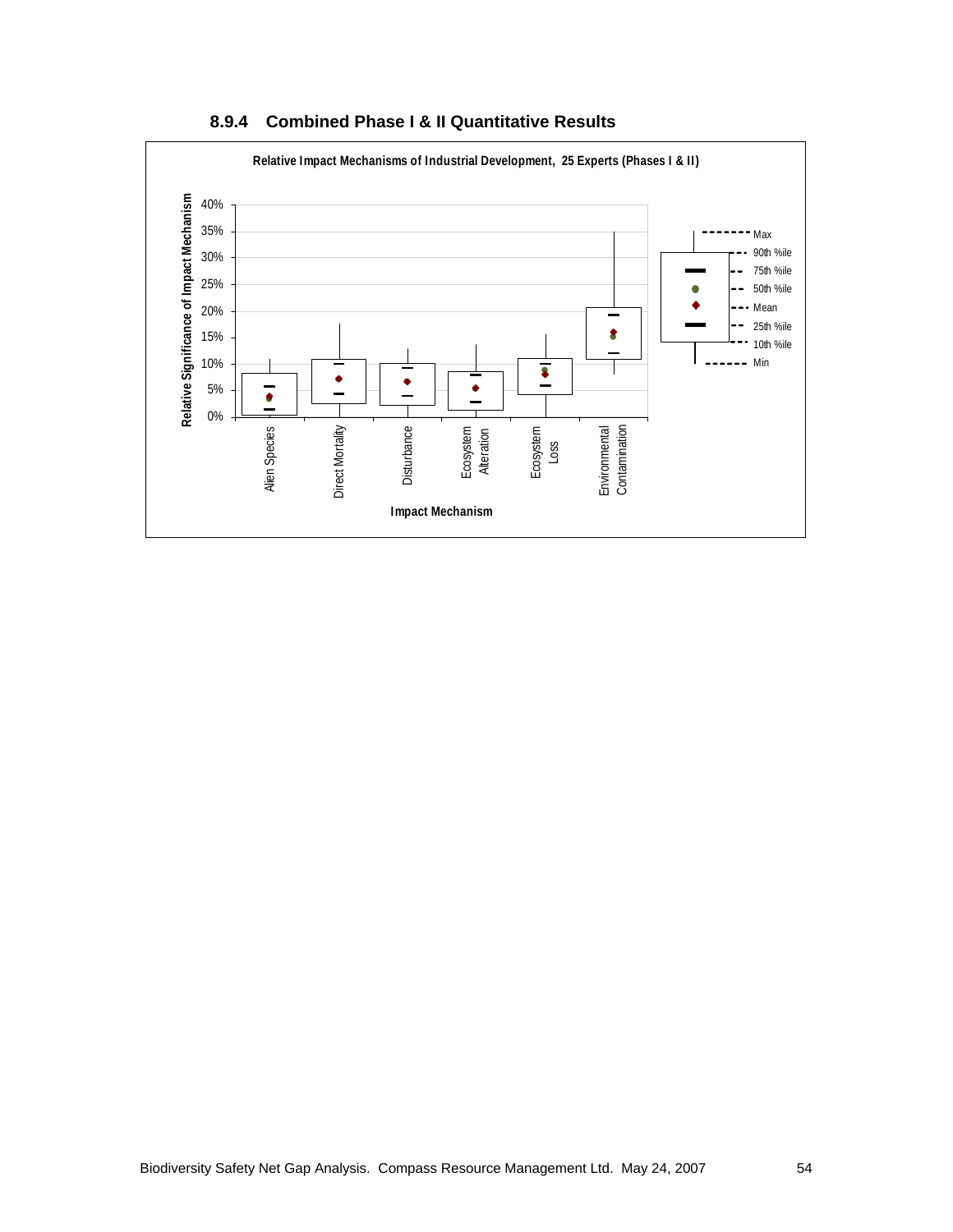### 8.9.4 Combined Phase I & II Quantitative Results

Relative Impact Mechanisms of Industrial Development, 25 Experts (Phases I & II)

Relative Significance of Impact Mechanism

40%
35%
30%
25%
20%
15%
10%
5%
0%

Alien Species | Direct Mortality | Disturbance | Ecosystem Alteration | Ecosystem Loss | Environmental Contamination

Impact Mechanism

Max
90th %ile
75th %ile
50th %ile
Mean
25th %ile
10th %ile
Min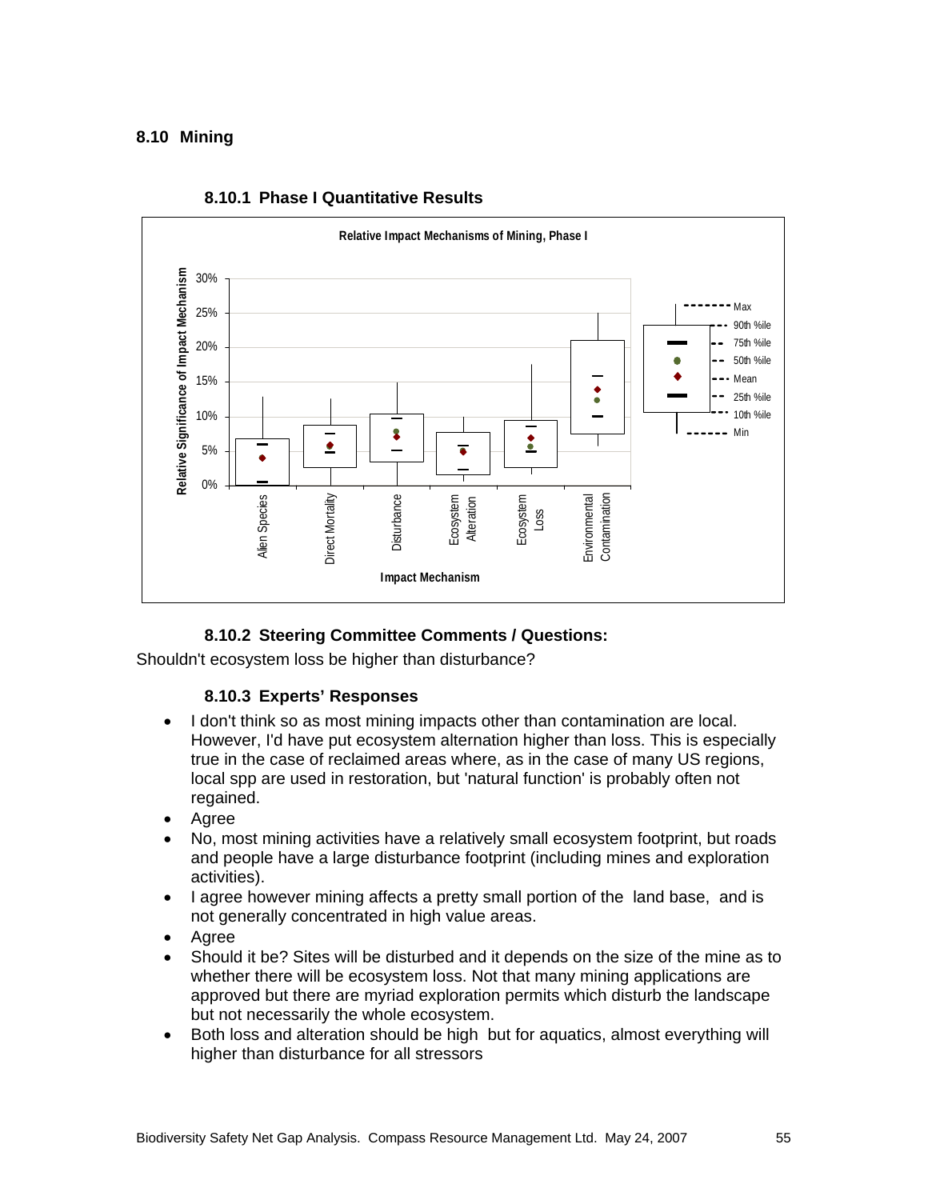## 8.10 Mining

### 8.10.1 Phase I Quantitative Results

### 8.10.2 Steering Committee Comments / Questions:

Shouldn't ecosystem loss be higher than disturbance?

### 8.10.3 Experts' Responses

- I don't think so as most mining impacts other than contamination are local. However, I'd have put ecosystem alternation higher than loss. This is especially true in the case of reclaimed areas where, as in the case of many US regions, local spp are used in restoration, but 'natural function' is probably often not regained.
- Agree
- No, most mining activities have a relatively small ecosystem footprint, but roads and people have a large disturbance footprint (including mines and exploration activities).
- I agree however mining affects a pretty small portion of the land base, and is not generally concentrated in high value areas.
- Agree
- Should it be? Sites will be disturbed and it depends on the size of the mine as to whether there will be ecosystem loss. Not that many mining applications are approved but there are myriad exploration permits which disturb the landscape but not necessarily the whole ecosystem.
- Both loss and alteration should be high but for aquatics, almost everything will higher than disturbance for all stressors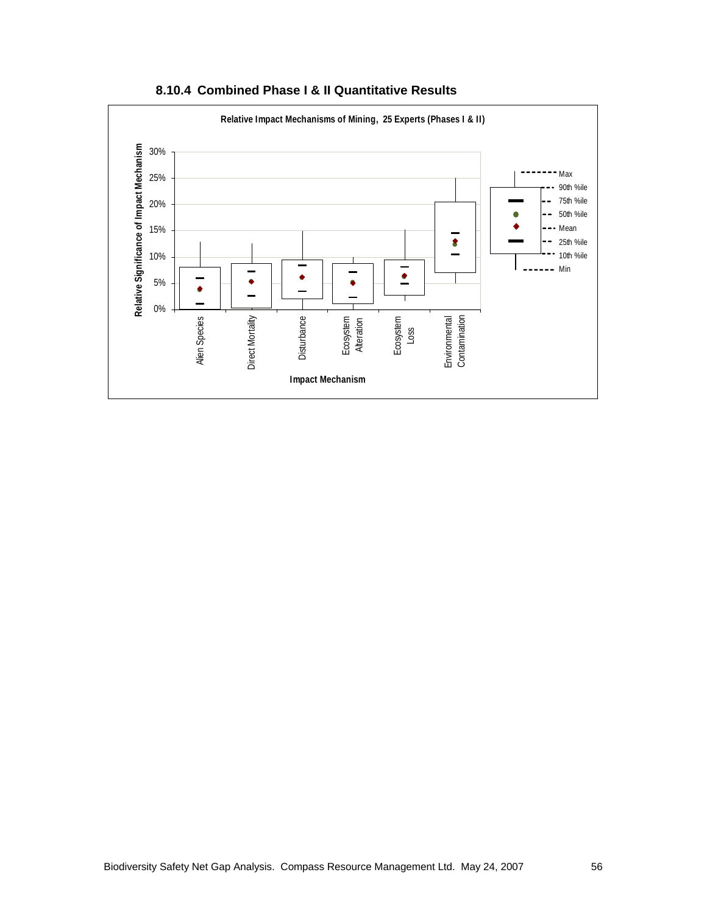### 8.10.4 Combined Phase I & II Quantitative Results

Relative Impact Mechanisms of Mining, 25 Experts (Phases I & II)

Relative Significance of Impact Mechanism

30%
25%
20%
15%
10%
5%
0%

Alien Species
Direct Mortality
Disturbance
Ecosystem Alteration
Ecosystem Loss
Environmental Contamination

Impact Mechanism

Max
90th %ile
75th %ile
50th %ile
Mean
25th %ile
10th %ile
Min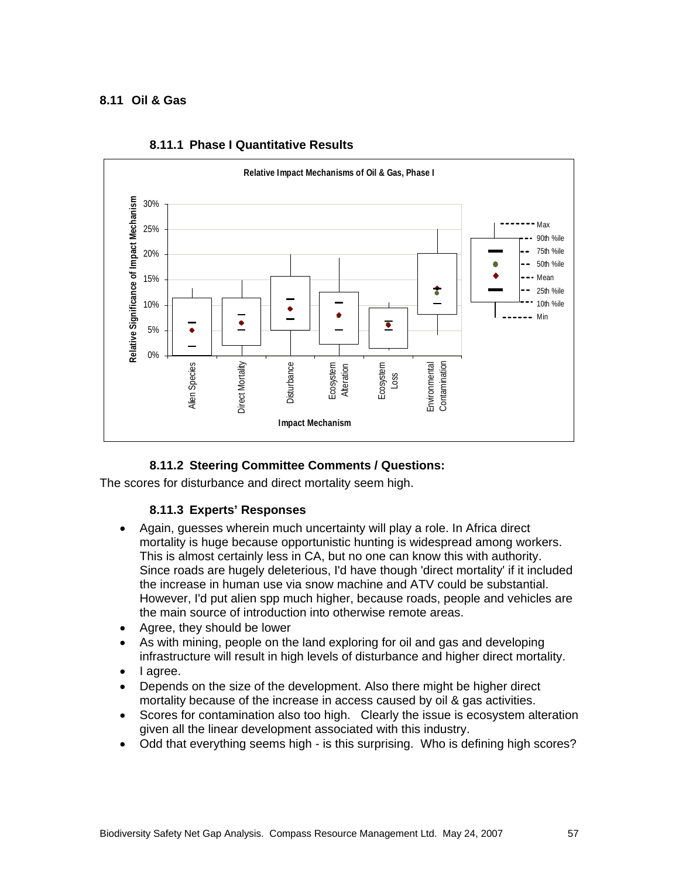## 8.11 Oil & Gas

### 8.11.1 Phase I Quantitative Results

Relative Impact Mechanisms of Oil & Gas, Phase I

### 8.11.2 Steering Committee Comments / Questions:

The scores for disturbance and direct mortality seem high.

### 8.11.3 Experts' Responses

- Again, guesses wherein much uncertainty will play a role. In Africa direct mortality is huge because opportunistic hunting is widespread among workers. This is almost certainly less in CA, but no one can know this with authority. Since roads are hugely deleterious, I'd have though 'direct mortality' if it included the increase in human use via snow machine and ATV could be substantial. However, I'd put alien spp much higher, because roads, people and vehicles are the main source of introduction into otherwise remote areas.
- Agree, they should be lower
- As with mining, people on the land exploring for oil and gas and developing infrastructure will result in high levels of disturbance and higher direct mortality.
- I agree.
- Depends on the size of the development. Also there might be higher direct mortality because of the increase in access caused by oil & gas activities.
- Scores for contamination also too high. Clearly the issue is ecosystem alteration given all the linear development associated with this industry.
- Odd that everything seems high - is this surprising. Who is defining high scores?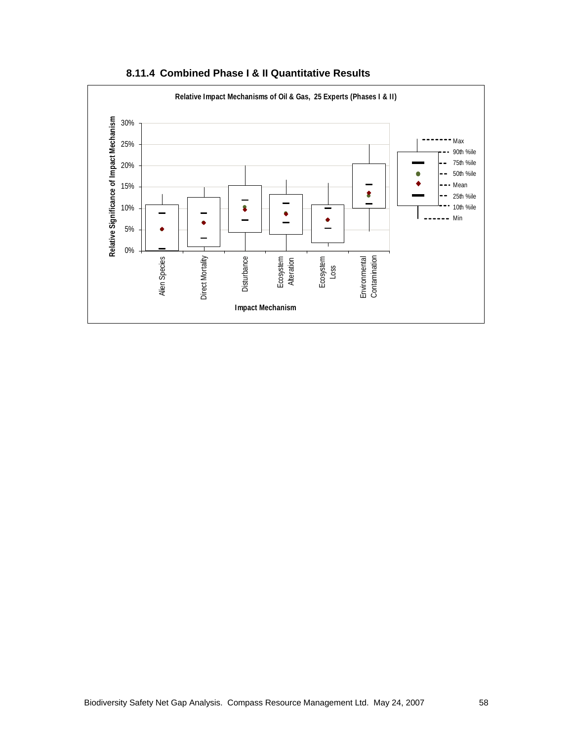### 8.11.4 Combined Phase I & II Quantitative Results

**Relative Impact Mechanisms of Oil & Gas, 25 Experts (Phases I & II)**

Relative Significance of Impact Mechanism

30%
25%
20%
15%
10%
5%
0%

Alien Species | Direct Mortality | Disturbance | Ecosystem Alteration | Ecosystem Loss | Environmental Contamination

**Impact Mechanism**

Max
90th %ile
75th %ile
50th %ile
Mean
25th %ile
10th %ile
Min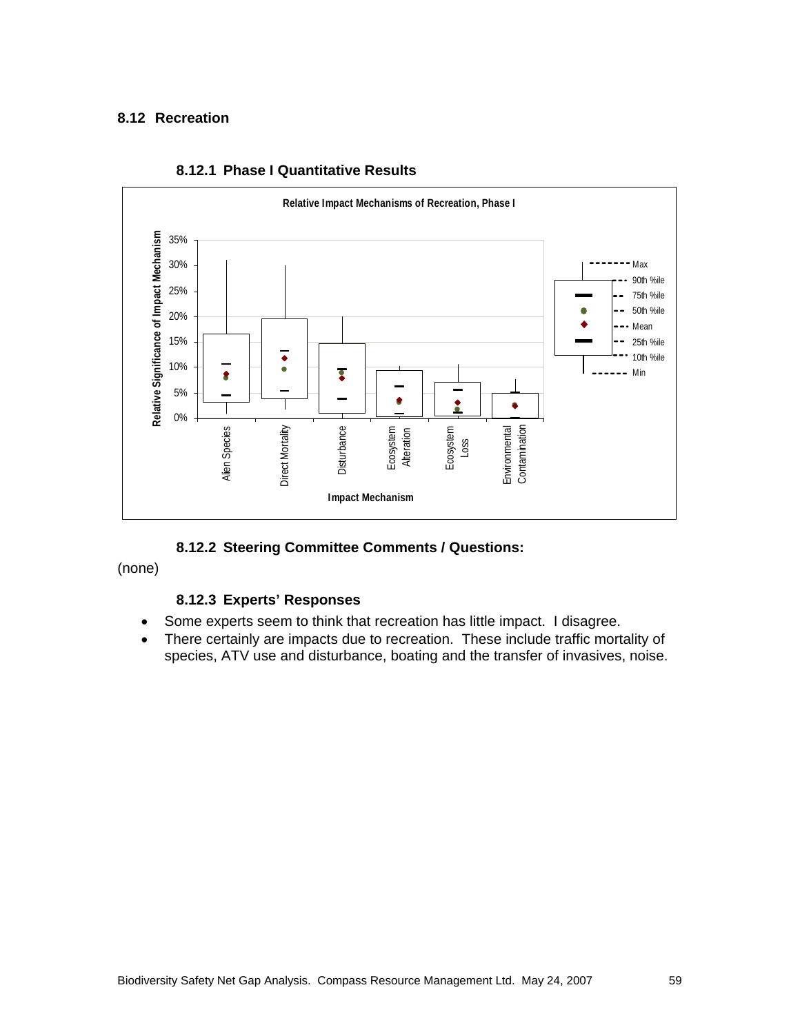## 8.12 Recreation

### 8.12.1 Phase I Quantitative Results

### 8.12.2 Steering Committee Comments / Questions:

(none)

### 8.12.3 Experts' Responses

- Some experts seem to think that recreation has little impact. I disagree.
- There certainly are impacts due to recreation. These include traffic mortality of species, ATV use and disturbance, boating and the transfer of invasives, noise.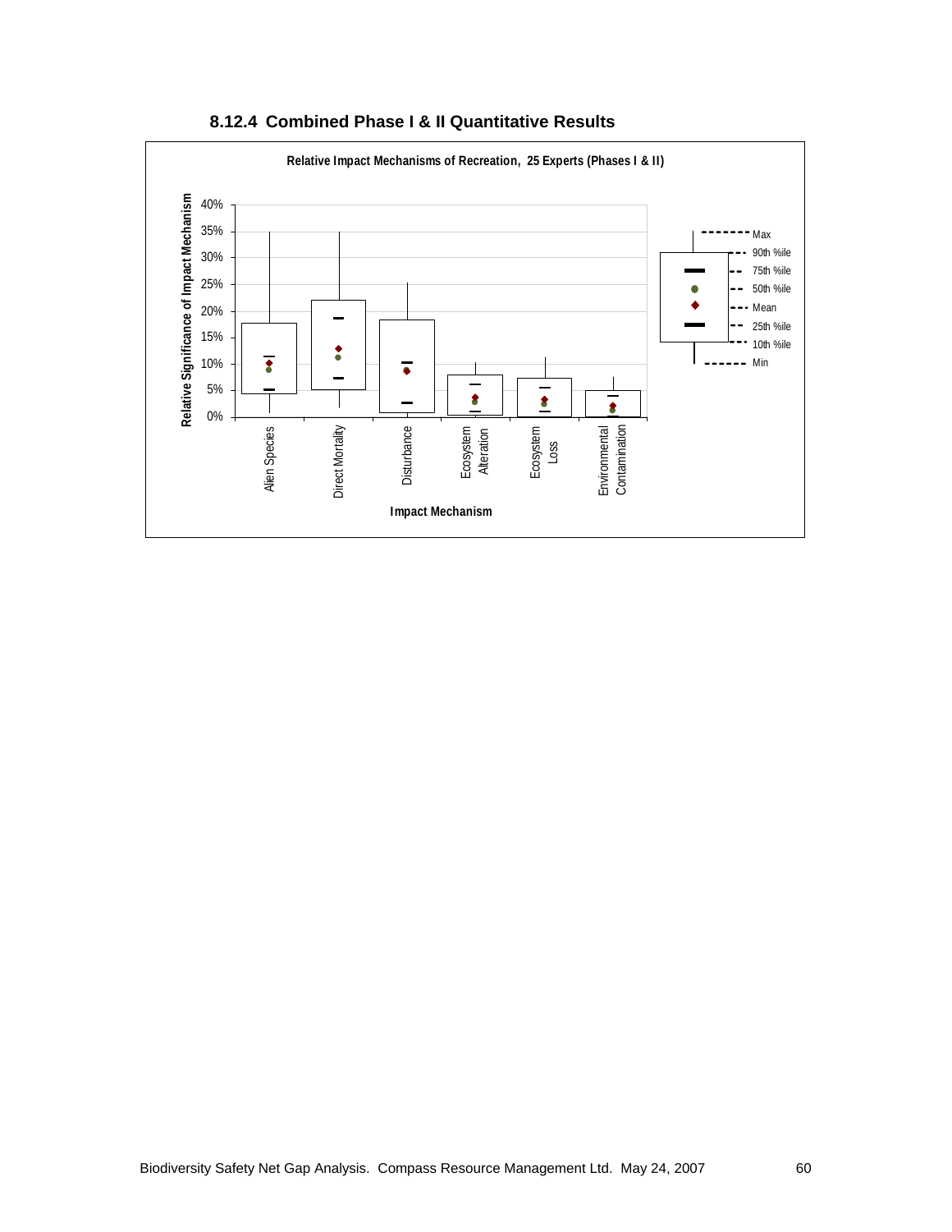### 8.12.4 Combined Phase I & II Quantitative Results

**Relative Impact Mechanisms of Recreation, 25 Experts (Phases I & II)**

Relative Significance of Impact Mechanism: 0%, 5%, 10%, 15%, 20%, 25%, 30%, 35%, 40%

Impact Mechanism: Alien Species, Direct Mortality, Disturbance, Ecosystem Alteration, Ecosystem Loss, Environmental Contamination

Legend: Max, 90th %ile, 75th %ile, 50th %ile, Mean, 25th %ile, 10th %ile, Min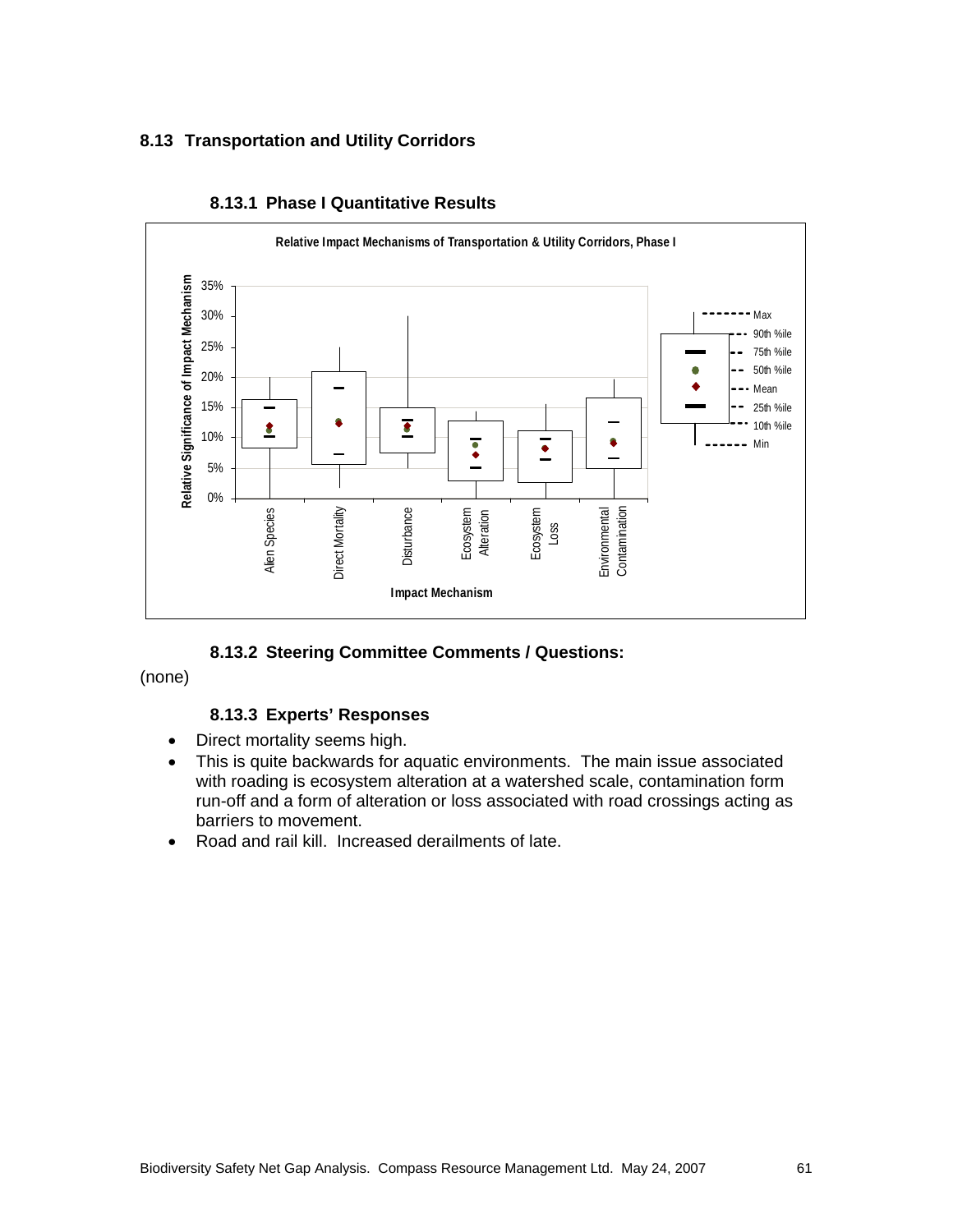## 8.13 Transportation and Utility Corridors

### 8.13.1 Phase I Quantitative Results

**Relative Impact Mechanisms of Transportation & Utility Corridors, Phase I**

### 8.13.2 Steering Committee Comments / Questions:

(none)

### 8.13.3 Experts' Responses

- Direct mortality seems high.
- This is quite backwards for aquatic environments. The main issue associated with roading is ecosystem alteration at a watershed scale, contamination form run-off and a form of alteration or loss associated with road crossings acting as barriers to movement.
- Road and rail kill. Increased derailments of late.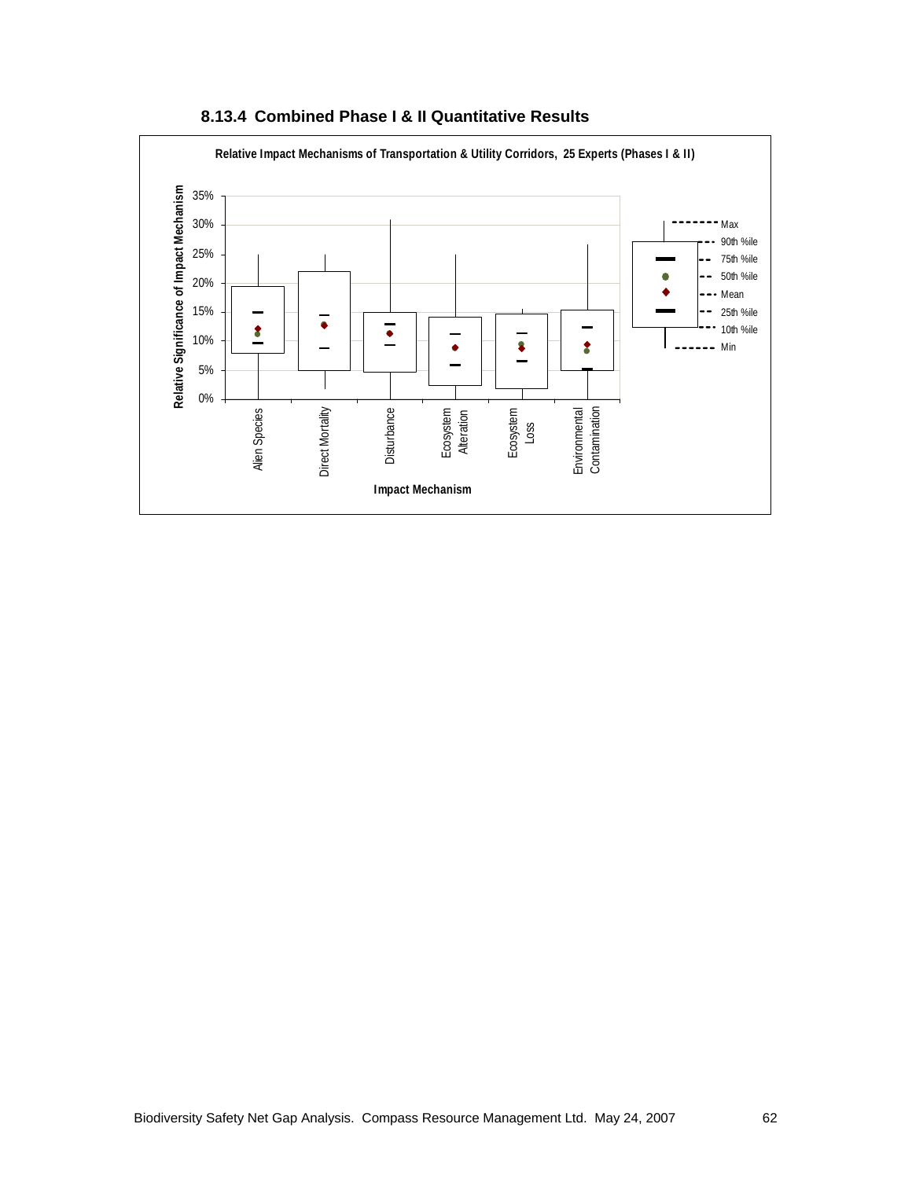### 8.13.4 Combined Phase I & II Quantitative Results

Relative Impact Mechanisms of Transportation & Utility Corridors, 25 Experts (Phases I & II)

Relative Significance of Impact Mechanism

35%
30%
25%
20%
15%
10%
5%
0%

Alien Species | Direct Mortality | Disturbance | Ecosystem Alteration | Ecosystem Loss | Environmental Contamination

Impact Mechanism

Max
90th %ile
75th %ile
50th %ile
Mean
25th %ile
10th %ile
Min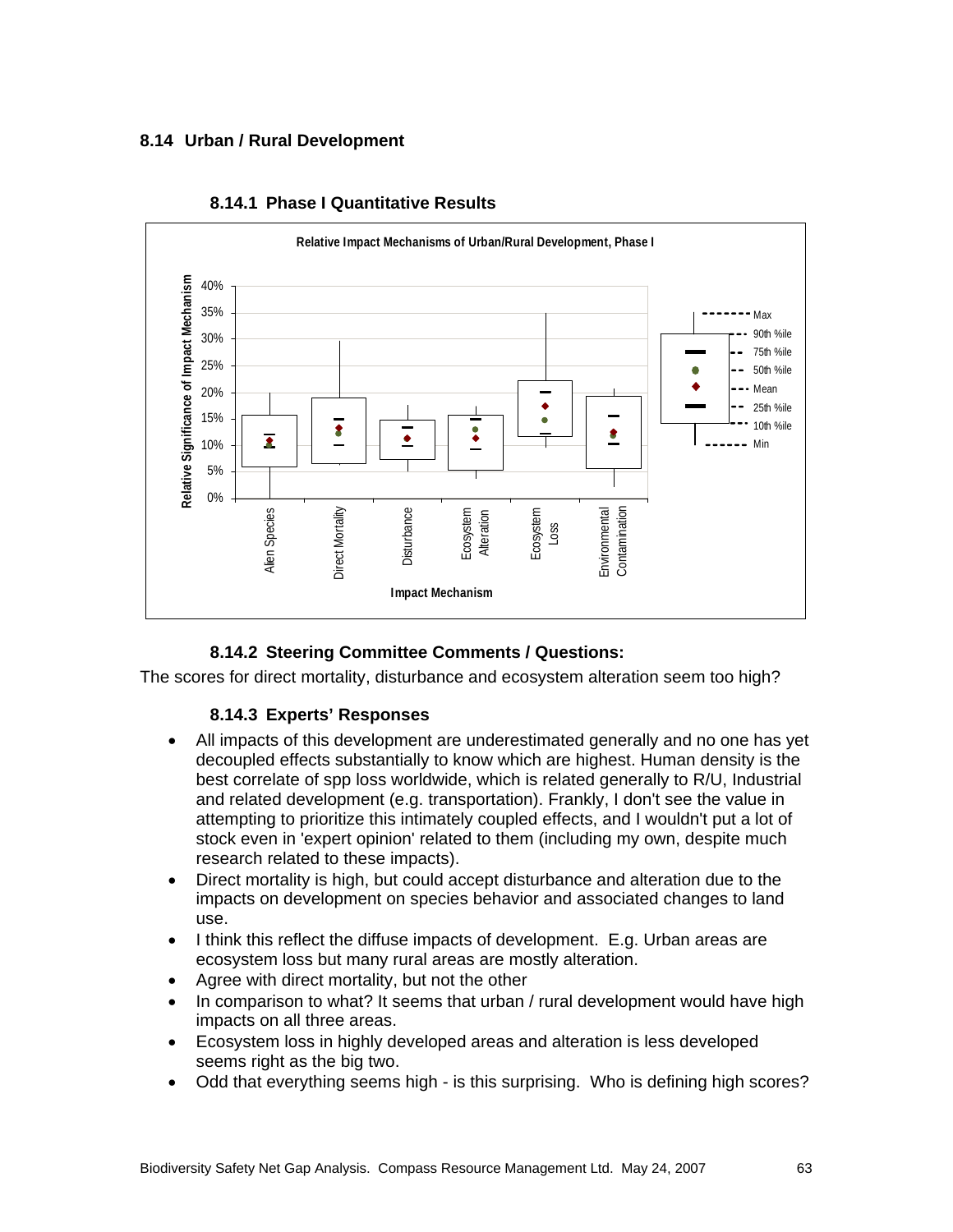## 8.14 Urban / Rural Development

### 8.14.1 Phase I Quantitative Results

Relative Impact Mechanisms of Urban/Rural Development, Phase I

### 8.14.2 Steering Committee Comments / Questions:

The scores for direct mortality, disturbance and ecosystem alteration seem too high?

### 8.14.3 Experts' Responses

- All impacts of this development are underestimated generally and no one has yet decoupled effects substantially to know which are highest. Human density is the best correlate of spp loss worldwide, which is related generally to R/U, Industrial and related development (e.g. transportation). Frankly, I don't see the value in attempting to prioritize this intimately coupled effects, and I wouldn't put a lot of stock even in 'expert opinion' related to them (including my own, despite much research related to these impacts).
- Direct mortality is high, but could accept disturbance and alteration due to the impacts on development on species behavior and associated changes to land use.
- I think this reflect the diffuse impacts of development. E.g. Urban areas are ecosystem loss but many rural areas are mostly alteration.
- Agree with direct mortality, but not the other
- In comparison to what? It seems that urban / rural development would have high impacts on all three areas.
- Ecosystem loss in highly developed areas and alteration is less developed seems right as the big two.
- Odd that everything seems high - is this surprising. Who is defining high scores?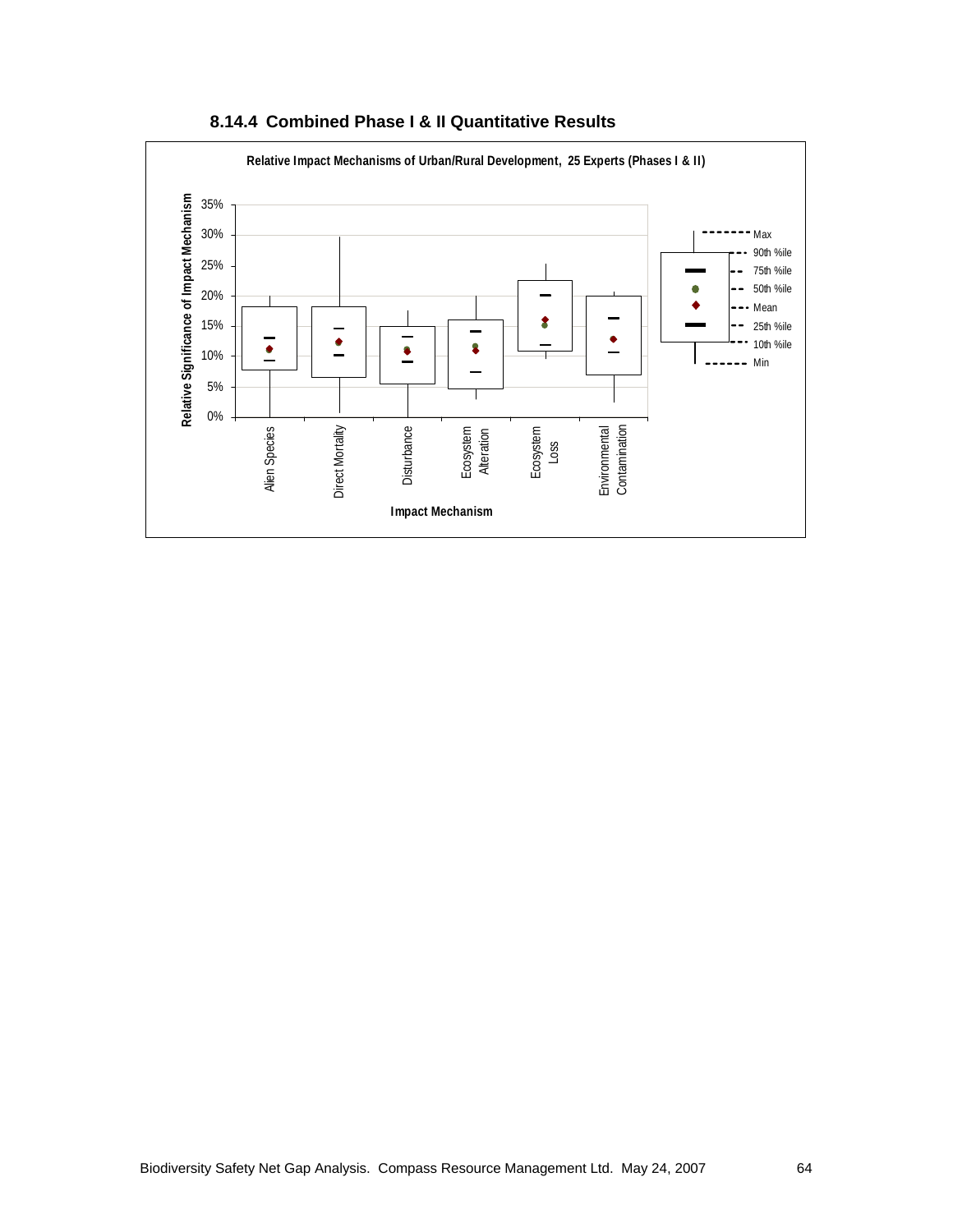### 8.14.4 Combined Phase I & II Quantitative Results

Relative Impact Mechanisms of Urban/Rural Development, 25 Experts (Phases I & II)

Relative Significance of Impact Mechanism

35%
30%
25%
20%
15%
10%
5%
0%

Alien Species
Direct Mortality
Disturbance
Ecosystem Alteration
Ecosystem Loss
Environmental Contamination

Impact Mechanism

Max
90th %ile
75th %ile
50th %ile
Mean
25th %ile
10th %ile
Min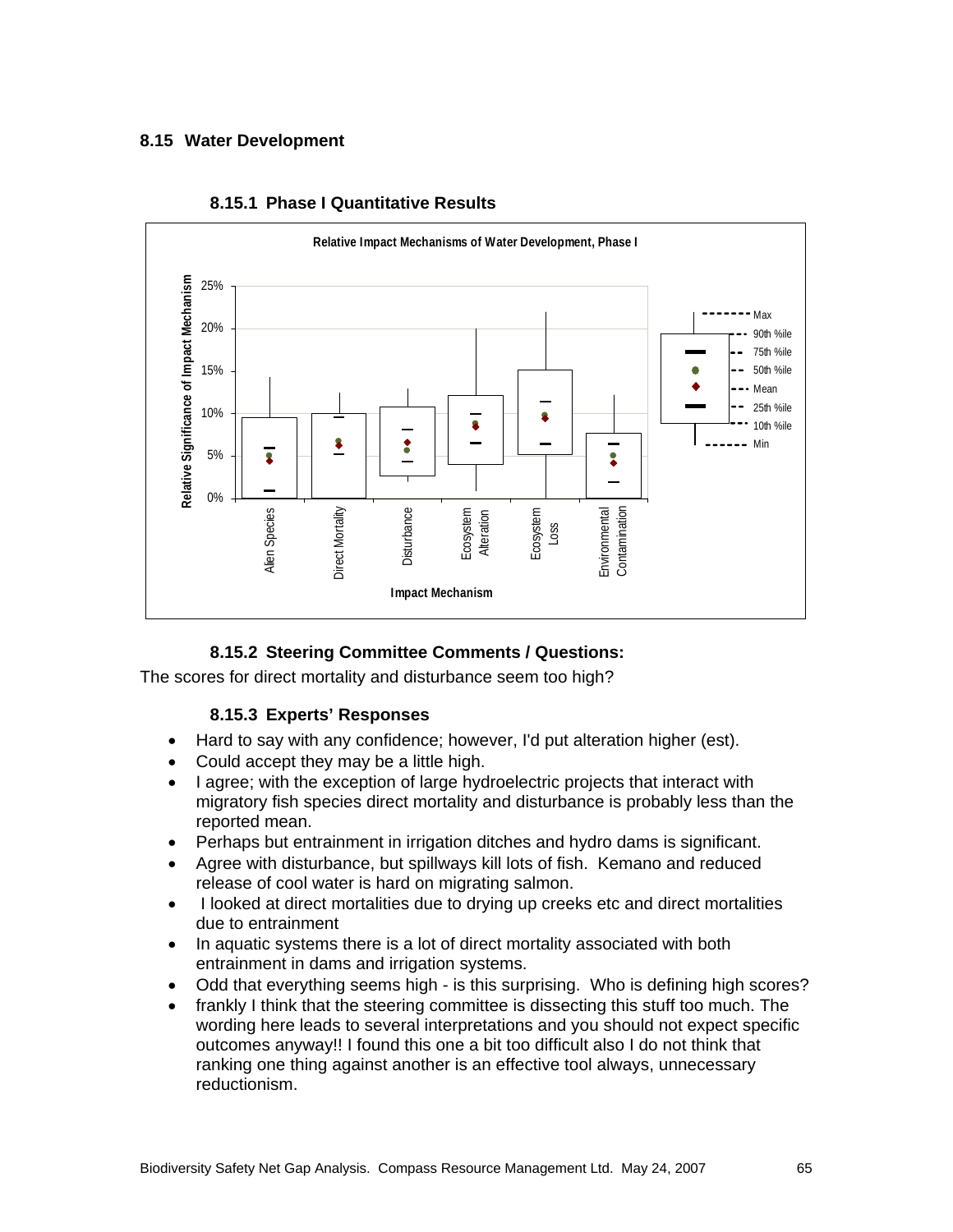## 8.15 Water Development

### 8.15.1 Phase I Quantitative Results

Relative Impact Mechanisms of Water Development, Phase I

### 8.15.2 Steering Committee Comments / Questions:

The scores for direct mortality and disturbance seem too high?

### 8.15.3 Experts' Responses

- Hard to say with any confidence; however, I'd put alteration higher (est).
- Could accept they may be a little high.
- I agree; with the exception of large hydroelectric projects that interact with migratory fish species direct mortality and disturbance is probably less than the reported mean.
- Perhaps but entrainment in irrigation ditches and hydro dams is significant.
- Agree with disturbance, but spillways kill lots of fish. Kemano and reduced release of cool water is hard on migrating salmon.
- I looked at direct mortalities due to drying up creeks etc and direct mortalities due to entrainment
- In aquatic systems there is a lot of direct mortality associated with both entrainment in dams and irrigation systems.
- Odd that everything seems high - is this surprising. Who is defining high scores?
- frankly I think that the steering committee is dissecting this stuff too much. The wording here leads to several interpretations and you should not expect specific outcomes anyway!! I found this one a bit too difficult also I do not think that ranking one thing against another is an effective tool always, unnecessary reductionism.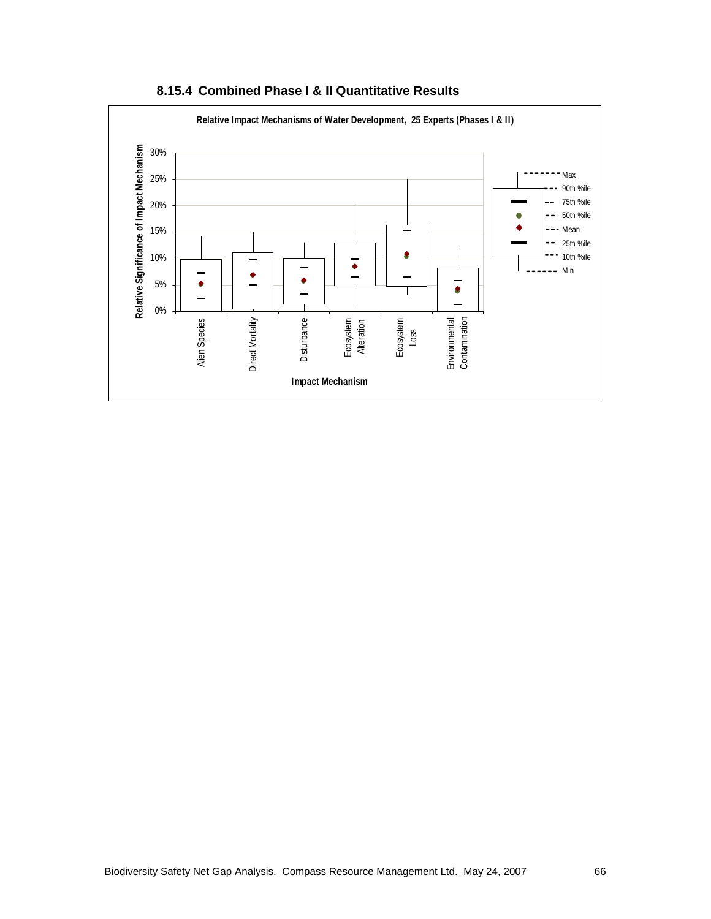### 8.15.4 Combined Phase I & II Quantitative Results

Relative Impact Mechanisms of Water Development, 25 Experts (Phases I & II)

Relative Significance of Impact Mechanism

30%
25%
20%
15%
10%
5%
0%

Alien Species
Direct Mortality
Disturbance
Ecosystem Alteration
Ecosystem Loss
Environmental Contamination

Impact Mechanism

Max
90th %ile
75th %ile
50th %ile
Mean
25th %ile
10th %ile
Min